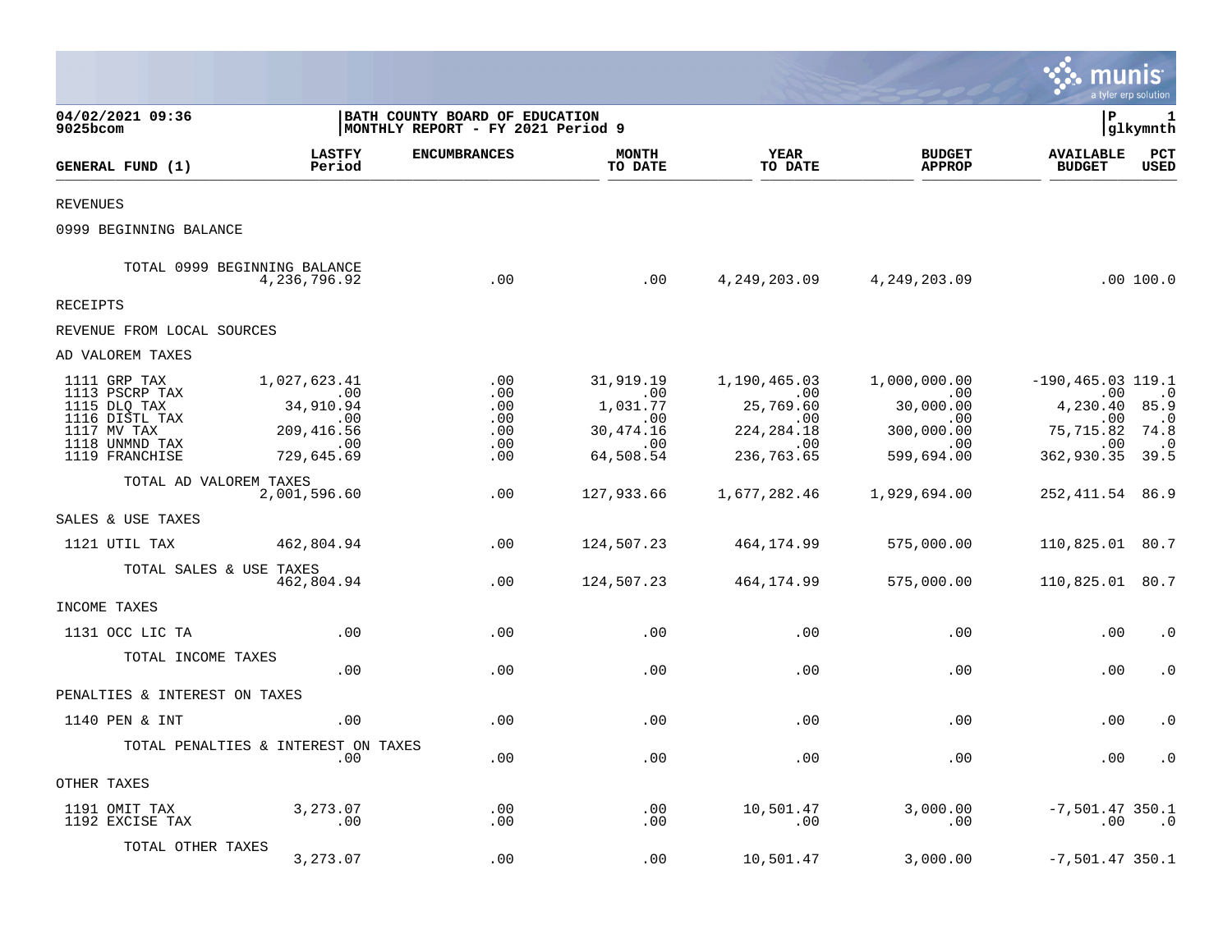04/02/2021 09:36
9025bcom

**BATH COUNTY BOARD OF EDUCATION**
**MONTHLY REPORT - FY 2021 Period 9**

P 1
glkymnth

| GENERAL FUND (1) | LASTFY Period | ENCUMBRANCES | MONTH TO DATE | YEAR TO DATE | BUDGET APPROP | AVAILABLE BUDGET | PCT USED |
|---|---|---|---|---|---|---|---|
| REVENUES | | | | | | | |
| 0999 BEGINNING BALANCE | | | | | | | |
| TOTAL 0999 BEGINNING BALANCE | 4,236,796.92 | .00 | .00 | 4,249,203.09 | 4,249,203.09 | .00 | 100.0 |
| RECEIPTS | | | | | | | |
| REVENUE FROM LOCAL SOURCES | | | | | | | |
| AD VALOREM TAXES | | | | | | | |
| 1111 GRP TAX | 1,027,623.41 | .00 | 31,919.19 | 1,190,465.03 | 1,000,000.00 | -190,465.03 | 119.1 |
| 1113 PSCRP TAX | .00 | .00 | .00 | .00 | .00 | .00 | .0 |
| 1115 DLQ TAX | 34,910.94 | .00 | 1,031.77 | 25,769.60 | 30,000.00 | 4,230.40 | 85.9 |
| 1116 DISTL TAX | .00 | .00 | .00 | .00 | .00 | .00 | .0 |
| 1117 MV TAX | 209,416.56 | .00 | 30,474.16 | 224,284.18 | 300,000.00 | 75,715.82 | 74.8 |
| 1118 UNMND TAX | .00 | .00 | .00 | .00 | .00 | .00 | .0 |
| 1119 FRANCHISE | 729,645.69 | .00 | 64,508.54 | 236,763.65 | 599,694.00 | 362,930.35 | 39.5 |
| TOTAL AD VALOREM TAXES | 2,001,596.60 | .00 | 127,933.66 | 1,677,282.46 | 1,929,694.00 | 252,411.54 | 86.9 |
| SALES & USE TAXES | | | | | | | |
| 1121 UTIL TAX | 462,804.94 | .00 | 124,507.23 | 464,174.99 | 575,000.00 | 110,825.01 | 80.7 |
| TOTAL SALES & USE TAXES | 462,804.94 | .00 | 124,507.23 | 464,174.99 | 575,000.00 | 110,825.01 | 80.7 |
| INCOME TAXES | | | | | | | |
| 1131 OCC LIC TA | .00 | .00 | .00 | .00 | .00 | .00 | .0 |
| TOTAL INCOME TAXES | .00 | .00 | .00 | .00 | .00 | .00 | .0 |
| PENALTIES & INTEREST ON TAXES | | | | | | | |
| 1140 PEN & INT | .00 | .00 | .00 | .00 | .00 | .00 | .0 |
| TOTAL PENALTIES & INTEREST ON TAXES | .00 | .00 | .00 | .00 | .00 | .00 | .0 |
| OTHER TAXES | | | | | | | |
| 1191 OMIT TAX | 3,273.07 | .00 | .00 | 10,501.47 | 3,000.00 | -7,501.47 | 350.1 |
| 1192 EXCISE TAX | .00 | .00 | .00 | .00 | .00 | .00 | .0 |
| TOTAL OTHER TAXES | 3,273.07 | .00 | .00 | 10,501.47 | 3,000.00 | -7,501.47 | 350.1 |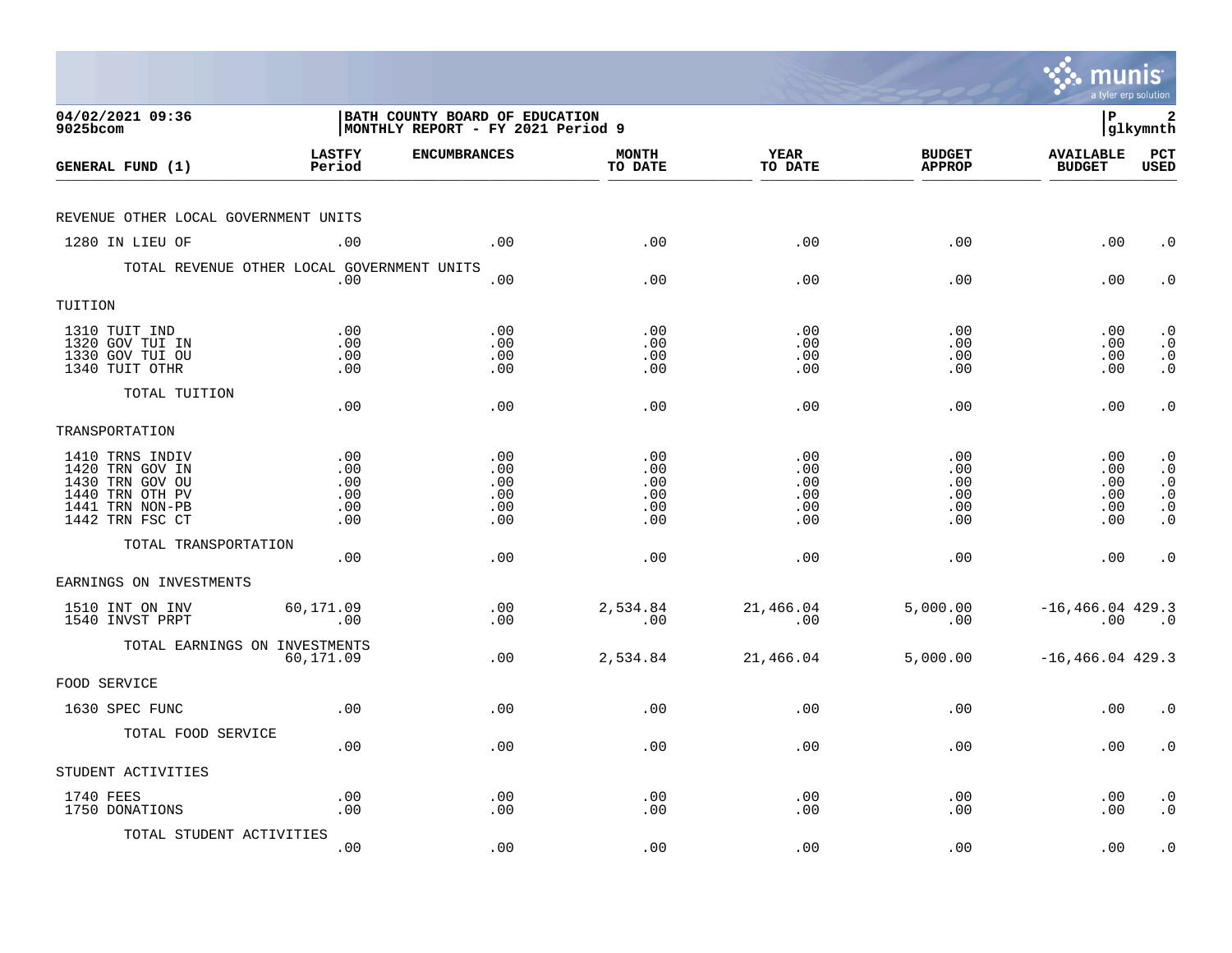**04/02/2021 09:36**
**9025bcom**

**BATH COUNTY BOARD OF EDUCATION**
**MONTHLY REPORT - FY 2021 Period 9**

**P 2**
**glkymnth**

| GENERAL FUND (1) | LASTFY Period | ENCUMBRANCES | MONTH TO DATE | YEAR TO DATE | BUDGET APPROP | AVAILABLE BUDGET | PCT USED |
|---|---|---|---|---|---|---|---|
| REVENUE OTHER LOCAL GOVERNMENT UNITS | | | | | | | |
| 1280 IN LIEU OF | .00 | .00 | .00 | .00 | .00 | .00 | .0 |
| TOTAL REVENUE OTHER LOCAL GOVERNMENT UNITS | .00 | .00 | .00 | .00 | .00 | .00 | .0 |
| TUITION | | | | | | | |
| 1310 TUIT IND | .00 | .00 | .00 | .00 | .00 | .00 | .0 |
| 1320 GOV TUI IN | .00 | .00 | .00 | .00 | .00 | .00 | .0 |
| 1330 GOV TUI OU | .00 | .00 | .00 | .00 | .00 | .00 | .0 |
| 1340 TUIT OTHR | .00 | .00 | .00 | .00 | .00 | .00 | .0 |
| TOTAL TUITION | .00 | .00 | .00 | .00 | .00 | .00 | .0 |
| TRANSPORTATION | | | | | | | |
| 1410 TRNS INDIV | .00 | .00 | .00 | .00 | .00 | .00 | .0 |
| 1420 TRN GOV IN | .00 | .00 | .00 | .00 | .00 | .00 | .0 |
| 1430 TRN GOV OU | .00 | .00 | .00 | .00 | .00 | .00 | .0 |
| 1440 TRN OTH PV | .00 | .00 | .00 | .00 | .00 | .00 | .0 |
| 1441 TRN NON-PB | .00 | .00 | .00 | .00 | .00 | .00 | .0 |
| 1442 TRN FSC CT | .00 | .00 | .00 | .00 | .00 | .00 | .0 |
| TOTAL TRANSPORTATION | .00 | .00 | .00 | .00 | .00 | .00 | .0 |
| EARNINGS ON INVESTMENTS | | | | | | | |
| 1510 INT ON INV | 60,171.09 | .00 | 2,534.84 | 21,466.04 | 5,000.00 | -16,466.04 | 429.3 |
| 1540 INVST PRPT | .00 | .00 | .00 | .00 | .00 | .00 | .0 |
| TOTAL EARNINGS ON INVESTMENTS | 60,171.09 | .00 | 2,534.84 | 21,466.04 | 5,000.00 | -16,466.04 | 429.3 |
| FOOD SERVICE | | | | | | | |
| 1630 SPEC FUNC | .00 | .00 | .00 | .00 | .00 | .00 | .0 |
| TOTAL FOOD SERVICE | .00 | .00 | .00 | .00 | .00 | .00 | .0 |
| STUDENT ACTIVITIES | | | | | | | |
| 1740 FEES | .00 | .00 | .00 | .00 | .00 | .00 | .0 |
| 1750 DONATIONS | .00 | .00 | .00 | .00 | .00 | .00 | .0 |
| TOTAL STUDENT ACTIVITIES | .00 | .00 | .00 | .00 | .00 | .00 | .0 |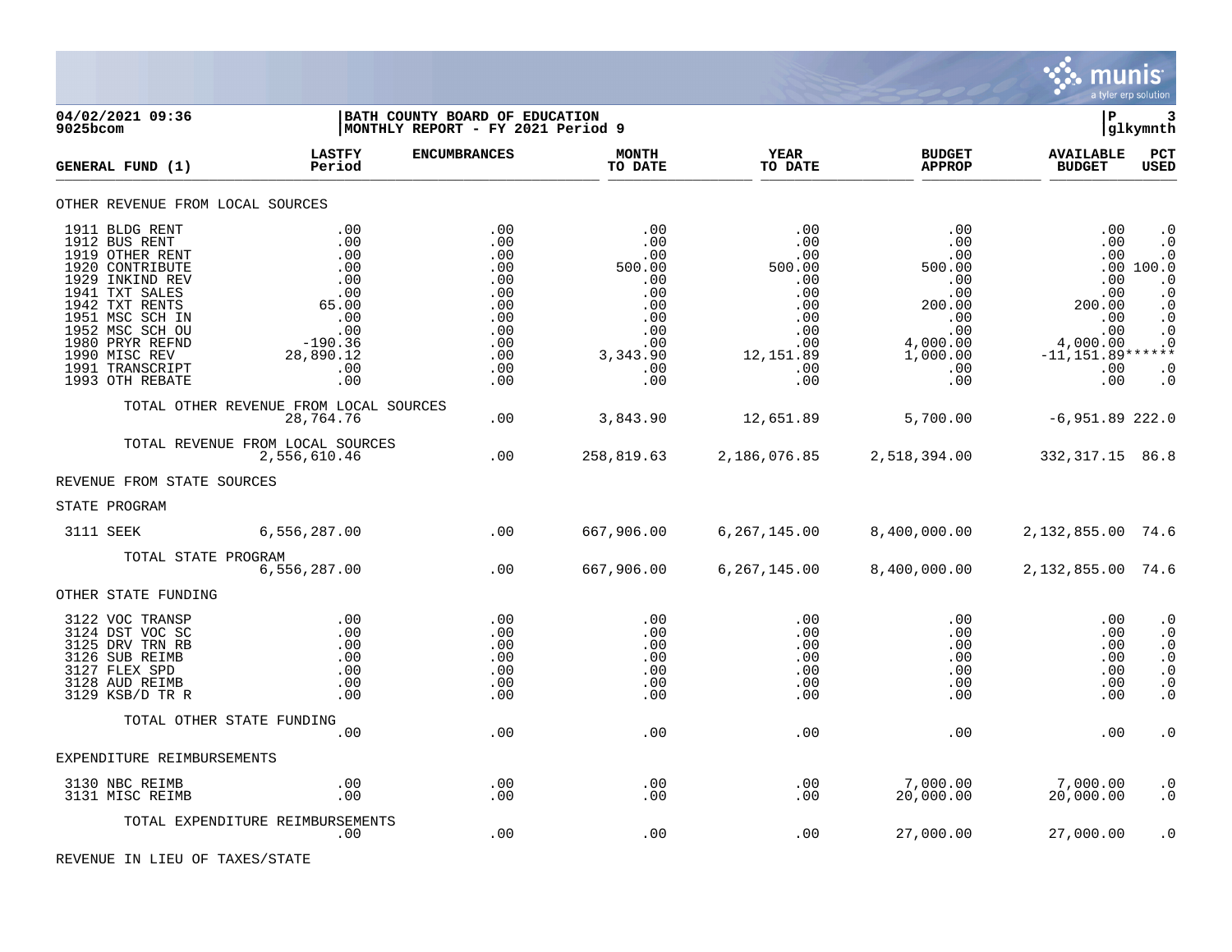04/02/2021 09:36 | BATH COUNTY BOARD OF EDUCATION | P 3
9025bcom | MONTHLY REPORT - FY 2021 Period 9 | glkymnth

| GENERAL FUND (1) | LASTFY Period | ENCUMBRANCES | MONTH TO DATE | YEAR TO DATE | BUDGET APPROP | AVAILABLE BUDGET | PCT USED |
|---|---|---|---|---|---|---|---|
| **OTHER REVENUE FROM LOCAL SOURCES** | | | | | | | |
| 1911 BLDG RENT | .00 | .00 | .00 | .00 | .00 | .00 | .0 |
| 1912 BUS RENT | .00 | .00 | .00 | .00 | .00 | .00 | .0 |
| 1919 OTHER RENT | .00 | .00 | .00 | .00 | .00 | .00 | .0 |
| 1920 CONTRIBUTE | .00 | .00 | 500.00 | 500.00 | 500.00 | .00 | 100.0 |
| 1929 INKIND REV | .00 | .00 | .00 | .00 | .00 | .00 | .0 |
| 1941 TXT SALES | .00 | .00 | .00 | .00 | .00 | .00 | .0 |
| 1942 TXT RENTS | 65.00 | .00 | .00 | .00 | 200.00 | 200.00 | .0 |
| 1951 MSC SCH IN | .00 | .00 | .00 | .00 | .00 | .00 | .0 |
| 1952 MSC SCH OU | .00 | .00 | .00 | .00 | .00 | .00 | .0 |
| 1980 PRYR REFND | -190.36 | .00 | .00 | .00 | 4,000.00 | 4,000.00 | .0 |
| 1990 MISC REV | 28,890.12 | .00 | 3,343.90 | 12,151.89 | 1,000.00 | -11,151.89 | ****** |
| 1991 TRANSCRIPT | .00 | .00 | .00 | .00 | .00 | .00 | .0 |
| 1993 OTH REBATE | .00 | .00 | .00 | .00 | .00 | .00 | .0 |
| TOTAL OTHER REVENUE FROM LOCAL SOURCES | 28,764.76 | .00 | 3,843.90 | 12,651.89 | 5,700.00 | -6,951.89 | 222.0 |
| TOTAL REVENUE FROM LOCAL SOURCES | 2,556,610.46 | .00 | 258,819.63 | 2,186,076.85 | 2,518,394.00 | 332,317.15 | 86.8 |
| **REVENUE FROM STATE SOURCES** | | | | | | | |
| **STATE PROGRAM** | | | | | | | |
| 3111 SEEK | 6,556,287.00 | .00 | 667,906.00 | 6,267,145.00 | 8,400,000.00 | 2,132,855.00 | 74.6 |
| TOTAL STATE PROGRAM | 6,556,287.00 | .00 | 667,906.00 | 6,267,145.00 | 8,400,000.00 | 2,132,855.00 | 74.6 |
| **OTHER STATE FUNDING** | | | | | | | |
| 3122 VOC TRANSP | .00 | .00 | .00 | .00 | .00 | .00 | .0 |
| 3124 DST VOC SC | .00 | .00 | .00 | .00 | .00 | .00 | .0 |
| 3125 DRV TRN RB | .00 | .00 | .00 | .00 | .00 | .00 | .0 |
| 3126 SUB REIMB | .00 | .00 | .00 | .00 | .00 | .00 | .0 |
| 3127 FLEX SPD | .00 | .00 | .00 | .00 | .00 | .00 | .0 |
| 3128 AUD REIMB | .00 | .00 | .00 | .00 | .00 | .00 | .0 |
| 3129 KSB/D TR R | .00 | .00 | .00 | .00 | .00 | .00 | .0 |
| TOTAL OTHER STATE FUNDING | .00 | .00 | .00 | .00 | .00 | .00 | .0 |
| **EXPENDITURE REIMBURSEMENTS** | | | | | | | |
| 3130 NBC REIMB | .00 | .00 | .00 | .00 | 7,000.00 | 7,000.00 | .0 |
| 3131 MISC REIMB | .00 | .00 | .00 | .00 | 20,000.00 | 20,000.00 | .0 |
| TOTAL EXPENDITURE REIMBURSEMENTS | .00 | .00 | .00 | .00 | 27,000.00 | 27,000.00 | .0 |
| **REVENUE IN LIEU OF TAXES/STATE** | | | | | | | |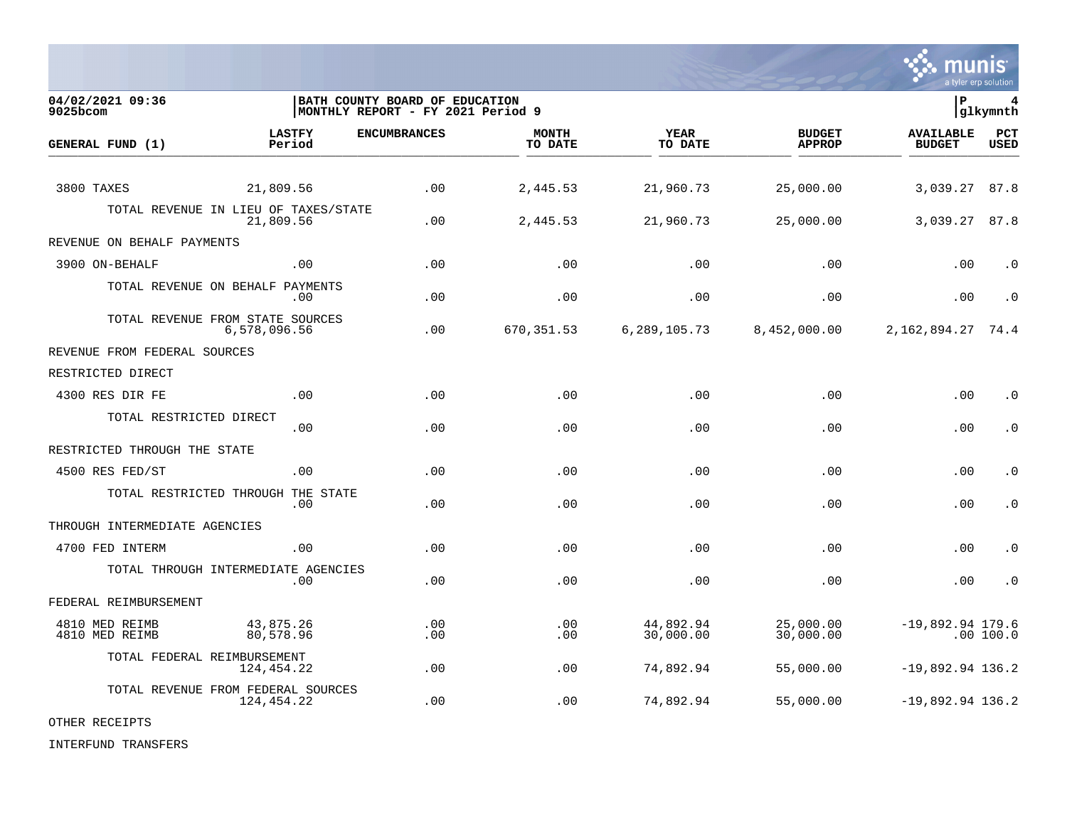04/02/2021 09:36
9025bcom

**BATH COUNTY BOARD OF EDUCATION**
**MONTHLY REPORT - FY 2021 Period 9**

P 4
glkymnth

| GENERAL FUND (1) | LASTFY Period | ENCUMBRANCES | MONTH TO DATE | YEAR TO DATE | BUDGET APPROP | AVAILABLE BUDGET | PCT USED |
|---|---|---|---|---|---|---|---|
| 3800 TAXES | 21,809.56 | .00 | 2,445.53 | 21,960.73 | 25,000.00 | 3,039.27 | 87.8 |
| TOTAL REVENUE IN LIEU OF TAXES/STATE | 21,809.56 | .00 | 2,445.53 | 21,960.73 | 25,000.00 | 3,039.27 | 87.8 |
| REVENUE ON BEHALF PAYMENTS | | | | | | | |
| 3900 ON-BEHALF | .00 | .00 | .00 | .00 | .00 | .00 | .0 |
| TOTAL REVENUE ON BEHALF PAYMENTS | .00 | .00 | .00 | .00 | .00 | .00 | .0 |
| TOTAL REVENUE FROM STATE SOURCES | 6,578,096.56 | .00 | 670,351.53 | 6,289,105.73 | 8,452,000.00 | 2,162,894.27 | 74.4 |
| REVENUE FROM FEDERAL SOURCES | | | | | | | |
| RESTRICTED DIRECT | | | | | | | |
| 4300 RES DIR FE | .00 | .00 | .00 | .00 | .00 | .00 | .0 |
| TOTAL RESTRICTED DIRECT | .00 | .00 | .00 | .00 | .00 | .00 | .0 |
| RESTRICTED THROUGH THE STATE | | | | | | | |
| 4500 RES FED/ST | .00 | .00 | .00 | .00 | .00 | .00 | .0 |
| TOTAL RESTRICTED THROUGH THE STATE | .00 | .00 | .00 | .00 | .00 | .00 | .0 |
| THROUGH INTERMEDIATE AGENCIES | | | | | | | |
| 4700 FED INTERM | .00 | .00 | .00 | .00 | .00 | .00 | .0 |
| TOTAL THROUGH INTERMEDIATE AGENCIES | .00 | .00 | .00 | .00 | .00 | .00 | .0 |
| FEDERAL REIMBURSEMENT | | | | | | | |
| 4810 MED REIMB | 43,875.26 | .00 | .00 | 44,892.94 | 25,000.00 | -19,892.94 | 179.6 |
| 4810 MED REIMB | 80,578.96 | .00 | .00 | 30,000.00 | 30,000.00 | .00 | 100.0 |
| TOTAL FEDERAL REIMBURSEMENT | 124,454.22 | .00 | .00 | 74,892.94 | 55,000.00 | -19,892.94 | 136.2 |
| TOTAL REVENUE FROM FEDERAL SOURCES | 124,454.22 | .00 | .00 | 74,892.94 | 55,000.00 | -19,892.94 | 136.2 |
| OTHER RECEIPTS | | | | | | | |
| INTERFUND TRANSFERS | | | | | | | |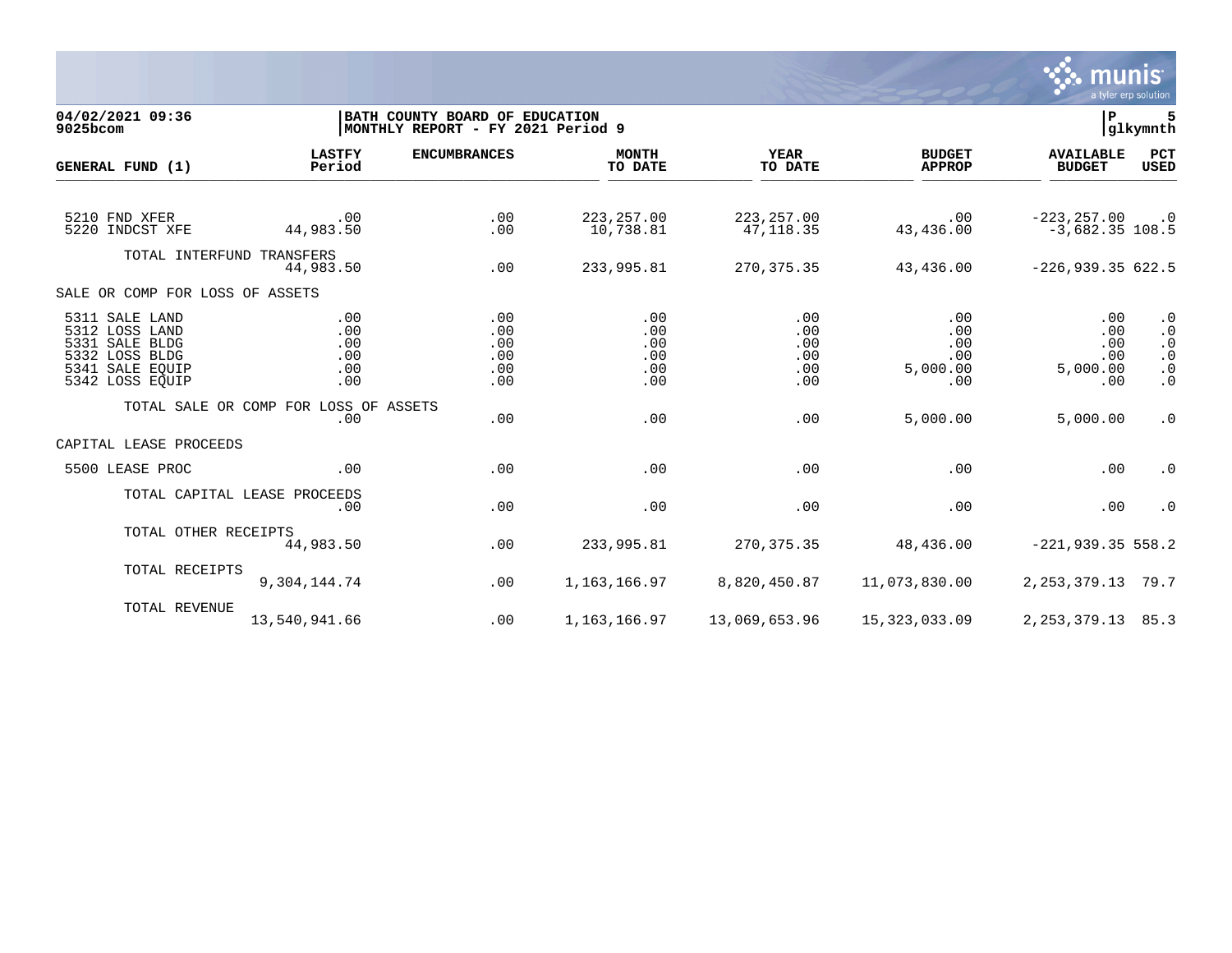04/02/2021 09:36 | BATH COUNTY BOARD OF EDUCATION | P 5
9025bcom | MONTHLY REPORT - FY 2021 Period 9 | glkymnth

| GENERAL FUND (1) | LASTFY Period | ENCUMBRANCES | MONTH TO DATE | YEAR TO DATE | BUDGET APPROP | AVAILABLE BUDGET | PCT USED |
|---|---|---|---|---|---|---|---|
| 5210 FND XFER | .00 | .00 | 223,257.00 | 223,257.00 | .00 | -223,257.00 | .0 |
| 5220 INDCST XFE | 44,983.50 | .00 | 10,738.81 | 47,118.35 | 43,436.00 | -3,682.35 | 108.5 |
| TOTAL INTERFUND TRANSFERS | 44,983.50 | .00 | 233,995.81 | 270,375.35 | 43,436.00 | -226,939.35 | 622.5 |
| SALE OR COMP FOR LOSS OF ASSETS | | | | | | | |
| 5311 SALE LAND | .00 | .00 | .00 | .00 | .00 | .00 | .0 |
| 5312 LOSS LAND | .00 | .00 | .00 | .00 | .00 | .00 | .0 |
| 5331 SALE BLDG | .00 | .00 | .00 | .00 | .00 | .00 | .0 |
| 5332 LOSS BLDG | .00 | .00 | .00 | .00 | .00 | .00 | .0 |
| 5341 SALE EQUIP | .00 | .00 | .00 | .00 | 5,000.00 | 5,000.00 | .0 |
| 5342 LOSS EQUIP | .00 | .00 | .00 | .00 | .00 | .00 | .0 |
| TOTAL SALE OR COMP FOR LOSS OF ASSETS | .00 | .00 | .00 | .00 | 5,000.00 | 5,000.00 | .0 |
| CAPITAL LEASE PROCEEDS | | | | | | | |
| 5500 LEASE PROC | .00 | .00 | .00 | .00 | .00 | .00 | .0 |
| TOTAL CAPITAL LEASE PROCEEDS | .00 | .00 | .00 | .00 | .00 | .00 | .0 |
| TOTAL OTHER RECEIPTS | 44,983.50 | .00 | 233,995.81 | 270,375.35 | 48,436.00 | -221,939.35 | 558.2 |
| TOTAL RECEIPTS | 9,304,144.74 | .00 | 1,163,166.97 | 8,820,450.87 | 11,073,830.00 | 2,253,379.13 | 79.7 |
| TOTAL REVENUE | 13,540,941.66 | .00 | 1,163,166.97 | 13,069,653.96 | 15,323,033.09 | 2,253,379.13 | 85.3 |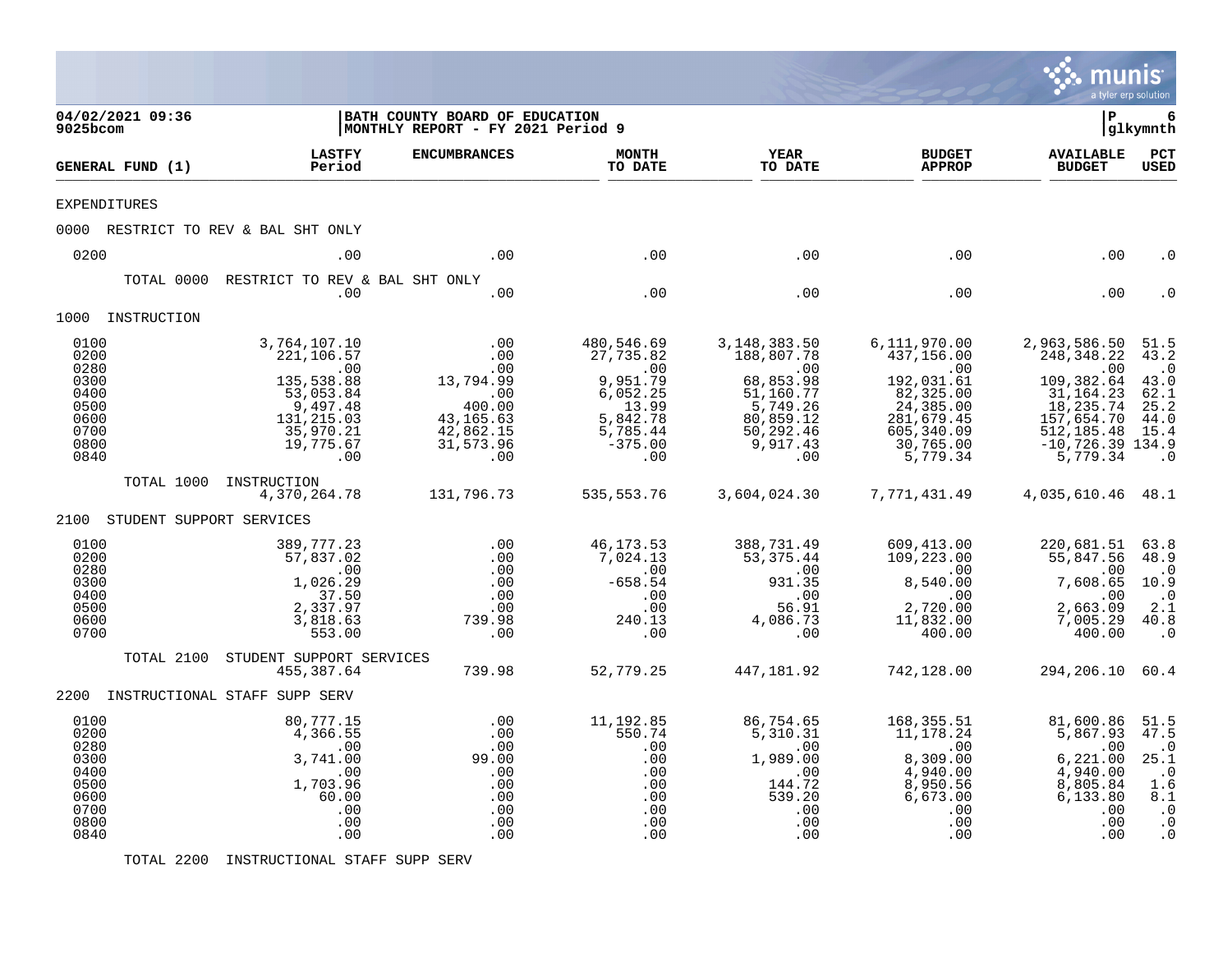**04/02/2021 09:36**
**9025bcom**

**BATH COUNTY BOARD OF EDUCATION**
**MONTHLY REPORT - FY 2021 Period 9**

**P 6**
**glkymnth**

| GENERAL FUND (1) | LASTFY Period | ENCUMBRANCES | MONTH TO DATE | YEAR TO DATE | BUDGET APPROP | AVAILABLE BUDGET | PCT USED |
|---|---|---|---|---|---|---|---|
| EXPENDITURES | | | | | | | |
| 0000 RESTRICT TO REV & BAL SHT ONLY | | | | | | | |
| 0200 | .00 | .00 | .00 | .00 | .00 | .00 | .0 |
| TOTAL 0000 RESTRICT TO REV & BAL SHT ONLY | .00 | .00 | .00 | .00 | .00 | .00 | .0 |
| 1000 INSTRUCTION | | | | | | | |
| 0100 | 3,764,107.10 | .00 | 480,546.69 | 3,148,383.50 | 6,111,970.00 | 2,963,586.50 | 51.5 |
| 0200 | 221,106.57 | .00 | 27,735.82 | 188,807.78 | 437,156.00 | 248,348.22 | 43.2 |
| 0280 | .00 | .00 | .00 | .00 | .00 | .00 | .0 |
| 0300 | 135,538.88 | 13,794.99 | 9,951.79 | 68,853.98 | 192,031.61 | 109,382.64 | 43.0 |
| 0400 | 53,053.84 | .00 | 6,052.25 | 51,160.77 | 82,325.00 | 31,164.23 | 62.1 |
| 0500 | 9,497.48 | 400.00 | 13.99 | 5,749.26 | 24,385.00 | 18,235.74 | 25.2 |
| 0600 | 131,215.03 | 43,165.63 | 5,842.78 | 80,859.12 | 281,679.45 | 157,654.70 | 44.0 |
| 0700 | 35,970.21 | 42,862.15 | 5,785.44 | 50,292.46 | 605,340.09 | 512,185.48 | 15.4 |
| 0800 | 19,775.67 | 31,573.96 | -375.00 | 9,917.43 | 30,765.00 | -10,726.39 | 134.9 |
| 0840 | .00 | .00 | .00 | .00 | 5,779.34 | 5,779.34 | .0 |
| TOTAL 1000 INSTRUCTION | 4,370,264.78 | 131,796.73 | 535,553.76 | 3,604,024.30 | 7,771,431.49 | 4,035,610.46 | 48.1 |
| 2100 STUDENT SUPPORT SERVICES | | | | | | | |
| 0100 | 389,777.23 | .00 | 46,173.53 | 388,731.49 | 609,413.00 | 220,681.51 | 63.8 |
| 0200 | 57,837.02 | .00 | 7,024.13 | 53,375.44 | 109,223.00 | 55,847.56 | 48.9 |
| 0280 | .00 | .00 | .00 | .00 | .00 | .00 | .0 |
| 0300 | 1,026.29 | .00 | -658.54 | 931.35 | 8,540.00 | 7,608.65 | 10.9 |
| 0400 | 37.50 | .00 | .00 | .00 | .00 | .00 | .0 |
| 0500 | 2,337.97 | .00 | .00 | 56.91 | 2,720.00 | 2,663.09 | 2.1 |
| 0600 | 3,818.63 | 739.98 | 240.13 | 4,086.73 | 11,832.00 | 7,005.29 | 40.8 |
| 0700 | 553.00 | .00 | .00 | .00 | 400.00 | 400.00 | .0 |
| TOTAL 2100 STUDENT SUPPORT SERVICES | 455,387.64 | 739.98 | 52,779.25 | 447,181.92 | 742,128.00 | 294,206.10 | 60.4 |
| 2200 INSTRUCTIONAL STAFF SUPP SERV | | | | | | | |
| 0100 | 80,777.15 | .00 | 11,192.85 | 86,754.65 | 168,355.51 | 81,600.86 | 51.5 |
| 0200 | 4,366.55 | .00 | 550.74 | 5,310.31 | 11,178.24 | 5,867.93 | 47.5 |
| 0280 | .00 | .00 | .00 | .00 | .00 | .00 | .0 |
| 0300 | 3,741.00 | 99.00 | .00 | 1,989.00 | 8,309.00 | 6,221.00 | 25.1 |
| 0400 | .00 | .00 | .00 | .00 | 4,940.00 | 4,940.00 | .0 |
| 0500 | 1,703.96 | .00 | .00 | 144.72 | 8,950.56 | 8,805.84 | 1.6 |
| 0600 | 60.00 | .00 | .00 | 539.20 | 6,673.00 | 6,133.80 | 8.1 |
| 0700 | .00 | .00 | .00 | .00 | .00 | .00 | .0 |
| 0800 | .00 | .00 | .00 | .00 | .00 | .00 | .0 |
| 0840 | .00 | .00 | .00 | .00 | .00 | .00 | .0 |
| TOTAL 2200 INSTRUCTIONAL STAFF SUPP SERV | | | | | | | |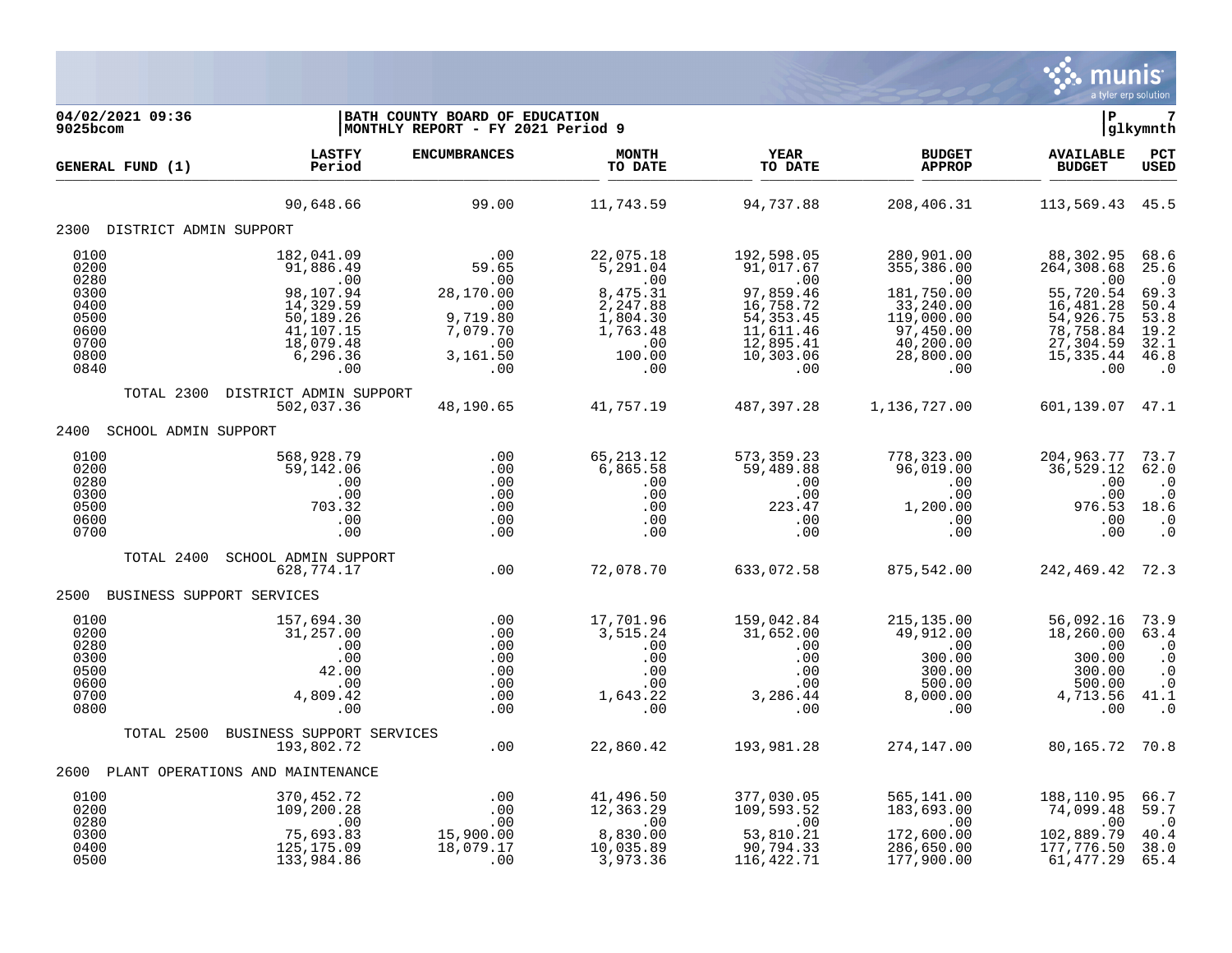04/02/2021 09:36 | BATH COUNTY BOARD OF EDUCATION | P 7
9025bcom | MONTHLY REPORT - FY 2021 Period 9 | glkymnth

| GENERAL FUND (1) | LASTFY Period | ENCUMBRANCES | MONTH TO DATE | YEAR TO DATE | BUDGET APPROP | AVAILABLE BUDGET | PCT USED |
|---|---|---|---|---|---|---|---|
| | 90,648.66 | 99.00 | 11,743.59 | 94,737.88 | 208,406.31 | 113,569.43 | 45.5 |
| **2300 DISTRICT ADMIN SUPPORT** | | | | | | | |
| 0100 | 182,041.09 | .00 | 22,075.18 | 192,598.05 | 280,901.00 | 88,302.95 | 68.6 |
| 0200 | 91,886.49 | 59.65 | 5,291.04 | 91,017.67 | 355,386.00 | 264,308.68 | 25.6 |
| 0280 | .00 | .00 | .00 | .00 | .00 | .00 | .0 |
| 0300 | 98,107.94 | 28,170.00 | 8,475.31 | 97,859.46 | 181,750.00 | 55,720.54 | 69.3 |
| 0400 | 14,329.59 | .00 | 2,247.88 | 16,758.72 | 33,240.00 | 16,481.28 | 50.4 |
| 0500 | 50,189.26 | 9,719.80 | 1,804.30 | 54,353.45 | 119,000.00 | 54,926.75 | 53.8 |
| 0600 | 41,107.15 | 7,079.70 | 1,763.48 | 11,611.46 | 97,450.00 | 78,758.84 | 19.2 |
| 0700 | 18,079.48 | .00 | .00 | 12,895.41 | 40,200.00 | 27,304.59 | 32.1 |
| 0800 | 6,296.36 | 3,161.50 | 100.00 | 10,303.06 | 28,800.00 | 15,335.44 | 46.8 |
| 0840 | .00 | .00 | .00 | .00 | .00 | .00 | .0 |
| TOTAL 2300 DISTRICT ADMIN SUPPORT | 502,037.36 | 48,190.65 | 41,757.19 | 487,397.28 | 1,136,727.00 | 601,139.07 | 47.1 |
| **2400 SCHOOL ADMIN SUPPORT** | | | | | | | |
| 0100 | 568,928.79 | .00 | 65,213.12 | 573,359.23 | 778,323.00 | 204,963.77 | 73.7 |
| 0200 | 59,142.06 | .00 | 6,865.58 | 59,489.88 | 96,019.00 | 36,529.12 | 62.0 |
| 0280 | .00 | .00 | .00 | .00 | .00 | .00 | .0 |
| 0300 | .00 | .00 | .00 | .00 | .00 | .00 | .0 |
| 0500 | 703.32 | .00 | .00 | 223.47 | 1,200.00 | 976.53 | 18.6 |
| 0600 | .00 | .00 | .00 | .00 | .00 | .00 | .0 |
| 0700 | .00 | .00 | .00 | .00 | .00 | .00 | .0 |
| TOTAL 2400 SCHOOL ADMIN SUPPORT | 628,774.17 | .00 | 72,078.70 | 633,072.58 | 875,542.00 | 242,469.42 | 72.3 |
| **2500 BUSINESS SUPPORT SERVICES** | | | | | | | |
| 0100 | 157,694.30 | .00 | 17,701.96 | 159,042.84 | 215,135.00 | 56,092.16 | 73.9 |
| 0200 | 31,257.00 | .00 | 3,515.24 | 31,652.00 | 49,912.00 | 18,260.00 | 63.4 |
| 0280 | .00 | .00 | .00 | .00 | .00 | .00 | .0 |
| 0300 | .00 | .00 | .00 | .00 | 300.00 | 300.00 | .0 |
| 0500 | 42.00 | .00 | .00 | .00 | 300.00 | 300.00 | .0 |
| 0600 | .00 | .00 | .00 | .00 | 500.00 | 500.00 | .0 |
| 0700 | 4,809.42 | .00 | 1,643.22 | 3,286.44 | 8,000.00 | 4,713.56 | 41.1 |
| 0800 | .00 | .00 | .00 | .00 | .00 | .00 | .0 |
| TOTAL 2500 BUSINESS SUPPORT SERVICES | 193,802.72 | .00 | 22,860.42 | 193,981.28 | 274,147.00 | 80,165.72 | 70.8 |
| **2600 PLANT OPERATIONS AND MAINTENANCE** | | | | | | | |
| 0100 | 370,452.72 | .00 | 41,496.50 | 377,030.05 | 565,141.00 | 188,110.95 | 66.7 |
| 0200 | 109,200.28 | .00 | 12,363.29 | 109,593.52 | 183,693.00 | 74,099.48 | 59.7 |
| 0280 | .00 | .00 | .00 | .00 | .00 | .00 | .0 |
| 0300 | 75,693.83 | 15,900.00 | 8,830.00 | 53,810.21 | 172,600.00 | 102,889.79 | 40.4 |
| 0400 | 125,175.09 | 18,079.17 | 10,035.89 | 90,794.33 | 286,650.00 | 177,776.50 | 38.0 |
| 0500 | 133,984.86 | .00 | 3,973.36 | 116,422.71 | 177,900.00 | 61,477.29 | 65.4 |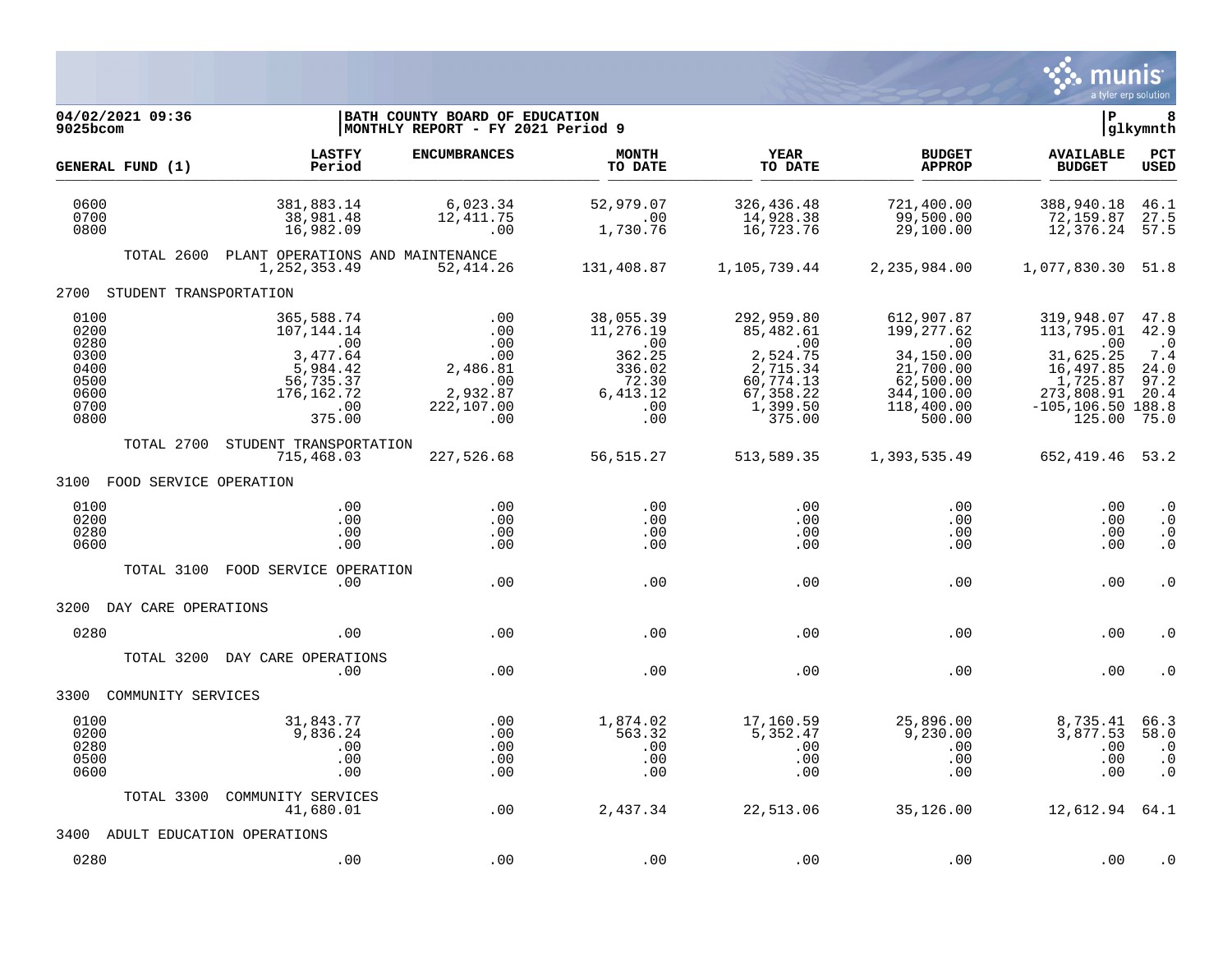**04/02/2021 09:36** | **BATH COUNTY BOARD OF EDUCATION** | **P 8**
**9025bcom** | **MONTHLY REPORT - FY 2021 Period 9** | **glkymnth**

| GENERAL FUND (1) | LASTFY Period | ENCUMBRANCES | MONTH TO DATE | YEAR TO DATE | BUDGET APPROP | AVAILABLE BUDGET | PCT USED |
|---|---|---|---|---|---|---|---|
| 0600 | 381,883.14 | 6,023.34 | 52,979.07 | 326,436.48 | 721,400.00 | 388,940.18 | 46.1 |
| 0700 | 38,981.48 | 12,411.75 | .00 | 14,928.38 | 99,500.00 | 72,159.87 | 27.5 |
| 0800 | 16,982.09 | .00 | 1,730.76 | 16,723.76 | 29,100.00 | 12,376.24 | 57.5 |
| TOTAL 2600 PLANT OPERATIONS AND MAINTENANCE | 1,252,353.49 | 52,414.26 | 131,408.87 | 1,105,739.44 | 2,235,984.00 | 1,077,830.30 | 51.8 |
| **2700 STUDENT TRANSPORTATION** | | | | | | | |
| 0100 | 365,588.74 | .00 | 38,055.39 | 292,959.80 | 612,907.87 | 319,948.07 | 47.8 |
| 0200 | 107,144.14 | .00 | 11,276.19 | 85,482.61 | 199,277.62 | 113,795.01 | 42.9 |
| 0280 | .00 | .00 | .00 | .00 | .00 | .00 | .0 |
| 0300 | 3,477.64 | .00 | 362.25 | 2,524.75 | 34,150.00 | 31,625.25 | 7.4 |
| 0400 | 5,984.42 | 2,486.81 | 336.02 | 2,715.34 | 21,700.00 | 16,497.85 | 24.0 |
| 0500 | 56,735.37 | .00 | 72.30 | 60,774.13 | 62,500.00 | 1,725.87 | 97.2 |
| 0600 | 176,162.72 | 2,932.87 | 6,413.12 | 67,358.22 | 344,100.00 | 273,808.91 | 20.4 |
| 0700 | .00 | 222,107.00 | .00 | 1,399.50 | 118,400.00 | -105,106.50 | 188.8 |
| 0800 | 375.00 | .00 | .00 | 375.00 | 500.00 | 125.00 | 75.0 |
| TOTAL 2700 STUDENT TRANSPORTATION | 715,468.03 | 227,526.68 | 56,515.27 | 513,589.35 | 1,393,535.49 | 652,419.46 | 53.2 |
| **3100 FOOD SERVICE OPERATION** | | | | | | | |
| 0100 | .00 | .00 | .00 | .00 | .00 | .00 | .0 |
| 0200 | .00 | .00 | .00 | .00 | .00 | .00 | .0 |
| 0280 | .00 | .00 | .00 | .00 | .00 | .00 | .0 |
| 0600 | .00 | .00 | .00 | .00 | .00 | .00 | .0 |
| TOTAL 3100 FOOD SERVICE OPERATION | .00 | .00 | .00 | .00 | .00 | .00 | .0 |
| **3200 DAY CARE OPERATIONS** | | | | | | | |
| 0280 | .00 | .00 | .00 | .00 | .00 | .00 | .0 |
| TOTAL 3200 DAY CARE OPERATIONS | .00 | .00 | .00 | .00 | .00 | .00 | .0 |
| **3300 COMMUNITY SERVICES** | | | | | | | |
| 0100 | 31,843.77 | .00 | 1,874.02 | 17,160.59 | 25,896.00 | 8,735.41 | 66.3 |
| 0200 | 9,836.24 | .00 | 563.32 | 5,352.47 | 9,230.00 | 3,877.53 | 58.0 |
| 0280 | .00 | .00 | .00 | .00 | .00 | .00 | .0 |
| 0500 | .00 | .00 | .00 | .00 | .00 | .00 | .0 |
| 0600 | .00 | .00 | .00 | .00 | .00 | .00 | .0 |
| TOTAL 3300 COMMUNITY SERVICES | 41,680.01 | .00 | 2,437.34 | 22,513.06 | 35,126.00 | 12,612.94 | 64.1 |
| **3400 ADULT EDUCATION OPERATIONS** | | | | | | | |
| 0280 | .00 | .00 | .00 | .00 | .00 | .00 | .0 |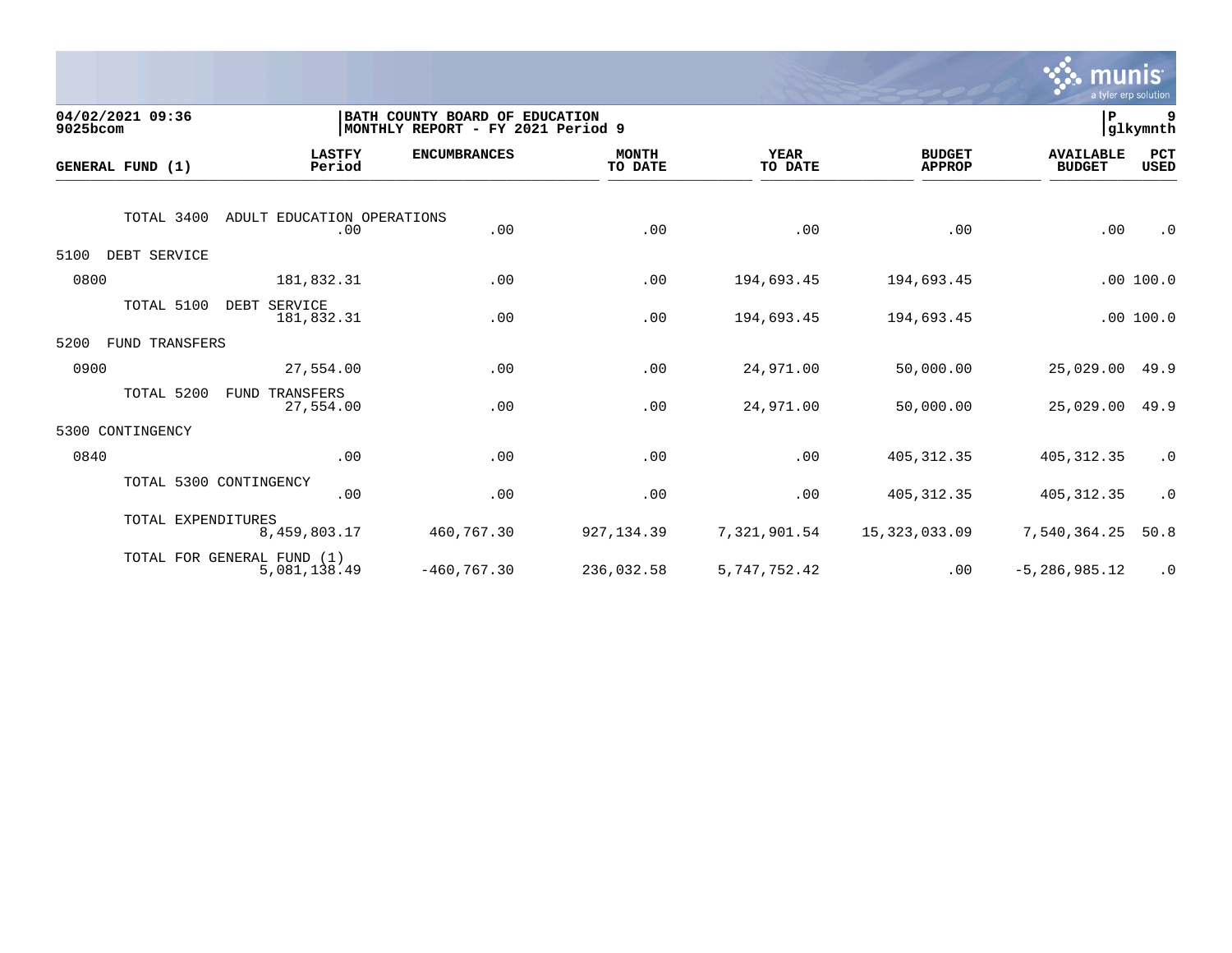04/02/2021 09:36
9025bcom

BATH COUNTY BOARD OF EDUCATION
MONTHLY REPORT - FY 2021 Period 9

P 9
glkymnth

| GENERAL FUND (1) | LASTFY Period | ENCUMBRANCES | MONTH TO DATE | YEAR TO DATE | BUDGET APPROP | AVAILABLE BUDGET | PCT USED |
|---|---|---|---|---|---|---|---|
| TOTAL 3400 ADULT EDUCATION OPERATIONS | .00 | .00 | .00 | .00 | .00 | .00 | .0 |
| 5100 DEBT SERVICE | | | | | | | |
| 0800 | 181,832.31 | .00 | .00 | 194,693.45 | 194,693.45 | .00 | 100.0 |
| TOTAL 5100 DEBT SERVICE | 181,832.31 | .00 | .00 | 194,693.45 | 194,693.45 | .00 | 100.0 |
| 5200 FUND TRANSFERS | | | | | | | |
| 0900 | 27,554.00 | .00 | .00 | 24,971.00 | 50,000.00 | 25,029.00 | 49.9 |
| TOTAL 5200 FUND TRANSFERS | 27,554.00 | .00 | .00 | 24,971.00 | 50,000.00 | 25,029.00 | 49.9 |
| 5300 CONTINGENCY | | | | | | | |
| 0840 | .00 | .00 | .00 | .00 | 405,312.35 | 405,312.35 | .0 |
| TOTAL 5300 CONTINGENCY | .00 | .00 | .00 | .00 | 405,312.35 | 405,312.35 | .0 |
| TOTAL EXPENDITURES | 8,459,803.17 | 460,767.30 | 927,134.39 | 7,321,901.54 | 15,323,033.09 | 7,540,364.25 | 50.8 |
| TOTAL FOR GENERAL FUND (1) | 5,081,138.49 | -460,767.30 | 236,032.58 | 5,747,752.42 | .00 | -5,286,985.12 | .0 |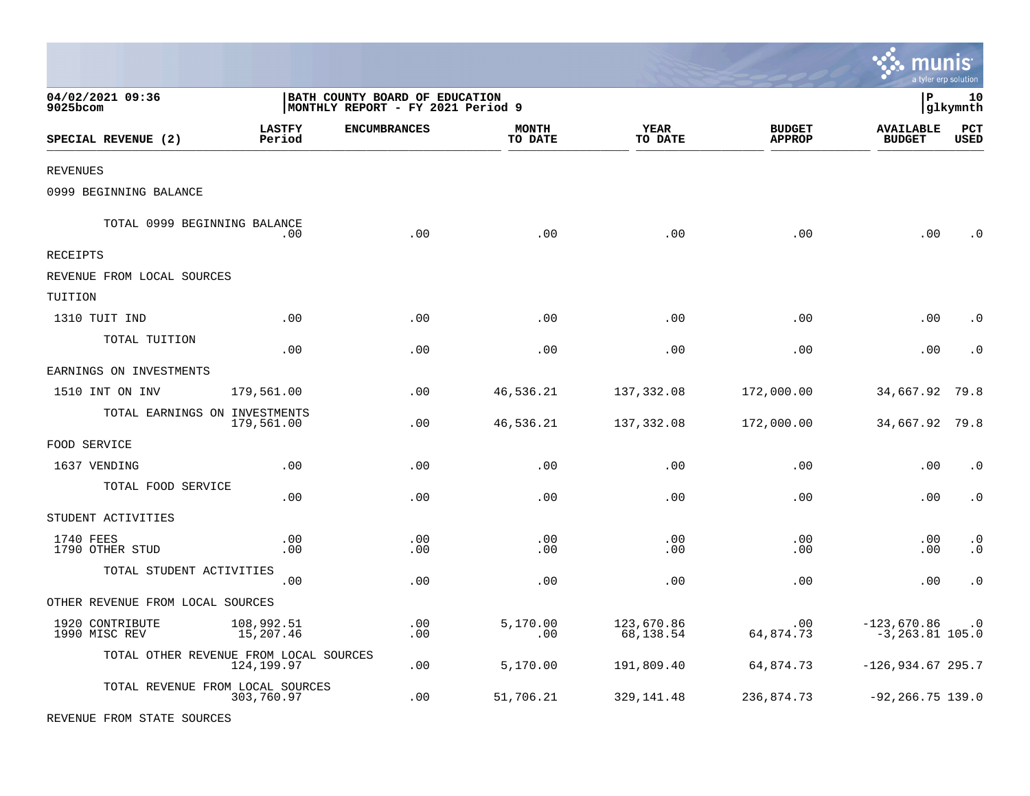04/02/2021 09:36
9025bcom

BATH COUNTY BOARD OF EDUCATION
MONTHLY REPORT - FY 2021 Period 9

P 10
glkymnth

| SPECIAL REVENUE (2) | LASTFY Period | ENCUMBRANCES | MONTH TO DATE | YEAR TO DATE | BUDGET APPROP | AVAILABLE BUDGET | PCT USED |
|---|---|---|---|---|---|---|---|
| REVENUES | | | | | | | |
| 0999 BEGINNING BALANCE | | | | | | | |
| TOTAL 0999 BEGINNING BALANCE | .00 | .00 | .00 | .00 | .00 | .00 | .0 |
| RECEIPTS | | | | | | | |
| REVENUE FROM LOCAL SOURCES | | | | | | | |
| TUITION | | | | | | | |
| 1310 TUIT IND | .00 | .00 | .00 | .00 | .00 | .00 | .0 |
| TOTAL TUITION | .00 | .00 | .00 | .00 | .00 | .00 | .0 |
| EARNINGS ON INVESTMENTS | | | | | | | |
| 1510 INT ON INV | 179,561.00 | .00 | 46,536.21 | 137,332.08 | 172,000.00 | 34,667.92 | 79.8 |
| TOTAL EARNINGS ON INVESTMENTS | 179,561.00 | .00 | 46,536.21 | 137,332.08 | 172,000.00 | 34,667.92 | 79.8 |
| FOOD SERVICE | | | | | | | |
| 1637 VENDING | .00 | .00 | .00 | .00 | .00 | .00 | .0 |
| TOTAL FOOD SERVICE | .00 | .00 | .00 | .00 | .00 | .00 | .0 |
| STUDENT ACTIVITIES | | | | | | | |
| 1740 FEES | .00 | .00 | .00 | .00 | .00 | .00 | .0 |
| 1790 OTHER STUD | .00 | .00 | .00 | .00 | .00 | .00 | .0 |
| TOTAL STUDENT ACTIVITIES | .00 | .00 | .00 | .00 | .00 | .00 | .0 |
| OTHER REVENUE FROM LOCAL SOURCES | | | | | | | |
| 1920 CONTRIBUTE | 108,992.51 | .00 | 5,170.00 | 123,670.86 | .00 | -123,670.86 | .0 |
| 1990 MISC REV | 15,207.46 | .00 | .00 | 68,138.54 | 64,874.73 | -3,263.81 | 105.0 |
| TOTAL OTHER REVENUE FROM LOCAL SOURCES | 124,199.97 | .00 | 5,170.00 | 191,809.40 | 64,874.73 | -126,934.67 | 295.7 |
| TOTAL REVENUE FROM LOCAL SOURCES | 303,760.97 | .00 | 51,706.21 | 329,141.48 | 236,874.73 | -92,266.75 | 139.0 |
| REVENUE FROM STATE SOURCES | | | | | | | |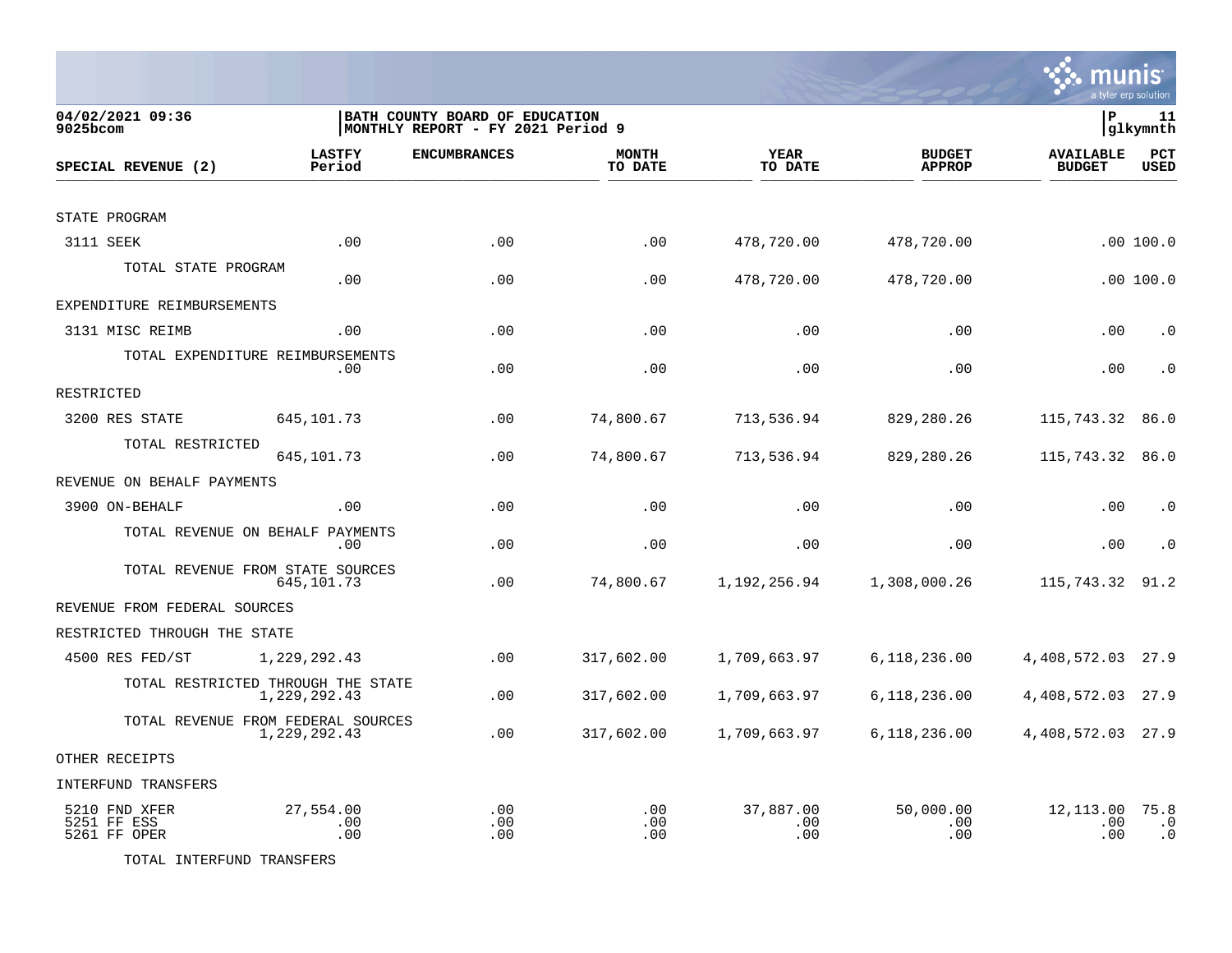**04/02/2021 09:36**
**9025bcom**

**BATH COUNTY BOARD OF EDUCATION**
**MONTHLY REPORT - FY 2021 Period 9**

**P 11**
**glkymnth**

| SPECIAL REVENUE (2) | LASTFY Period | ENCUMBRANCES | MONTH TO DATE | YEAR TO DATE | BUDGET APPROP | AVAILABLE BUDGET | PCT USED |
|---|---|---|---|---|---|---|---|
| STATE PROGRAM | | | | | | | |
| 3111 SEEK | .00 | .00 | .00 | 478,720.00 | 478,720.00 | .00 | 100.0 |
| TOTAL STATE PROGRAM | .00 | .00 | .00 | 478,720.00 | 478,720.00 | .00 | 100.0 |
| EXPENDITURE REIMBURSEMENTS | | | | | | | |
| 3131 MISC REIMB | .00 | .00 | .00 | .00 | .00 | .00 | .0 |
| TOTAL EXPENDITURE REIMBURSEMENTS | .00 | .00 | .00 | .00 | .00 | .00 | .0 |
| RESTRICTED | | | | | | | |
| 3200 RES STATE | 645,101.73 | .00 | 74,800.67 | 713,536.94 | 829,280.26 | 115,743.32 | 86.0 |
| TOTAL RESTRICTED | 645,101.73 | .00 | 74,800.67 | 713,536.94 | 829,280.26 | 115,743.32 | 86.0 |
| REVENUE ON BEHALF PAYMENTS | | | | | | | |
| 3900 ON-BEHALF | .00 | .00 | .00 | .00 | .00 | .00 | .0 |
| TOTAL REVENUE ON BEHALF PAYMENTS | .00 | .00 | .00 | .00 | .00 | .00 | .0 |
| TOTAL REVENUE FROM STATE SOURCES | 645,101.73 | .00 | 74,800.67 | 1,192,256.94 | 1,308,000.26 | 115,743.32 | 91.2 |
| REVENUE FROM FEDERAL SOURCES | | | | | | | |
| RESTRICTED THROUGH THE STATE | | | | | | | |
| 4500 RES FED/ST | 1,229,292.43 | .00 | 317,602.00 | 1,709,663.97 | 6,118,236.00 | 4,408,572.03 | 27.9 |
| TOTAL RESTRICTED THROUGH THE STATE | 1,229,292.43 | .00 | 317,602.00 | 1,709,663.97 | 6,118,236.00 | 4,408,572.03 | 27.9 |
| TOTAL REVENUE FROM FEDERAL SOURCES | 1,229,292.43 | .00 | 317,602.00 | 1,709,663.97 | 6,118,236.00 | 4,408,572.03 | 27.9 |
| OTHER RECEIPTS | | | | | | | |
| INTERFUND TRANSFERS | | | | | | | |
| 5210 FND XFER | 27,554.00 | .00 | .00 | 37,887.00 | 50,000.00 | 12,113.00 | 75.8 |
| 5251 FF ESS | .00 | .00 | .00 | .00 | .00 | .00 | .0 |
| 5261 FF OPER | .00 | .00 | .00 | .00 | .00 | .00 | .0 |
| TOTAL INTERFUND TRANSFERS | | | | | | | |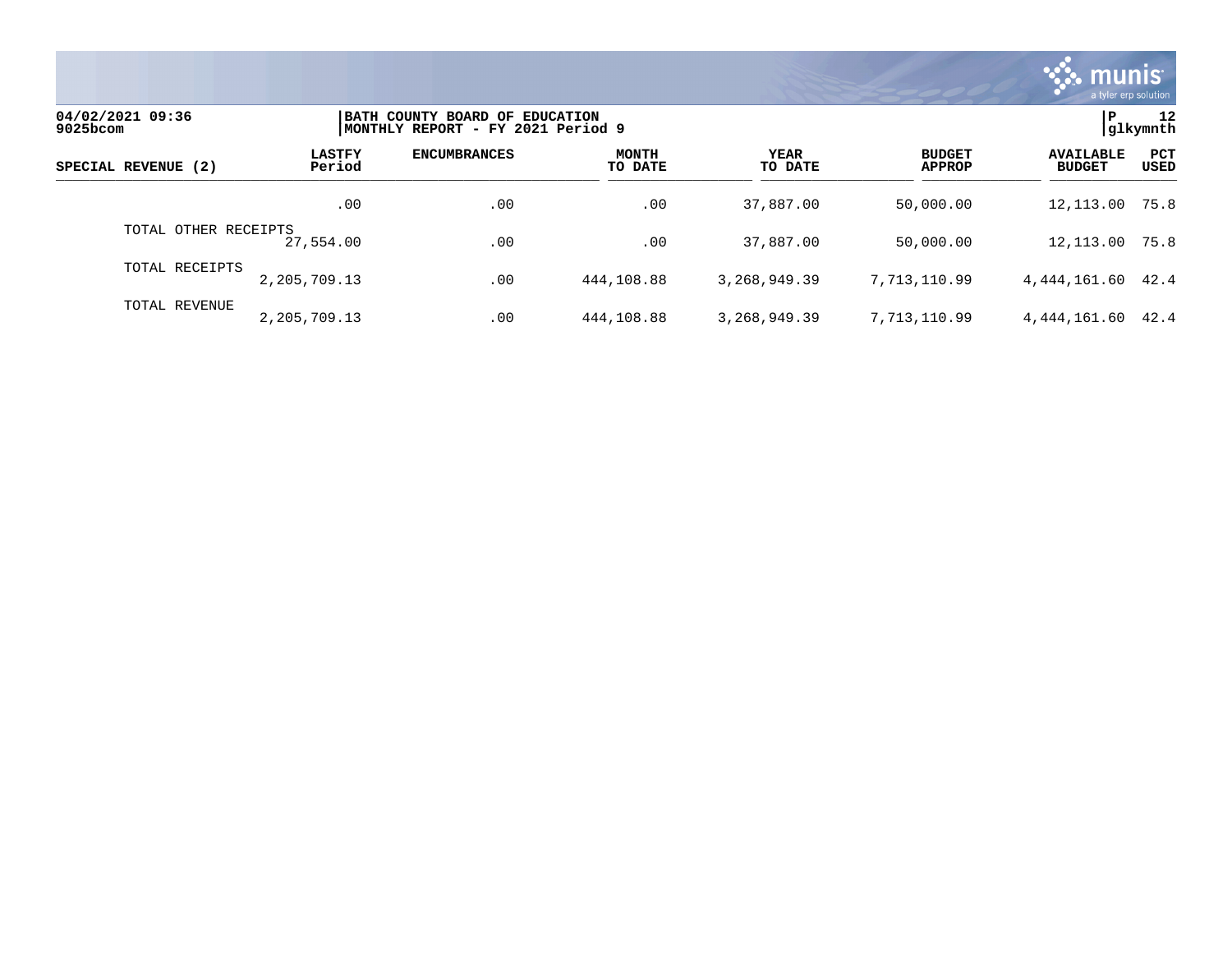**04/02/2021 09:36** | **BATH COUNTY BOARD OF EDUCATION** | **P 12**
**9025bcom** | **MONTHLY REPORT - FY 2021 Period 9** | **glkymnth**

| SPECIAL REVENUE (2) | LASTFY Period | ENCUMBRANCES | MONTH TO DATE | YEAR TO DATE | BUDGET APPROP | AVAILABLE BUDGET | PCT USED |
|---|---|---|---|---|---|---|---|
| | .00 | .00 | .00 | 37,887.00 | 50,000.00 | 12,113.00 | 75.8 |
| TOTAL OTHER RECEIPTS | 27,554.00 | .00 | .00 | 37,887.00 | 50,000.00 | 12,113.00 | 75.8 |
| TOTAL RECEIPTS | 2,205,709.13 | .00 | 444,108.88 | 3,268,949.39 | 7,713,110.99 | 4,444,161.60 | 42.4 |
| TOTAL REVENUE | 2,205,709.13 | .00 | 444,108.88 | 3,268,949.39 | 7,713,110.99 | 4,444,161.60 | 42.4 |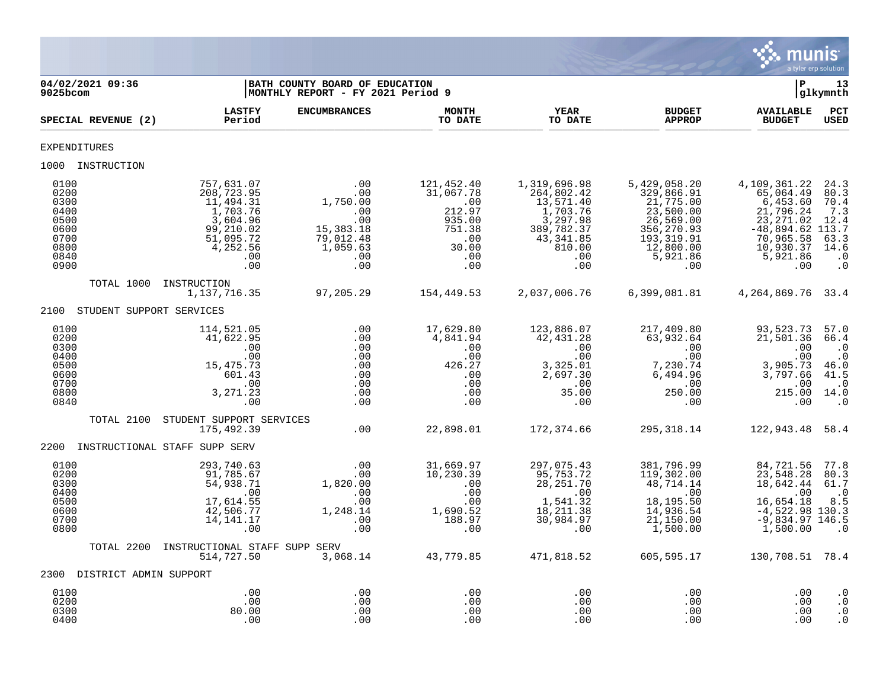04/02/2021 09:36 | BATH COUNTY BOARD OF EDUCATION | P 13
9025bcom | MONTHLY REPORT - FY 2021 Period 9 | glkymnth

| SPECIAL REVENUE (2) | LASTFY Period | ENCUMBRANCES | MONTH TO DATE | YEAR TO DATE | BUDGET APPROP | AVAILABLE BUDGET | PCT USED |
|---|---|---|---|---|---|---|---|
| EXPENDITURES | | | | | | | |
| 1000 INSTRUCTION | | | | | | | |
| 0100 | 757,631.07 | .00 | 121,452.40 | 1,319,696.98 | 5,429,058.20 | 4,109,361.22 | 24.3 |
| 0200 | 208,723.95 | .00 | 31,067.78 | 264,802.42 | 329,866.91 | 65,064.49 | 80.3 |
| 0300 | 11,494.31 | 1,750.00 | .00 | 13,571.40 | 21,775.00 | 6,453.60 | 70.4 |
| 0400 | 1,703.76 | .00 | 212.97 | 1,703.76 | 23,500.00 | 21,796.24 | 7.3 |
| 0500 | 3,604.96 | .00 | 935.00 | 3,297.98 | 26,569.00 | 23,271.02 | 12.4 |
| 0600 | 99,210.02 | 15,383.18 | 751.38 | 389,782.37 | 356,270.93 | -48,894.62 | 113.7 |
| 0700 | 51,095.72 | 79,012.48 | .00 | 43,341.85 | 193,319.91 | 70,965.58 | 63.3 |
| 0800 | 4,252.56 | 1,059.63 | 30.00 | 810.00 | 12,800.00 | 10,930.37 | 14.6 |
| 0840 | .00 | .00 | .00 | .00 | 5,921.86 | 5,921.86 | .0 |
| 0900 | .00 | .00 | .00 | .00 | .00 | .00 | .0 |
| TOTAL 1000 INSTRUCTION | 1,137,716.35 | 97,205.29 | 154,449.53 | 2,037,006.76 | 6,399,081.81 | 4,264,869.76 | 33.4 |
| 2100 STUDENT SUPPORT SERVICES | | | | | | | |
| 0100 | 114,521.05 | .00 | 17,629.80 | 123,886.07 | 217,409.80 | 93,523.73 | 57.0 |
| 0200 | 41,622.95 | .00 | 4,841.94 | 42,431.28 | 63,932.64 | 21,501.36 | 66.4 |
| 0300 | .00 | .00 | .00 | .00 | .00 | .00 | .0 |
| 0400 | .00 | .00 | .00 | .00 | .00 | .00 | .0 |
| 0500 | 15,475.73 | .00 | 426.27 | 3,325.01 | 7,230.74 | 3,905.73 | 46.0 |
| 0600 | 601.43 | .00 | .00 | 2,697.30 | 6,494.96 | 3,797.66 | 41.5 |
| 0700 | .00 | .00 | .00 | .00 | .00 | .00 | .0 |
| 0800 | 3,271.23 | .00 | .00 | 35.00 | 250.00 | 215.00 | 14.0 |
| 0840 | .00 | .00 | .00 | .00 | .00 | .00 | .0 |
| TOTAL 2100 STUDENT SUPPORT SERVICES | 175,492.39 | .00 | 22,898.01 | 172,374.66 | 295,318.14 | 122,943.48 | 58.4 |
| 2200 INSTRUCTIONAL STAFF SUPP SERV | | | | | | | |
| 0100 | 293,740.63 | .00 | 31,669.97 | 297,075.43 | 381,796.99 | 84,721.56 | 77.8 |
| 0200 | 91,785.67 | .00 | 10,230.39 | 95,753.72 | 119,302.00 | 23,548.28 | 80.3 |
| 0300 | 54,938.71 | 1,820.00 | .00 | 28,251.70 | 48,714.14 | 18,642.44 | 61.7 |
| 0400 | .00 | .00 | .00 | .00 | .00 | .00 | .0 |
| 0500 | 17,614.55 | .00 | .00 | 1,541.32 | 18,195.50 | 16,654.18 | 8.5 |
| 0600 | 42,506.77 | 1,248.14 | 1,690.52 | 18,211.38 | 14,936.54 | -4,522.98 | 130.3 |
| 0700 | 14,141.17 | .00 | 188.97 | 30,984.97 | 21,150.00 | -9,834.97 | 146.5 |
| 0800 | .00 | .00 | .00 | .00 | 1,500.00 | 1,500.00 | .0 |
| TOTAL 2200 INSTRUCTIONAL STAFF SUPP SERV | 514,727.50 | 3,068.14 | 43,779.85 | 471,818.52 | 605,595.17 | 130,708.51 | 78.4 |
| 2300 DISTRICT ADMIN SUPPORT | | | | | | | |
| 0100 | .00 | .00 | .00 | .00 | .00 | .00 | .0 |
| 0200 | .00 | .00 | .00 | .00 | .00 | .00 | .0 |
| 0300 | 80.00 | .00 | .00 | .00 | .00 | .00 | .0 |
| 0400 | .00 | .00 | .00 | .00 | .00 | .00 | .0 |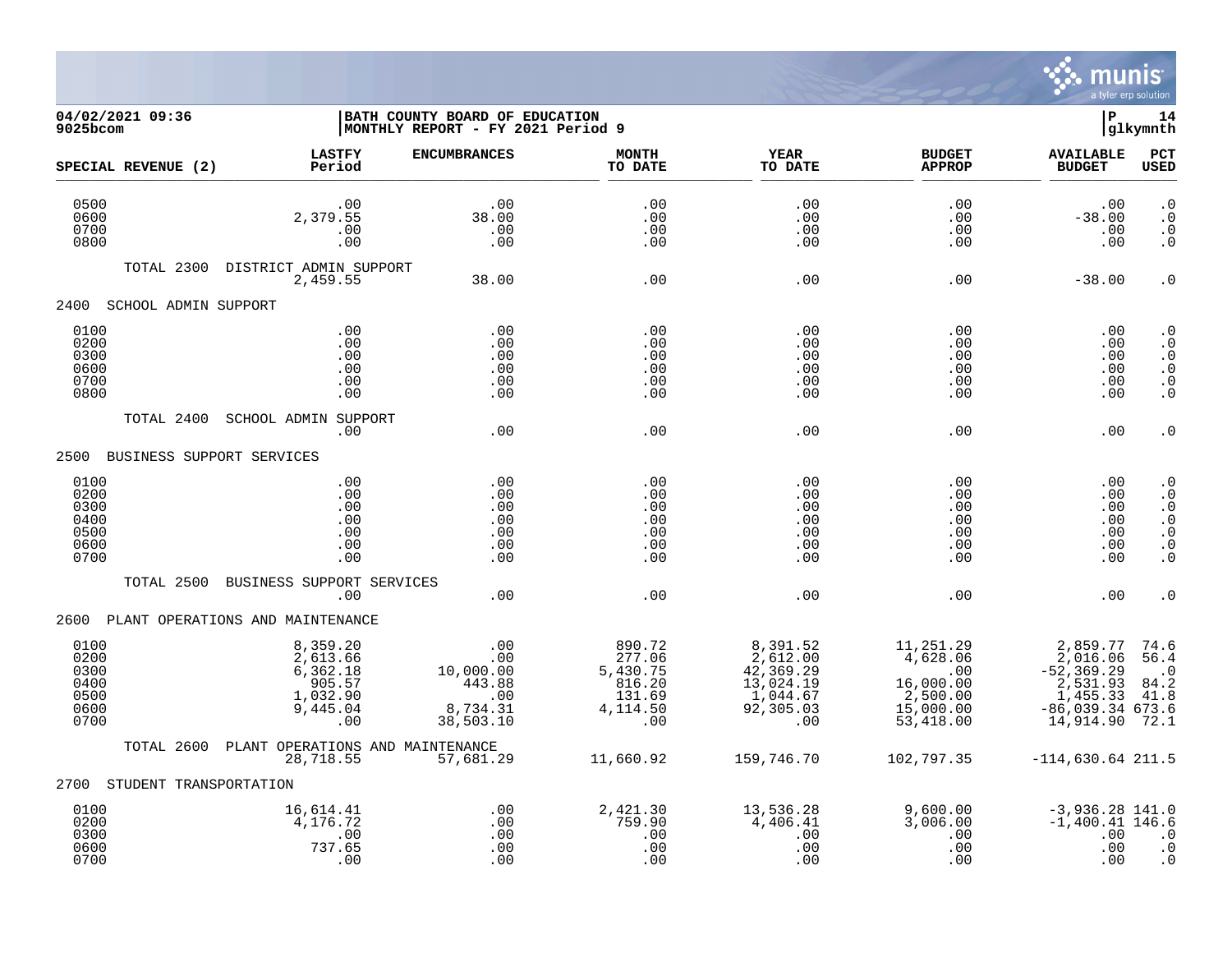**04/02/2021 09:36**
**9025bcom**

**BATH COUNTY BOARD OF EDUCATION**
**MONTHLY REPORT - FY 2021 Period 9**

**P 14**
**glkymnth**

| SPECIAL REVENUE (2) | LASTFY Period | ENCUMBRANCES | MONTH TO DATE | YEAR TO DATE | BUDGET APPROP | AVAILABLE BUDGET | PCT USED |
|---|---|---|---|---|---|---|---|
| 0500 | .00 | .00 | .00 | .00 | .00 | .00 | .0 |
| 0600 | 2,379.55 | 38.00 | .00 | .00 | .00 | -38.00 | .0 |
| 0700 | .00 | .00 | .00 | .00 | .00 | .00 | .0 |
| 0800 | .00 | .00 | .00 | .00 | .00 | .00 | .0 |
| TOTAL 2300 DISTRICT ADMIN SUPPORT | 2,459.55 | 38.00 | .00 | .00 | .00 | -38.00 | .0 |
| **2400 SCHOOL ADMIN SUPPORT** | | | | | | | |
| 0100 | .00 | .00 | .00 | .00 | .00 | .00 | .0 |
| 0200 | .00 | .00 | .00 | .00 | .00 | .00 | .0 |
| 0300 | .00 | .00 | .00 | .00 | .00 | .00 | .0 |
| 0600 | .00 | .00 | .00 | .00 | .00 | .00 | .0 |
| 0700 | .00 | .00 | .00 | .00 | .00 | .00 | .0 |
| 0800 | .00 | .00 | .00 | .00 | .00 | .00 | .0 |
| TOTAL 2400 SCHOOL ADMIN SUPPORT | .00 | .00 | .00 | .00 | .00 | .00 | .0 |
| **2500 BUSINESS SUPPORT SERVICES** | | | | | | | |
| 0100 | .00 | .00 | .00 | .00 | .00 | .00 | .0 |
| 0200 | .00 | .00 | .00 | .00 | .00 | .00 | .0 |
| 0300 | .00 | .00 | .00 | .00 | .00 | .00 | .0 |
| 0400 | .00 | .00 | .00 | .00 | .00 | .00 | .0 |
| 0500 | .00 | .00 | .00 | .00 | .00 | .00 | .0 |
| 0600 | .00 | .00 | .00 | .00 | .00 | .00 | .0 |
| 0700 | .00 | .00 | .00 | .00 | .00 | .00 | .0 |
| TOTAL 2500 BUSINESS SUPPORT SERVICES | .00 | .00 | .00 | .00 | .00 | .00 | .0 |
| **2600 PLANT OPERATIONS AND MAINTENANCE** | | | | | | | |
| 0100 | 8,359.20 | .00 | 890.72 | 8,391.52 | 11,251.29 | 2,859.77 | 74.6 |
| 0200 | 2,613.66 | .00 | 277.06 | 2,612.00 | 4,628.06 | 2,016.06 | 56.4 |
| 0300 | 6,362.18 | 10,000.00 | 5,430.75 | 42,369.29 | .00 | -52,369.29 | .0 |
| 0400 | 905.57 | 443.88 | 816.20 | 13,024.19 | 16,000.00 | 2,531.93 | 84.2 |
| 0500 | 1,032.90 | .00 | 131.69 | 1,044.67 | 2,500.00 | 1,455.33 | 41.8 |
| 0600 | 9,445.04 | 8,734.31 | 4,114.50 | 92,305.03 | 15,000.00 | -86,039.34 | 673.6 |
| 0700 | .00 | 38,503.10 | .00 | .00 | 53,418.00 | 14,914.90 | 72.1 |
| TOTAL 2600 PLANT OPERATIONS AND MAINTENANCE | 28,718.55 | 57,681.29 | 11,660.92 | 159,746.70 | 102,797.35 | -114,630.64 | 211.5 |
| **2700 STUDENT TRANSPORTATION** | | | | | | | |
| 0100 | 16,614.41 | .00 | 2,421.30 | 13,536.28 | 9,600.00 | -3,936.28 | 141.0 |
| 0200 | 4,176.72 | .00 | 759.90 | 4,406.41 | 3,006.00 | -1,400.41 | 146.6 |
| 0300 | .00 | .00 | .00 | .00 | .00 | .00 | .0 |
| 0600 | 737.65 | .00 | .00 | .00 | .00 | .00 | .0 |
| 0700 | .00 | .00 | .00 | .00 | .00 | .00 | .0 |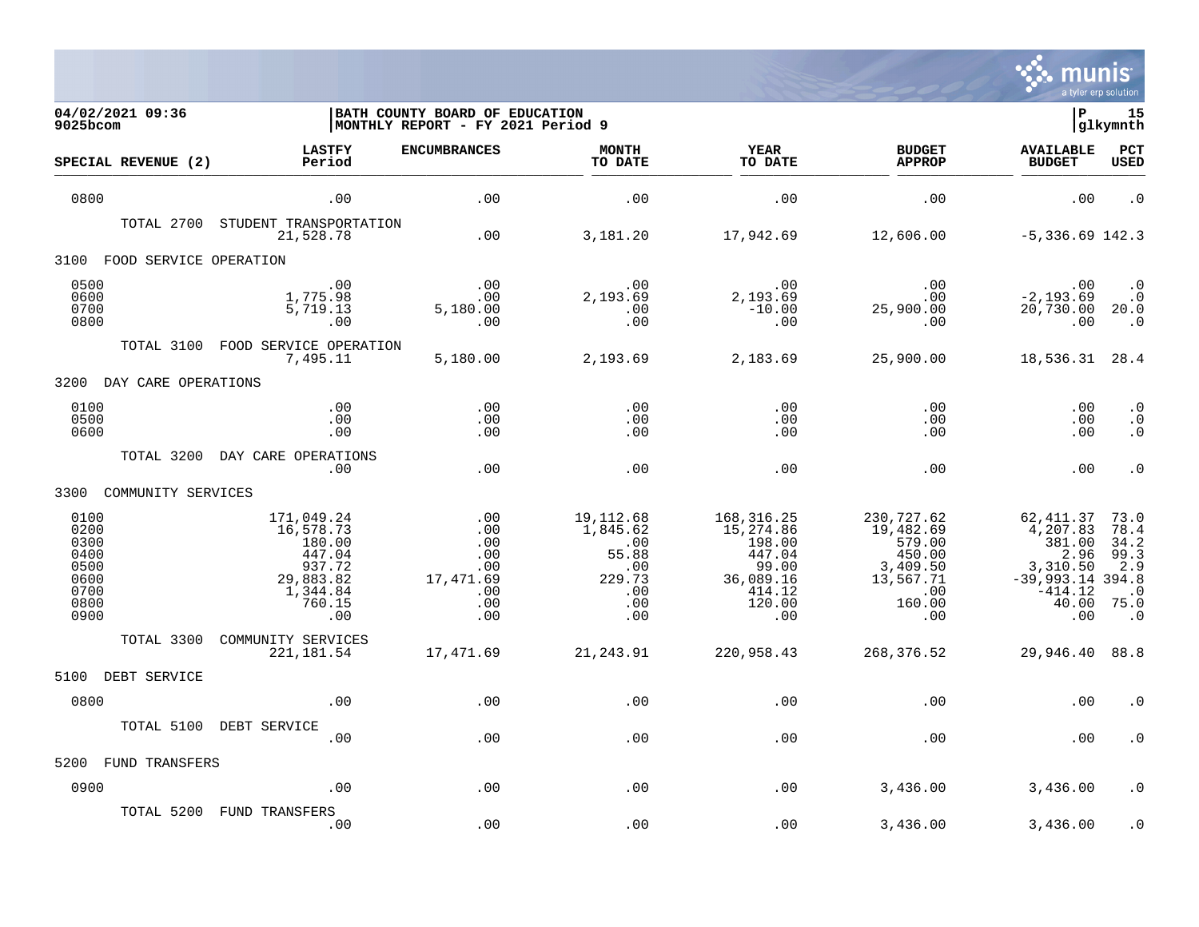**BATH COUNTY BOARD OF EDUCATION**
**MONTHLY REPORT - FY 2021 Period 9**

04/02/2021 09:36
9025bcom

| SPECIAL REVENUE (2) | LASTFY Period | ENCUMBRANCES | MONTH TO DATE | YEAR TO DATE | BUDGET APPROP | AVAILABLE BUDGET | PCT USED |
|---|---|---|---|---|---|---|---|
| 0800 | .00 | .00 | .00 | .00 | .00 | .00 | .0 |
| TOTAL 2700 STUDENT TRANSPORTATION | 21,528.78 | .00 | 3,181.20 | 17,942.69 | 12,606.00 | -5,336.69 | 142.3 |
| **3100 FOOD SERVICE OPERATION** | | | | | | | |
| 0500 | .00 | .00 | .00 | .00 | .00 | .00 | .0 |
| 0600 | 1,775.98 | .00 | 2,193.69 | 2,193.69 | .00 | -2,193.69 | .0 |
| 0700 | 5,719.13 | 5,180.00 | .00 | -10.00 | 25,900.00 | 20,730.00 | 20.0 |
| 0800 | .00 | .00 | .00 | .00 | .00 | .00 | .0 |
| TOTAL 3100 FOOD SERVICE OPERATION | 7,495.11 | 5,180.00 | 2,193.69 | 2,183.69 | 25,900.00 | 18,536.31 | 28.4 |
| **3200 DAY CARE OPERATIONS** | | | | | | | |
| 0100 | .00 | .00 | .00 | .00 | .00 | .00 | .0 |
| 0500 | .00 | .00 | .00 | .00 | .00 | .00 | .0 |
| 0600 | .00 | .00 | .00 | .00 | .00 | .00 | .0 |
| TOTAL 3200 DAY CARE OPERATIONS | .00 | .00 | .00 | .00 | .00 | .00 | .0 |
| **3300 COMMUNITY SERVICES** | | | | | | | |
| 0100 | 171,049.24 | .00 | 19,112.68 | 168,316.25 | 230,727.62 | 62,411.37 | 73.0 |
| 0200 | 16,578.73 | .00 | 1,845.62 | 15,274.86 | 19,482.69 | 4,207.83 | 78.4 |
| 0300 | 180.00 | .00 | .00 | 198.00 | 579.00 | 381.00 | 34.2 |
| 0400 | 447.04 | .00 | 55.88 | 447.04 | 450.00 | 2.96 | 99.3 |
| 0500 | 937.72 | .00 | .00 | 99.00 | 3,409.50 | 3,310.50 | 2.9 |
| 0600 | 29,883.82 | 17,471.69 | 229.73 | 36,089.16 | 13,567.71 | -39,993.14 | 394.8 |
| 0700 | 1,344.84 | .00 | .00 | 414.12 | .00 | -414.12 | .0 |
| 0800 | 760.15 | .00 | .00 | 120.00 | 160.00 | 40.00 | 75.0 |
| 0900 | .00 | .00 | .00 | .00 | .00 | .00 | .0 |
| TOTAL 3300 COMMUNITY SERVICES | 221,181.54 | 17,471.69 | 21,243.91 | 220,958.43 | 268,376.52 | 29,946.40 | 88.8 |
| **5100 DEBT SERVICE** | | | | | | | |
| 0800 | .00 | .00 | .00 | .00 | .00 | .00 | .0 |
| TOTAL 5100 DEBT SERVICE | .00 | .00 | .00 | .00 | .00 | .00 | .0 |
| **5200 FUND TRANSFERS** | | | | | | | |
| 0900 | .00 | .00 | .00 | .00 | 3,436.00 | 3,436.00 | .0 |
| TOTAL 5200 FUND TRANSFERS | .00 | .00 | .00 | .00 | 3,436.00 | 3,436.00 | .0 |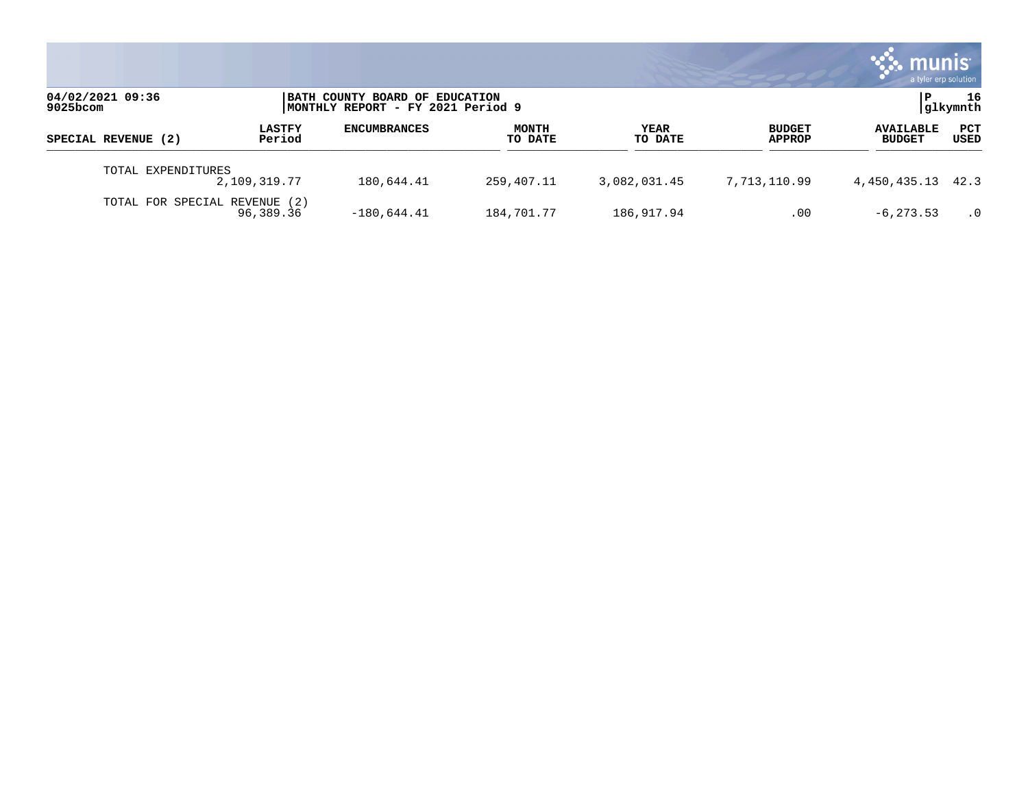04/02/2021 09:36
9025bcom

BATH COUNTY BOARD OF EDUCATION
MONTHLY REPORT - FY 2021 Period 9

P 16
glkymnth

| SPECIAL REVENUE (2) | LASTFY Period | ENCUMBRANCES | MONTH TO DATE | YEAR TO DATE | BUDGET APPROP | AVAILABLE BUDGET | PCT USED |
|---|---|---|---|---|---|---|---|
| TOTAL EXPENDITURES | 2,109,319.77 | 180,644.41 | 259,407.11 | 3,082,031.45 | 7,713,110.99 | 4,450,435.13 | 42.3 |
| TOTAL FOR SPECIAL REVENUE (2) | 96,389.36 | -180,644.41 | 184,701.77 | 186,917.94 | .00 | -6,273.53 | .0 |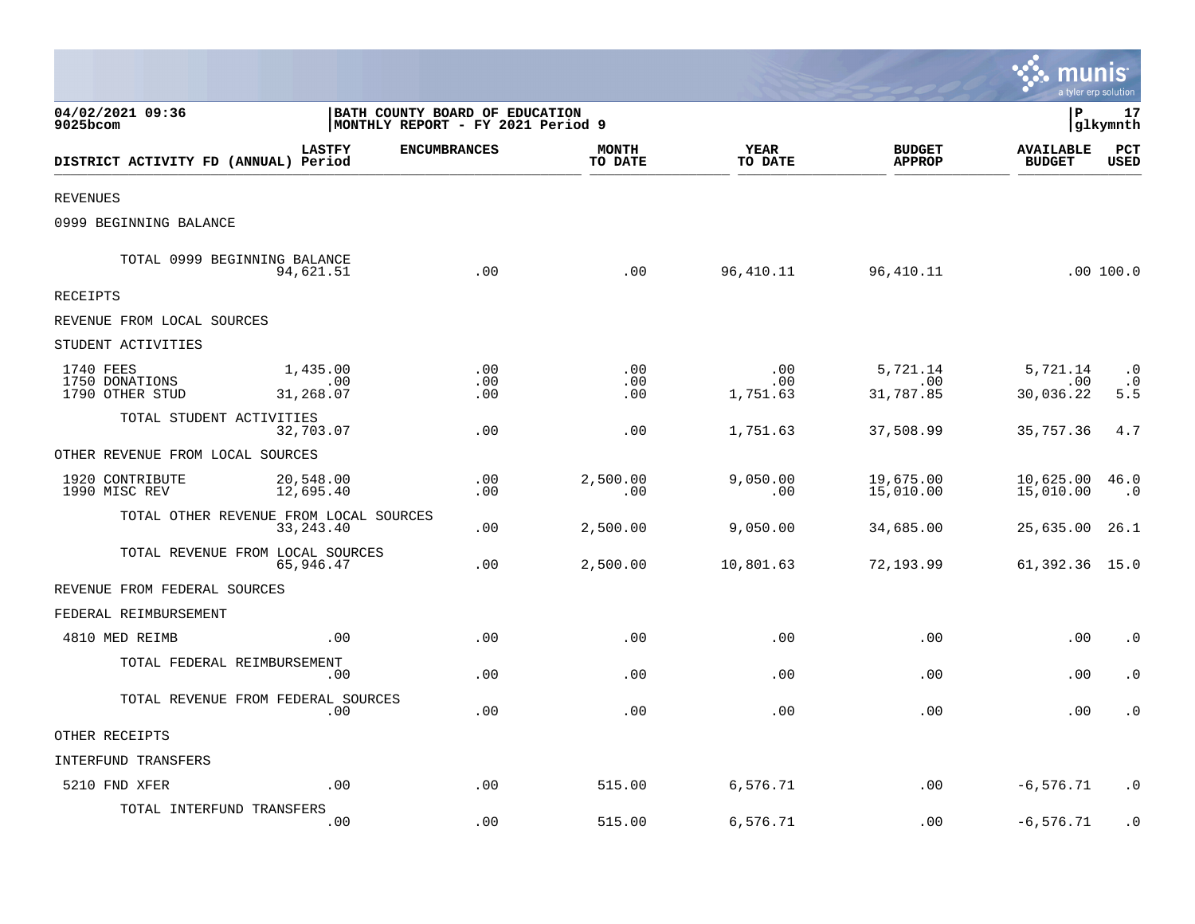04/02/2021 09:36 | BATH COUNTY BOARD OF EDUCATION | P 17
9025bcom | MONTHLY REPORT - FY 2021 Period 9 | glkymnth

| DISTRICT ACTIVITY FD (ANNUAL) | LASTFY Period | ENCUMBRANCES | MONTH TO DATE | YEAR TO DATE | BUDGET APPROP | AVAILABLE BUDGET | PCT USED |
|---|---|---|---|---|---|---|---|
| REVENUES | | | | | | | |
| 0999 BEGINNING BALANCE | | | | | | | |
| TOTAL 0999 BEGINNING BALANCE | 94,621.51 | .00 | .00 | 96,410.11 | 96,410.11 | .00 | 100.0 |
| RECEIPTS | | | | | | | |
| REVENUE FROM LOCAL SOURCES | | | | | | | |
| STUDENT ACTIVITIES | | | | | | | |
| 1740 FEES | 1,435.00 | .00 | .00 | .00 | 5,721.14 | 5,721.14 | .0 |
| 1750 DONATIONS | .00 | .00 | .00 | .00 | .00 | .00 | .0 |
| 1790 OTHER STUD | 31,268.07 | .00 | .00 | 1,751.63 | 31,787.85 | 30,036.22 | 5.5 |
| TOTAL STUDENT ACTIVITIES | 32,703.07 | .00 | .00 | 1,751.63 | 37,508.99 | 35,757.36 | 4.7 |
| OTHER REVENUE FROM LOCAL SOURCES | | | | | | | |
| 1920 CONTRIBUTE | 20,548.00 | .00 | 2,500.00 | 9,050.00 | 19,675.00 | 10,625.00 | 46.0 |
| 1990 MISC REV | 12,695.40 | .00 | .00 | .00 | 15,010.00 | 15,010.00 | .0 |
| TOTAL OTHER REVENUE FROM LOCAL SOURCES | 33,243.40 | .00 | 2,500.00 | 9,050.00 | 34,685.00 | 25,635.00 | 26.1 |
| TOTAL REVENUE FROM LOCAL SOURCES | 65,946.47 | .00 | 2,500.00 | 10,801.63 | 72,193.99 | 61,392.36 | 15.0 |
| REVENUE FROM FEDERAL SOURCES | | | | | | | |
| FEDERAL REIMBURSEMENT | | | | | | | |
| 4810 MED REIMB | .00 | .00 | .00 | .00 | .00 | .00 | .0 |
| TOTAL FEDERAL REIMBURSEMENT | .00 | .00 | .00 | .00 | .00 | .00 | .0 |
| TOTAL REVENUE FROM FEDERAL SOURCES | .00 | .00 | .00 | .00 | .00 | .00 | .0 |
| OTHER RECEIPTS | | | | | | | |
| INTERFUND TRANSFERS | | | | | | | |
| 5210 FND XFER | .00 | .00 | 515.00 | 6,576.71 | .00 | -6,576.71 | .0 |
| TOTAL INTERFUND TRANSFERS | .00 | .00 | 515.00 | 6,576.71 | .00 | -6,576.71 | .0 |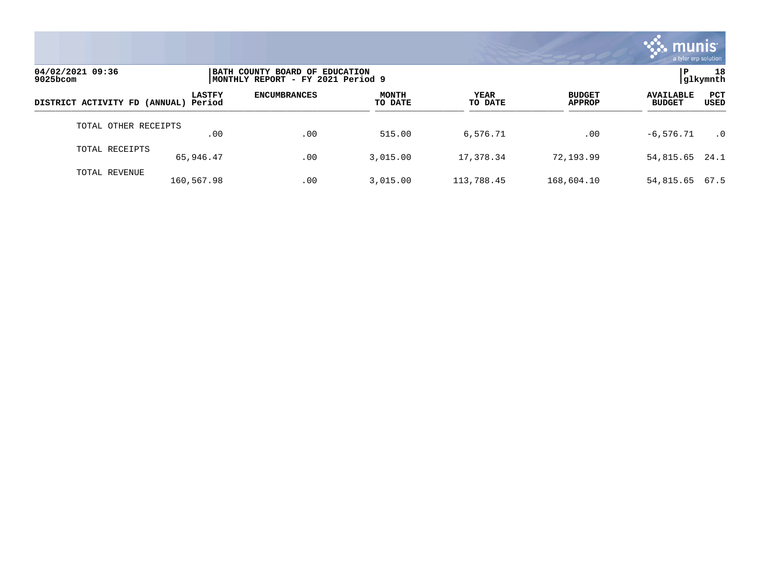04/02/2021 09:36
9025bcom

BATH COUNTY BOARD OF EDUCATION
MONTHLY REPORT - FY 2021 Period 9

P 18
glkymnth

| DISTRICT ACTIVITY FD (ANNUAL) | LASTFY Period | ENCUMBRANCES | MONTH TO DATE | YEAR TO DATE | BUDGET APPROP | AVAILABLE BUDGET | PCT USED |
|---|---|---|---|---|---|---|---|
| TOTAL OTHER RECEIPTS | .00 | .00 | 515.00 | 6,576.71 | .00 | -6,576.71 | .0 |
| TOTAL RECEIPTS | 65,946.47 | .00 | 3,015.00 | 17,378.34 | 72,193.99 | 54,815.65 | 24.1 |
| TOTAL REVENUE | 160,567.98 | .00 | 3,015.00 | 113,788.45 | 168,604.10 | 54,815.65 | 67.5 |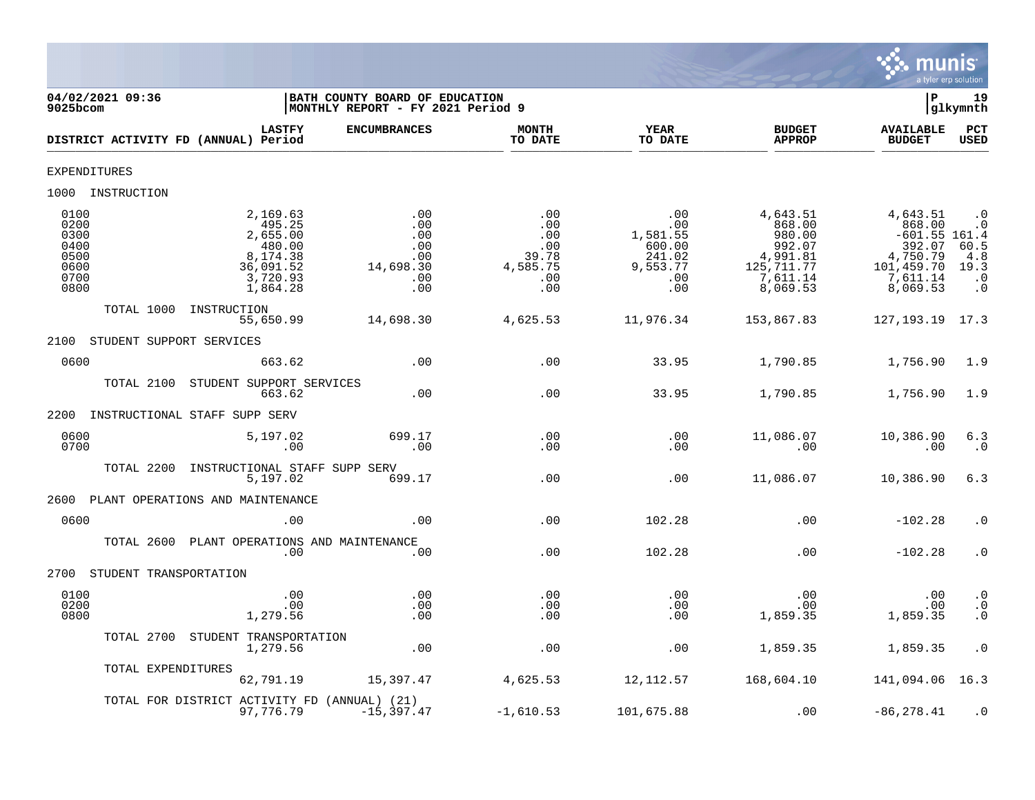04/02/2021 09:36 | BATH COUNTY BOARD OF EDUCATION | P 19
9025bcom | MONTHLY REPORT - FY 2021 Period 9 | glkymnth

| DISTRICT ACTIVITY FD (ANNUAL) | LASTFY Period | ENCUMBRANCES | MONTH TO DATE | YEAR TO DATE | BUDGET APPROP | AVAILABLE BUDGET | PCT USED |
|---|---|---|---|---|---|---|---|
| **EXPENDITURES** | | | | | | | |
| **1000 INSTRUCTION** | | | | | | | |
| 0100 | 2,169.63 | .00 | .00 | .00 | 4,643.51 | 4,643.51 | .0 |
| 0200 | 495.25 | .00 | .00 | .00 | 868.00 | 868.00 | .0 |
| 0300 | 2,655.00 | .00 | .00 | 1,581.55 | 980.00 | -601.55 | 161.4 |
| 0400 | 480.00 | .00 | .00 | 600.00 | 992.07 | 392.07 | 60.5 |
| 0500 | 8,174.38 | .00 | 39.78 | 241.02 | 4,991.81 | 4,750.79 | 4.8 |
| 0600 | 36,091.52 | 14,698.30 | 4,585.75 | 9,553.77 | 125,711.77 | 101,459.70 | 19.3 |
| 0700 | 3,720.93 | .00 | .00 | .00 | 7,611.14 | 7,611.14 | .0 |
| 0800 | 1,864.28 | .00 | .00 | .00 | 8,069.53 | 8,069.53 | .0 |
| TOTAL 1000 INSTRUCTION | 55,650.99 | 14,698.30 | 4,625.53 | 11,976.34 | 153,867.83 | 127,193.19 | 17.3 |
| **2100 STUDENT SUPPORT SERVICES** | | | | | | | |
| 0600 | 663.62 | .00 | .00 | 33.95 | 1,790.85 | 1,756.90 | 1.9 |
| TOTAL 2100 STUDENT SUPPORT SERVICES | 663.62 | .00 | .00 | 33.95 | 1,790.85 | 1,756.90 | 1.9 |
| **2200 INSTRUCTIONAL STAFF SUPP SERV** | | | | | | | |
| 0600 | 5,197.02 | 699.17 | .00 | .00 | 11,086.07 | 10,386.90 | 6.3 |
| 0700 | .00 | .00 | .00 | .00 | .00 | .00 | .0 |
| TOTAL 2200 INSTRUCTIONAL STAFF SUPP SERV | 5,197.02 | 699.17 | .00 | .00 | 11,086.07 | 10,386.90 | 6.3 |
| **2600 PLANT OPERATIONS AND MAINTENANCE** | | | | | | | |
| 0600 | .00 | .00 | .00 | 102.28 | .00 | -102.28 | .0 |
| TOTAL 2600 PLANT OPERATIONS AND MAINTENANCE | .00 | .00 | .00 | 102.28 | .00 | -102.28 | .0 |
| **2700 STUDENT TRANSPORTATION** | | | | | | | |
| 0100 | .00 | .00 | .00 | .00 | .00 | .00 | .0 |
| 0200 | .00 | .00 | .00 | .00 | .00 | .00 | .0 |
| 0800 | 1,279.56 | .00 | .00 | .00 | 1,859.35 | 1,859.35 | .0 |
| TOTAL 2700 STUDENT TRANSPORTATION | 1,279.56 | .00 | .00 | .00 | 1,859.35 | 1,859.35 | .0 |
| TOTAL EXPENDITURES | 62,791.19 | 15,397.47 | 4,625.53 | 12,112.57 | 168,604.10 | 141,094.06 | 16.3 |
| TOTAL FOR DISTRICT ACTIVITY FD (ANNUAL) (21) | 97,776.79 | -15,397.47 | -1,610.53 | 101,675.88 | .00 | -86,278.41 | .0 |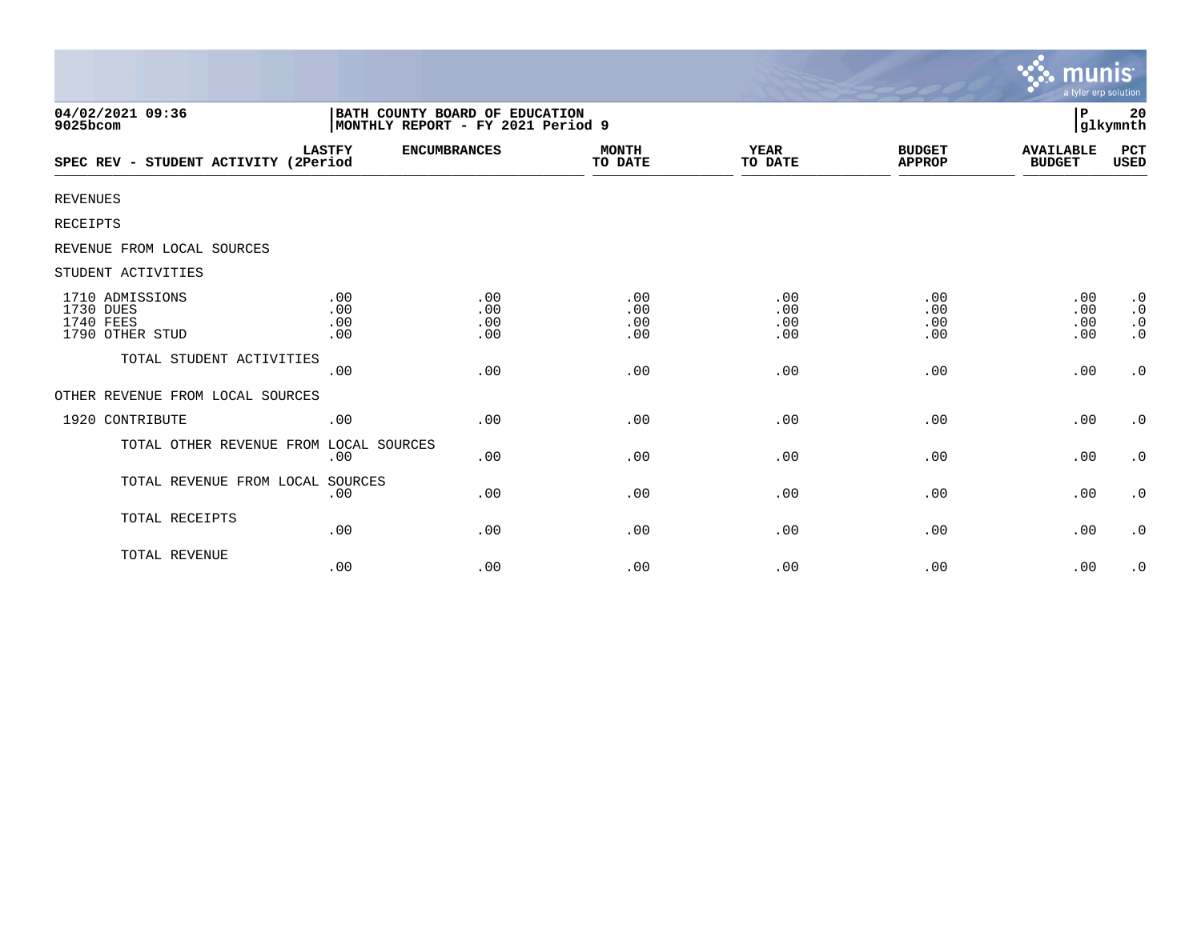04/02/2021 09:36 | BATH COUNTY BOARD OF EDUCATION | P 20
9025bcom | MONTHLY REPORT - FY 2021 Period 9 | glkymnth

| SPEC REV - STUDENT ACTIVITY (2Period | LASTFY | ENCUMBRANCES | MONTH TO DATE | YEAR TO DATE | BUDGET APPROP | AVAILABLE BUDGET | PCT USED |
|---|---|---|---|---|---|---|---|
| REVENUES | | | | | | | |
| RECEIPTS | | | | | | | |
| REVENUE FROM LOCAL SOURCES | | | | | | | |
| STUDENT ACTIVITIES | | | | | | | |
| 1710 ADMISSIONS | .00 | .00 | .00 | .00 | .00 | .00 | .0 |
| 1730 DUES | .00 | .00 | .00 | .00 | .00 | .00 | .0 |
| 1740 FEES | .00 | .00 | .00 | .00 | .00 | .00 | .0 |
| 1790 OTHER STUD | .00 | .00 | .00 | .00 | .00 | .00 | .0 |
| TOTAL STUDENT ACTIVITIES | .00 | .00 | .00 | .00 | .00 | .00 | .0 |
| OTHER REVENUE FROM LOCAL SOURCES | | | | | | | |
| 1920 CONTRIBUTE | .00 | .00 | .00 | .00 | .00 | .00 | .0 |
| TOTAL OTHER REVENUE FROM LOCAL SOURCES | .00 | .00 | .00 | .00 | .00 | .00 | .0 |
| TOTAL REVENUE FROM LOCAL SOURCES | .00 | .00 | .00 | .00 | .00 | .00 | .0 |
| TOTAL RECEIPTS | .00 | .00 | .00 | .00 | .00 | .00 | .0 |
| TOTAL REVENUE | .00 | .00 | .00 | .00 | .00 | .00 | .0 |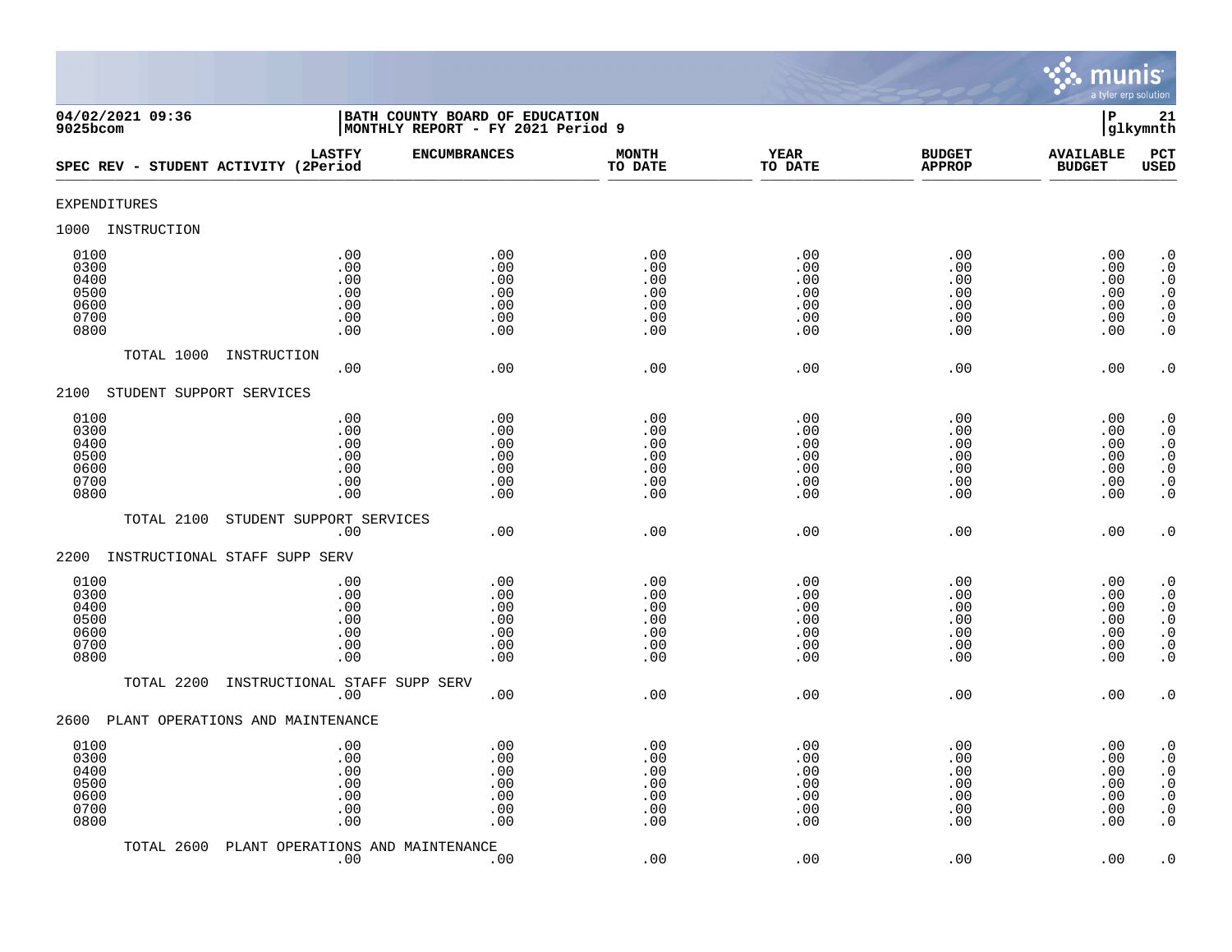04/02/2021 09:36 | BATH COUNTY BOARD OF EDUCATION | P 21
9025bcom | MONTHLY REPORT - FY 2021 Period 9 | glkymnth

| SPEC REV - STUDENT ACTIVITY (2 | LASTFY Period | ENCUMBRANCES | MONTH TO DATE | YEAR TO DATE | BUDGET APPROP | AVAILABLE BUDGET | PCT USED |
|---|---|---|---|---|---|---|---|
| EXPENDITURES | | | | | | | |
| 1000 INSTRUCTION | | | | | | | |
| 0100 | .00 | .00 | .00 | .00 | .00 | .00 | .0 |
| 0300 | .00 | .00 | .00 | .00 | .00 | .00 | .0 |
| 0400 | .00 | .00 | .00 | .00 | .00 | .00 | .0 |
| 0500 | .00 | .00 | .00 | .00 | .00 | .00 | .0 |
| 0600 | .00 | .00 | .00 | .00 | .00 | .00 | .0 |
| 0700 | .00 | .00 | .00 | .00 | .00 | .00 | .0 |
| 0800 | .00 | .00 | .00 | .00 | .00 | .00 | .0 |
| TOTAL 1000 INSTRUCTION | .00 | .00 | .00 | .00 | .00 | .00 | .0 |
| 2100 STUDENT SUPPORT SERVICES | | | | | | | |
| 0100 | .00 | .00 | .00 | .00 | .00 | .00 | .0 |
| 0300 | .00 | .00 | .00 | .00 | .00 | .00 | .0 |
| 0400 | .00 | .00 | .00 | .00 | .00 | .00 | .0 |
| 0500 | .00 | .00 | .00 | .00 | .00 | .00 | .0 |
| 0600 | .00 | .00 | .00 | .00 | .00 | .00 | .0 |
| 0700 | .00 | .00 | .00 | .00 | .00 | .00 | .0 |
| 0800 | .00 | .00 | .00 | .00 | .00 | .00 | .0 |
| TOTAL 2100 STUDENT SUPPORT SERVICES | .00 | .00 | .00 | .00 | .00 | .00 | .0 |
| 2200 INSTRUCTIONAL STAFF SUPP SERV | | | | | | | |
| 0100 | .00 | .00 | .00 | .00 | .00 | .00 | .0 |
| 0300 | .00 | .00 | .00 | .00 | .00 | .00 | .0 |
| 0400 | .00 | .00 | .00 | .00 | .00 | .00 | .0 |
| 0500 | .00 | .00 | .00 | .00 | .00 | .00 | .0 |
| 0600 | .00 | .00 | .00 | .00 | .00 | .00 | .0 |
| 0700 | .00 | .00 | .00 | .00 | .00 | .00 | .0 |
| 0800 | .00 | .00 | .00 | .00 | .00 | .00 | .0 |
| TOTAL 2200 INSTRUCTIONAL STAFF SUPP SERV | .00 | .00 | .00 | .00 | .00 | .00 | .0 |
| 2600 PLANT OPERATIONS AND MAINTENANCE | | | | | | | |
| 0100 | .00 | .00 | .00 | .00 | .00 | .00 | .0 |
| 0300 | .00 | .00 | .00 | .00 | .00 | .00 | .0 |
| 0400 | .00 | .00 | .00 | .00 | .00 | .00 | .0 |
| 0500 | .00 | .00 | .00 | .00 | .00 | .00 | .0 |
| 0600 | .00 | .00 | .00 | .00 | .00 | .00 | .0 |
| 0700 | .00 | .00 | .00 | .00 | .00 | .00 | .0 |
| 0800 | .00 | .00 | .00 | .00 | .00 | .00 | .0 |
| TOTAL 2600 PLANT OPERATIONS AND MAINTENANCE | .00 | .00 | .00 | .00 | .00 | .00 | .0 |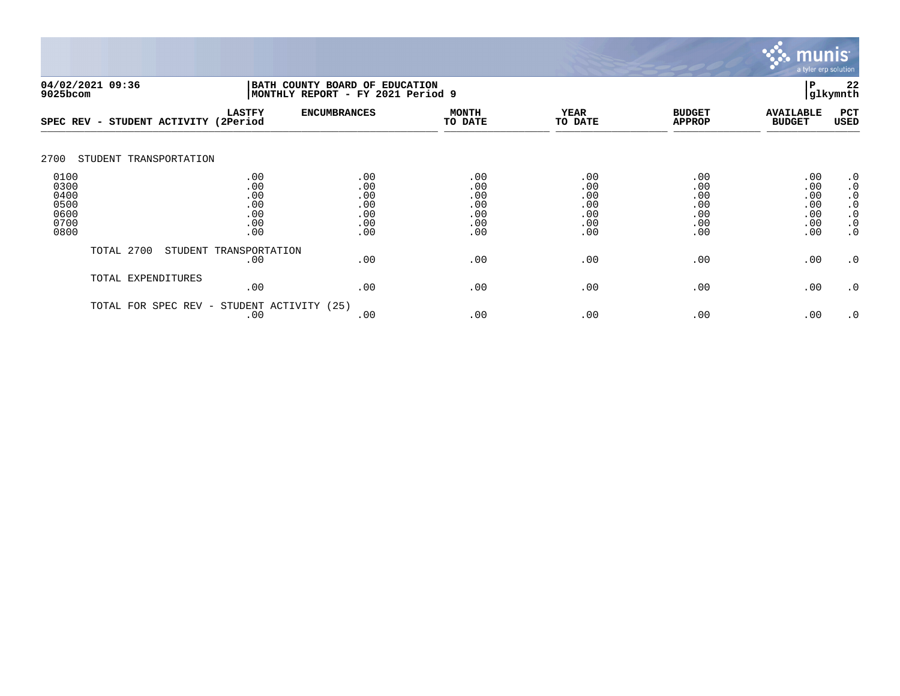04/02/2021 09:36
9025bcom

BATH COUNTY BOARD OF EDUCATION
MONTHLY REPORT - FY 2021 Period 9

P 22
glkymnth

| SPEC REV - STUDENT ACTIVITY | LASTFY (2Period | ENCUMBRANCES | MONTH TO DATE | YEAR TO DATE | BUDGET APPROP | AVAILABLE BUDGET | PCT USED |
|---|---|---|---|---|---|---|---|
| 2700 STUDENT TRANSPORTATION | | | | | | | |
| 0100 | .00 | .00 | .00 | .00 | .00 | .00 | .0 |
| 0300 | .00 | .00 | .00 | .00 | .00 | .00 | .0 |
| 0400 | .00 | .00 | .00 | .00 | .00 | .00 | .0 |
| 0500 | .00 | .00 | .00 | .00 | .00 | .00 | .0 |
| 0600 | .00 | .00 | .00 | .00 | .00 | .00 | .0 |
| 0700 | .00 | .00 | .00 | .00 | .00 | .00 | .0 |
| 0800 | .00 | .00 | .00 | .00 | .00 | .00 | .0 |
| TOTAL 2700 STUDENT TRANSPORTATION | .00 | .00 | .00 | .00 | .00 | .00 | .0 |
| TOTAL EXPENDITURES | .00 | .00 | .00 | .00 | .00 | .00 | .0 |
| TOTAL FOR SPEC REV - STUDENT ACTIVITY (25) | .00 | .00 | .00 | .00 | .00 | .00 | .0 |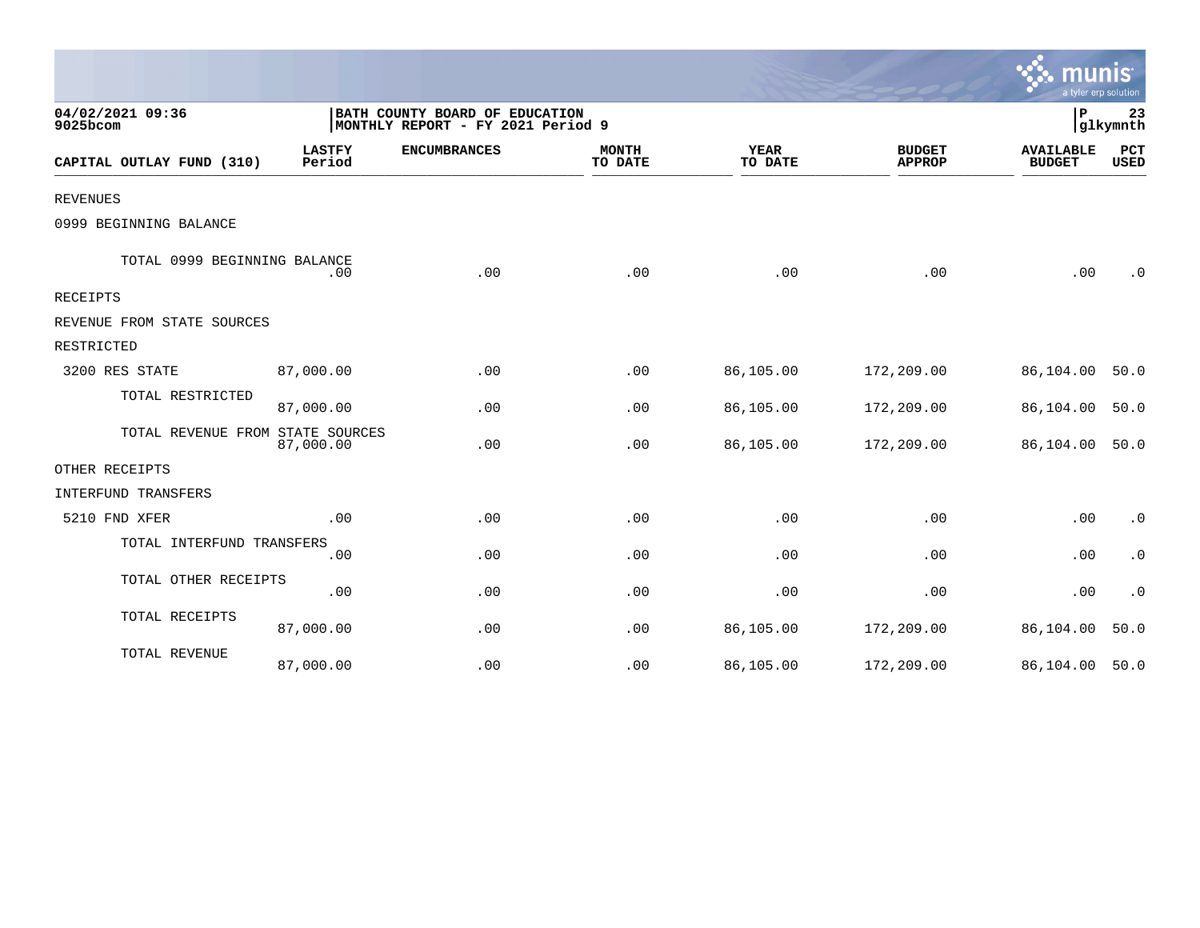04/02/2021 09:36
9025bcom

BATH COUNTY BOARD OF EDUCATION
MONTHLY REPORT - FY 2021 Period 9

P 23
glkymnth

| CAPITAL OUTLAY FUND (310) | LASTFY Period | ENCUMBRANCES | MONTH TO DATE | YEAR TO DATE | BUDGET APPROP | AVAILABLE BUDGET | PCT USED |
|---|---|---|---|---|---|---|---|
| REVENUES | | | | | | | |
| 0999 BEGINNING BALANCE | | | | | | | |
| TOTAL 0999 BEGINNING BALANCE | .00 | .00 | .00 | .00 | .00 | .00 | .0 |
| RECEIPTS | | | | | | | |
| REVENUE FROM STATE SOURCES | | | | | | | |
| RESTRICTED | | | | | | | |
| 3200 RES STATE | 87,000.00 | .00 | .00 | 86,105.00 | 172,209.00 | 86,104.00 | 50.0 |
| TOTAL RESTRICTED | 87,000.00 | .00 | .00 | 86,105.00 | 172,209.00 | 86,104.00 | 50.0 |
| TOTAL REVENUE FROM STATE SOURCES | 87,000.00 | .00 | .00 | 86,105.00 | 172,209.00 | 86,104.00 | 50.0 |
| OTHER RECEIPTS | | | | | | | |
| INTERFUND TRANSFERS | | | | | | | |
| 5210 FND XFER | .00 | .00 | .00 | .00 | .00 | .00 | .0 |
| TOTAL INTERFUND TRANSFERS | .00 | .00 | .00 | .00 | .00 | .00 | .0 |
| TOTAL OTHER RECEIPTS | .00 | .00 | .00 | .00 | .00 | .00 | .0 |
| TOTAL RECEIPTS | 87,000.00 | .00 | .00 | 86,105.00 | 172,209.00 | 86,104.00 | 50.0 |
| TOTAL REVENUE | 87,000.00 | .00 | .00 | 86,105.00 | 172,209.00 | 86,104.00 | 50.0 |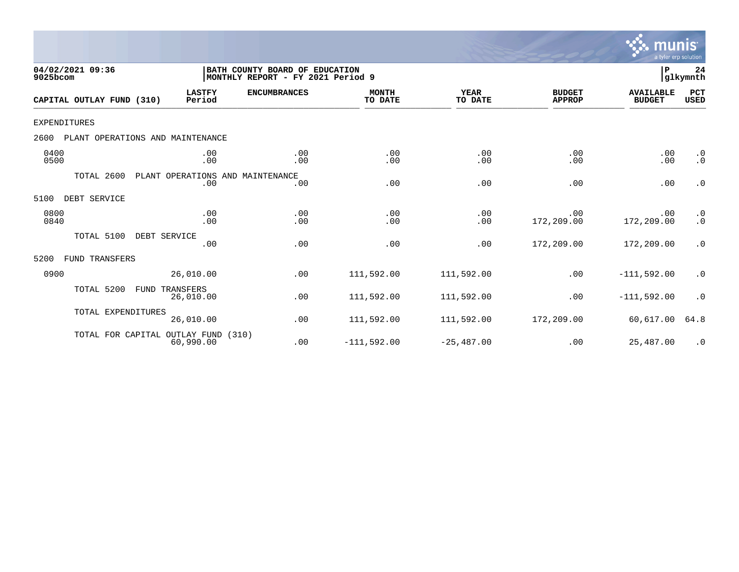04/02/2021 09:36
9025bcom

**BATH COUNTY BOARD OF EDUCATION**
**MONTHLY REPORT - FY 2021 Period 9**

P 24
glkymnth

| CAPITAL OUTLAY FUND (310) | LASTFY Period | ENCUMBRANCES | MONTH TO DATE | YEAR TO DATE | BUDGET APPROP | AVAILABLE BUDGET | PCT USED |
|---|---|---|---|---|---|---|---|
| EXPENDITURES | | | | | | | |
| 2600 PLANT OPERATIONS AND MAINTENANCE | | | | | | | |
| 0400 | .00 | .00 | .00 | .00 | .00 | .00 | .0 |
| 0500 | .00 | .00 | .00 | .00 | .00 | .00 | .0 |
| TOTAL 2600 PLANT OPERATIONS AND MAINTENANCE | .00 | .00 | .00 | .00 | .00 | .00 | .0 |
| 5100 DEBT SERVICE | | | | | | | |
| 0800 | .00 | .00 | .00 | .00 | .00 | .00 | .0 |
| 0840 | .00 | .00 | .00 | .00 | 172,209.00 | 172,209.00 | .0 |
| TOTAL 5100 DEBT SERVICE | .00 | .00 | .00 | .00 | 172,209.00 | 172,209.00 | .0 |
| 5200 FUND TRANSFERS | | | | | | | |
| 0900 | 26,010.00 | .00 | 111,592.00 | 111,592.00 | .00 | -111,592.00 | .0 |
| TOTAL 5200 FUND TRANSFERS | 26,010.00 | .00 | 111,592.00 | 111,592.00 | .00 | -111,592.00 | .0 |
| TOTAL EXPENDITURES | 26,010.00 | .00 | 111,592.00 | 111,592.00 | 172,209.00 | 60,617.00 | 64.8 |
| TOTAL FOR CAPITAL OUTLAY FUND (310) | 60,990.00 | .00 | -111,592.00 | -25,487.00 | .00 | 25,487.00 | .0 |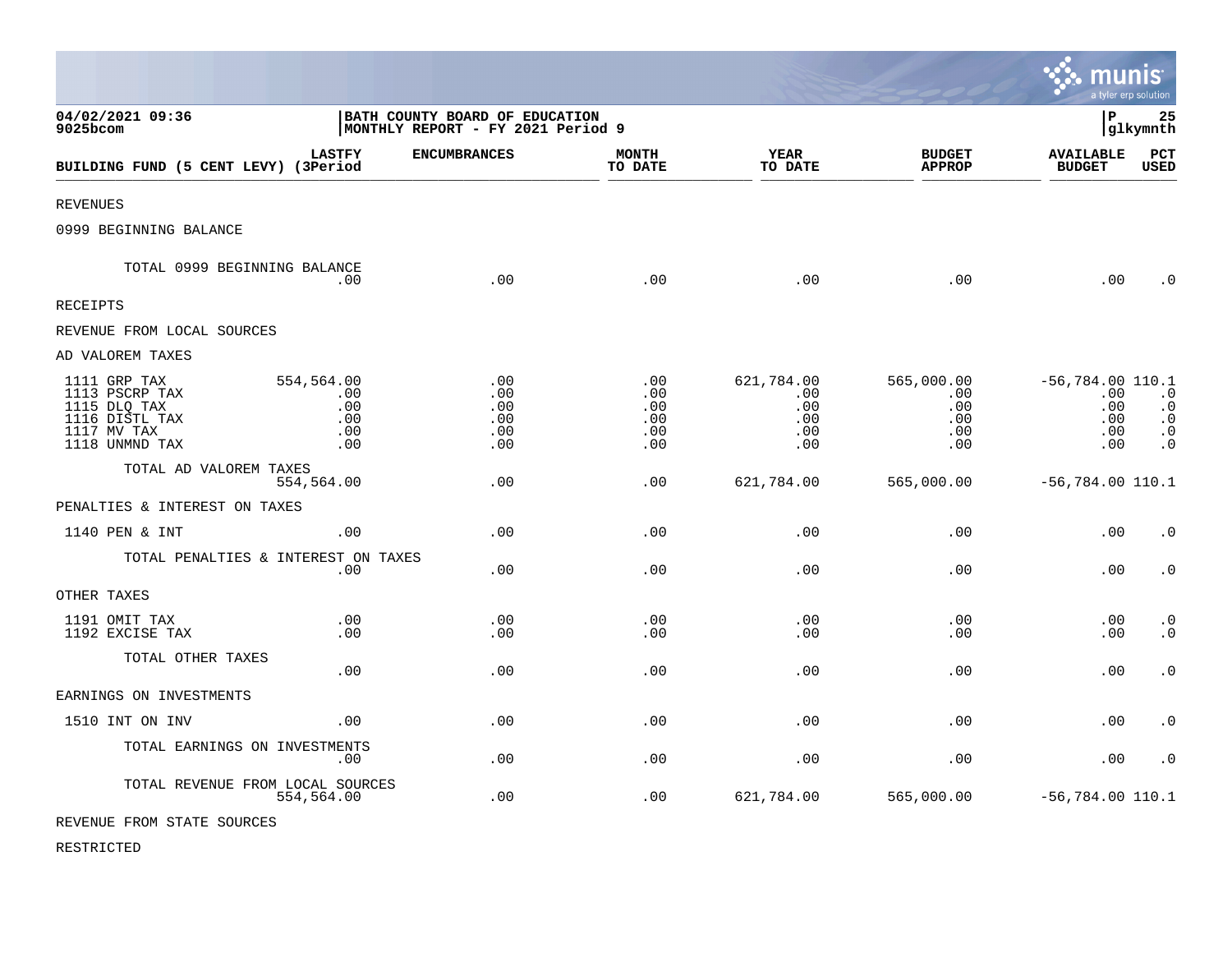04/02/2021 09:36 | BATH COUNTY BOARD OF EDUCATION | P 25
9025bcom | MONTHLY REPORT - FY 2021 Period 9 | glkymnth

| BUILDING FUND (5 CENT LEVY) | LASTFY (3Period | ENCUMBRANCES | MONTH TO DATE | YEAR TO DATE | BUDGET APPROP | AVAILABLE BUDGET | PCT USED |
|---|---|---|---|---|---|---|---|
| REVENUES | | | | | | | |
| 0999 BEGINNING BALANCE | | | | | | | |
| TOTAL 0999 BEGINNING BALANCE | .00 | .00 | .00 | .00 | .00 | .00 | .0 |
| RECEIPTS | | | | | | | |
| REVENUE FROM LOCAL SOURCES | | | | | | | |
| AD VALOREM TAXES | | | | | | | |
| 1111 GRP TAX | 554,564.00 | .00 | .00 | 621,784.00 | 565,000.00 | -56,784.00 | 110.1 |
| 1113 PSCRP TAX | .00 | .00 | .00 | .00 | .00 | .00 | .0 |
| 1115 DLQ TAX | .00 | .00 | .00 | .00 | .00 | .00 | .0 |
| 1116 DISTL TAX | .00 | .00 | .00 | .00 | .00 | .00 | .0 |
| 1117 MV TAX | .00 | .00 | .00 | .00 | .00 | .00 | .0 |
| 1118 UNMND TAX | .00 | .00 | .00 | .00 | .00 | .00 | .0 |
| TOTAL AD VALOREM TAXES | 554,564.00 | .00 | .00 | 621,784.00 | 565,000.00 | -56,784.00 | 110.1 |
| PENALTIES & INTEREST ON TAXES | | | | | | | |
| 1140 PEN & INT | .00 | .00 | .00 | .00 | .00 | .00 | .0 |
| TOTAL PENALTIES & INTEREST ON TAXES | .00 | .00 | .00 | .00 | .00 | .00 | .0 |
| OTHER TAXES | | | | | | | |
| 1191 OMIT TAX | .00 | .00 | .00 | .00 | .00 | .00 | .0 |
| 1192 EXCISE TAX | .00 | .00 | .00 | .00 | .00 | .00 | .0 |
| TOTAL OTHER TAXES | .00 | .00 | .00 | .00 | .00 | .00 | .0 |
| EARNINGS ON INVESTMENTS | | | | | | | |
| 1510 INT ON INV | .00 | .00 | .00 | .00 | .00 | .00 | .0 |
| TOTAL EARNINGS ON INVESTMENTS | .00 | .00 | .00 | .00 | .00 | .00 | .0 |
| TOTAL REVENUE FROM LOCAL SOURCES | 554,564.00 | .00 | .00 | 621,784.00 | 565,000.00 | -56,784.00 | 110.1 |
| REVENUE FROM STATE SOURCES | | | | | | | |
| RESTRICTED | | | | | | | |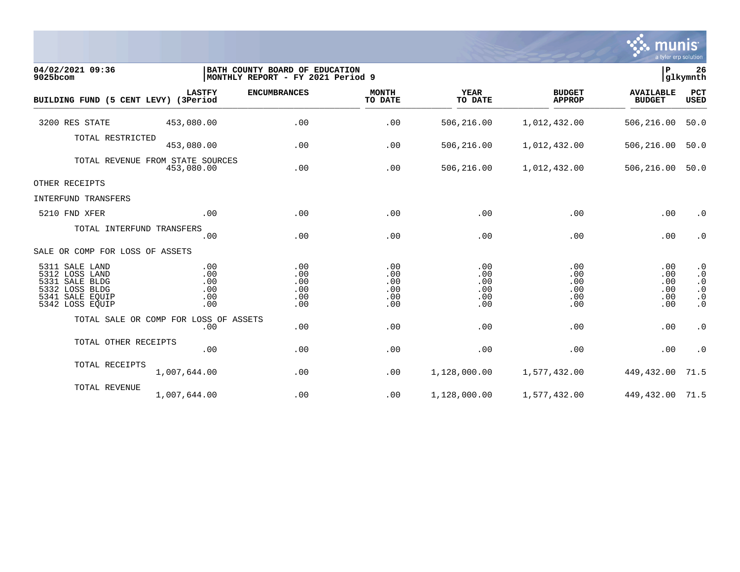04/02/2021 09:36
9025bcom

BATH COUNTY BOARD OF EDUCATION
MONTHLY REPORT - FY 2021 Period 9

P 26
glkymnth

| BUILDING FUND (5 CENT LEVY) | LASTFY (3Period | ENCUMBRANCES | MONTH TO DATE | YEAR TO DATE | BUDGET APPROP | AVAILABLE BUDGET | PCT USED |
|---|---|---|---|---|---|---|---|
| 3200 RES STATE | 453,080.00 | .00 | .00 | 506,216.00 | 1,012,432.00 | 506,216.00 | 50.0 |
| TOTAL RESTRICTED | 453,080.00 | .00 | .00 | 506,216.00 | 1,012,432.00 | 506,216.00 | 50.0 |
| TOTAL REVENUE FROM STATE SOURCES | 453,080.00 | .00 | .00 | 506,216.00 | 1,012,432.00 | 506,216.00 | 50.0 |
| OTHER RECEIPTS | | | | | | | |
| INTERFUND TRANSFERS | | | | | | | |
| 5210 FND XFER | .00 | .00 | .00 | .00 | .00 | .00 | .0 |
| TOTAL INTERFUND TRANSFERS | .00 | .00 | .00 | .00 | .00 | .00 | .0 |
| SALE OR COMP FOR LOSS OF ASSETS | | | | | | | |
| 5311 SALE LAND | .00 | .00 | .00 | .00 | .00 | .00 | .0 |
| 5312 LOSS LAND | .00 | .00 | .00 | .00 | .00 | .00 | .0 |
| 5331 SALE BLDG | .00 | .00 | .00 | .00 | .00 | .00 | .0 |
| 5332 LOSS BLDG | .00 | .00 | .00 | .00 | .00 | .00 | .0 |
| 5341 SALE EQUIP | .00 | .00 | .00 | .00 | .00 | .00 | .0 |
| 5342 LOSS EQUIP | .00 | .00 | .00 | .00 | .00 | .00 | .0 |
| TOTAL SALE OR COMP FOR LOSS OF ASSETS | .00 | .00 | .00 | .00 | .00 | .00 | .0 |
| TOTAL OTHER RECEIPTS | .00 | .00 | .00 | .00 | .00 | .00 | .0 |
| TOTAL RECEIPTS | 1,007,644.00 | .00 | .00 | 1,128,000.00 | 1,577,432.00 | 449,432.00 | 71.5 |
| TOTAL REVENUE | 1,007,644.00 | .00 | .00 | 1,128,000.00 | 1,577,432.00 | 449,432.00 | 71.5 |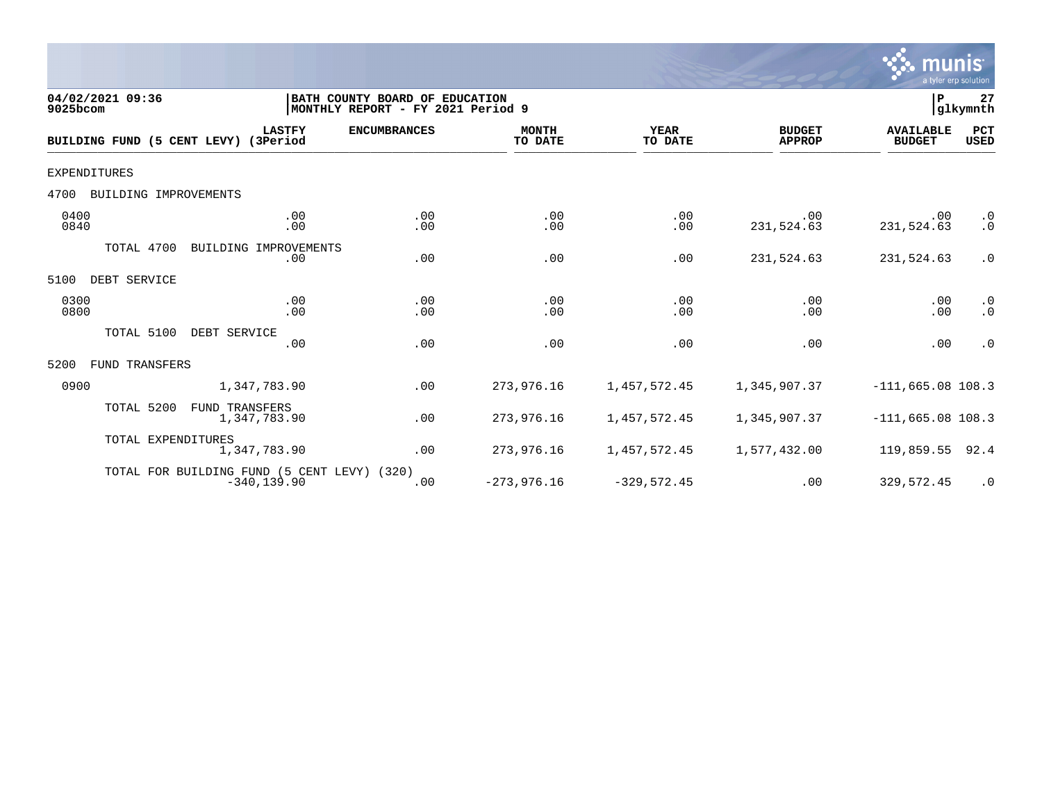04/02/2021 09:36 | BATH COUNTY BOARD OF EDUCATION | P 27
9025bcom | MONTHLY REPORT - FY 2021 Period 9 | glkymnth

| BUILDING FUND (5 CENT LEVY) | LASTFY (3Period | ENCUMBRANCES | MONTH TO DATE | YEAR TO DATE | BUDGET APPROP | AVAILABLE BUDGET | PCT USED |
|---|---|---|---|---|---|---|---|
| EXPENDITURES | | | | | | | |
| 4700 BUILDING IMPROVEMENTS | | | | | | | |
| 0400 | .00 | .00 | .00 | .00 | .00 | .00 | .0 |
| 0840 | .00 | .00 | .00 | .00 | 231,524.63 | 231,524.63 | .0 |
| TOTAL 4700 BUILDING IMPROVEMENTS | .00 | .00 | .00 | .00 | 231,524.63 | 231,524.63 | .0 |
| 5100 DEBT SERVICE | | | | | | | |
| 0300 | .00 | .00 | .00 | .00 | .00 | .00 | .0 |
| 0800 | .00 | .00 | .00 | .00 | .00 | .00 | .0 |
| TOTAL 5100 DEBT SERVICE | .00 | .00 | .00 | .00 | .00 | .00 | .0 |
| 5200 FUND TRANSFERS | | | | | | | |
| 0900 | 1,347,783.90 | .00 | 273,976.16 | 1,457,572.45 | 1,345,907.37 | -111,665.08 | 108.3 |
| TOTAL 5200 FUND TRANSFERS | 1,347,783.90 | .00 | 273,976.16 | 1,457,572.45 | 1,345,907.37 | -111,665.08 | 108.3 |
| TOTAL EXPENDITURES | 1,347,783.90 | .00 | 273,976.16 | 1,457,572.45 | 1,577,432.00 | 119,859.55 | 92.4 |
| TOTAL FOR BUILDING FUND (5 CENT LEVY) (320) | -340,139.90 | .00 | -273,976.16 | -329,572.45 | .00 | 329,572.45 | .0 |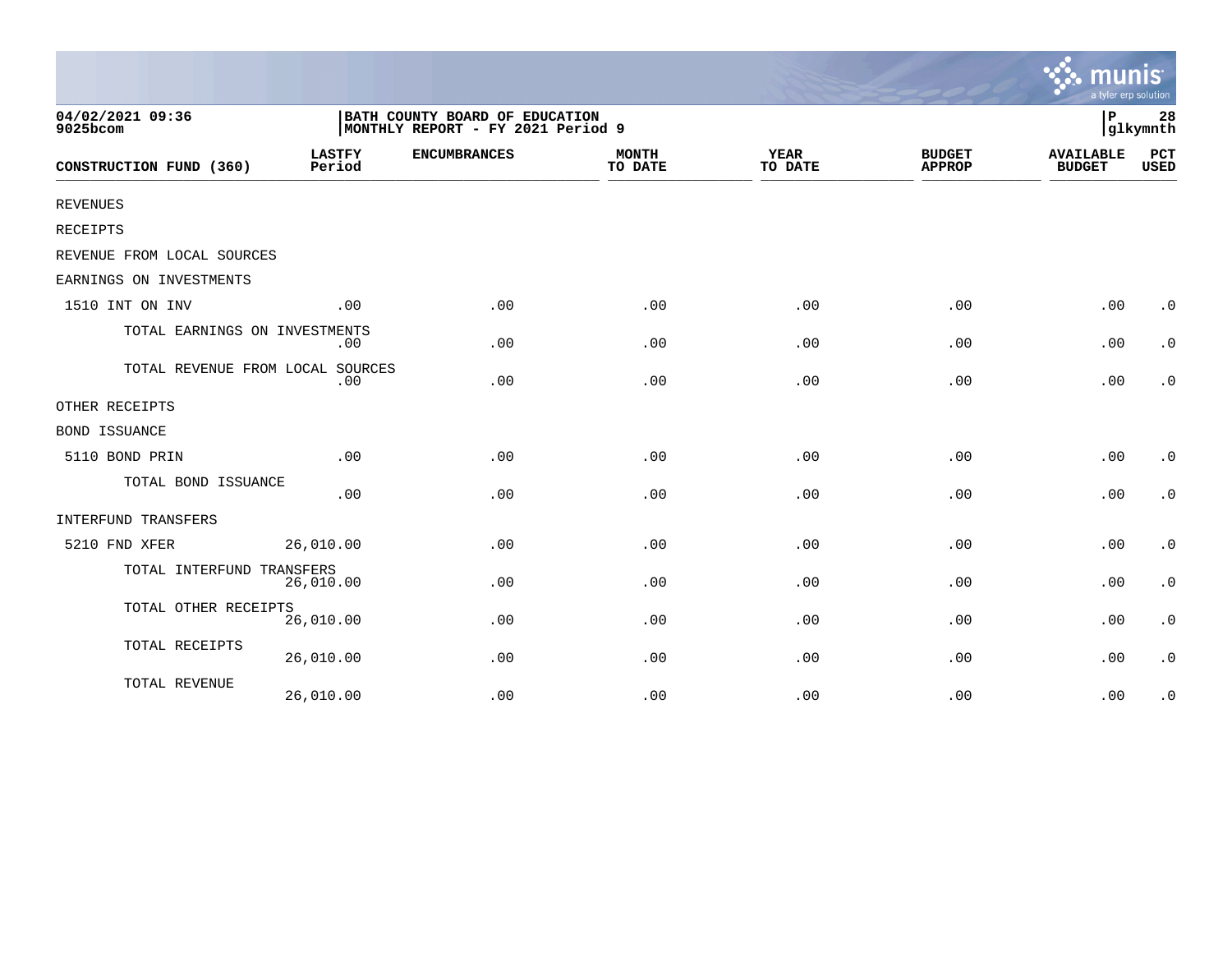04/02/2021 09:36
9025bcom

BATH COUNTY BOARD OF EDUCATION
MONTHLY REPORT - FY 2021 Period 9

P 28
glkymnth

| CONSTRUCTION FUND (360) | LASTFY Period | ENCUMBRANCES | MONTH TO DATE | YEAR TO DATE | BUDGET APPROP | AVAILABLE BUDGET | PCT USED |
|---|---|---|---|---|---|---|---|
| REVENUES | | | | | | | |
| RECEIPTS | | | | | | | |
| REVENUE FROM LOCAL SOURCES | | | | | | | |
| EARNINGS ON INVESTMENTS | | | | | | | |
| 1510 INT ON INV | .00 | .00 | .00 | .00 | .00 | .00 | .0 |
| TOTAL EARNINGS ON INVESTMENTS | .00 | .00 | .00 | .00 | .00 | .00 | .0 |
| TOTAL REVENUE FROM LOCAL SOURCES | .00 | .00 | .00 | .00 | .00 | .00 | .0 |
| OTHER RECEIPTS | | | | | | | |
| BOND ISSUANCE | | | | | | | |
| 5110 BOND PRIN | .00 | .00 | .00 | .00 | .00 | .00 | .0 |
| TOTAL BOND ISSUANCE | .00 | .00 | .00 | .00 | .00 | .00 | .0 |
| INTERFUND TRANSFERS | | | | | | | |
| 5210 FND XFER | 26,010.00 | .00 | .00 | .00 | .00 | .00 | .0 |
| TOTAL INTERFUND TRANSFERS | 26,010.00 | .00 | .00 | .00 | .00 | .00 | .0 |
| TOTAL OTHER RECEIPTS | 26,010.00 | .00 | .00 | .00 | .00 | .00 | .0 |
| TOTAL RECEIPTS | 26,010.00 | .00 | .00 | .00 | .00 | .00 | .0 |
| TOTAL REVENUE | 26,010.00 | .00 | .00 | .00 | .00 | .00 | .0 |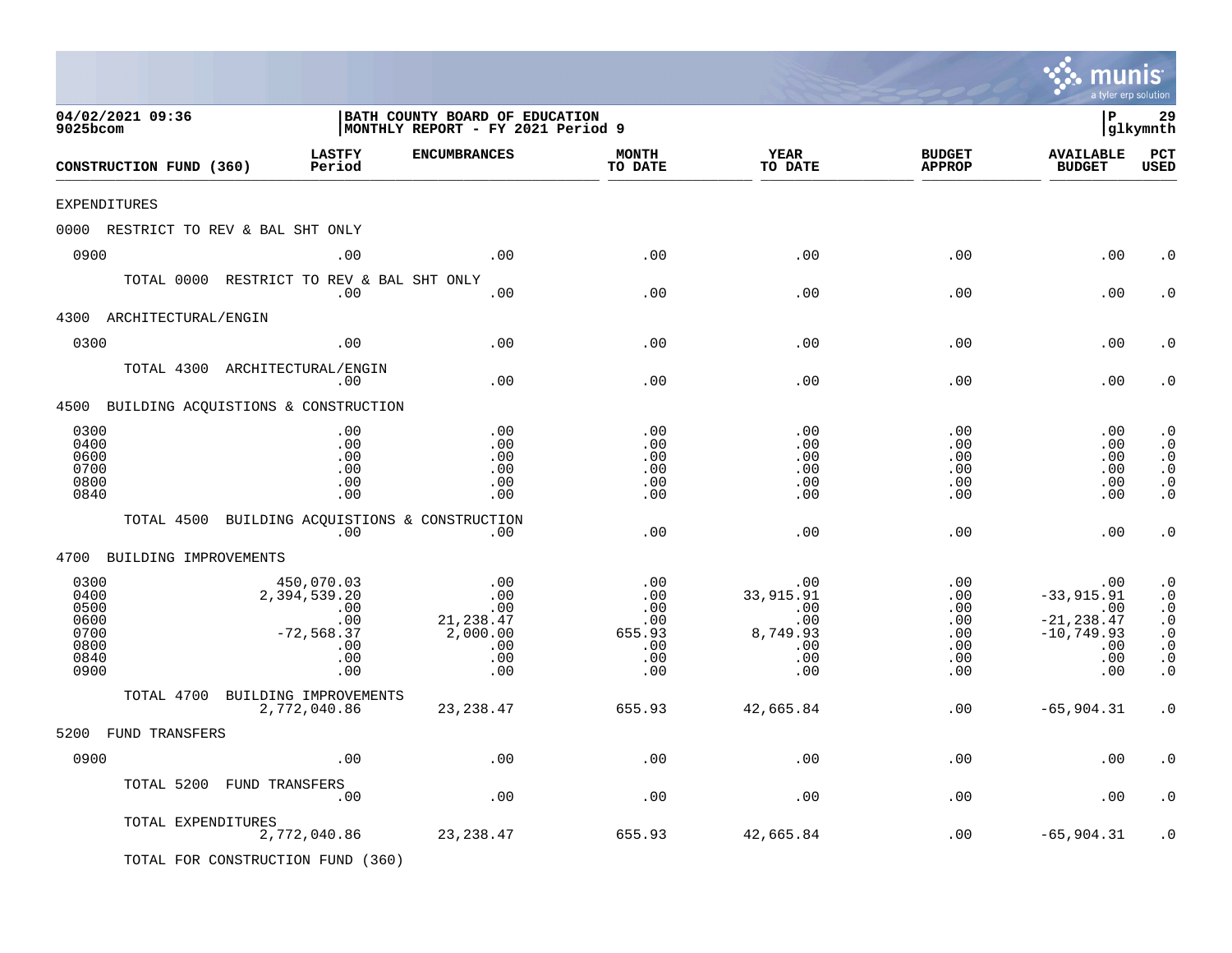04/02/2021 09:36
9025bcom

BATH COUNTY BOARD OF EDUCATION
MONTHLY REPORT - FY 2021 Period 9

P 29
glkymnth

| CONSTRUCTION FUND (360) | LASTFY Period | ENCUMBRANCES | MONTH TO DATE | YEAR TO DATE | BUDGET APPROP | AVAILABLE BUDGET | PCT USED |
|---|---|---|---|---|---|---|---|
| EXPENDITURES | | | | | | | |
| 0000 RESTRICT TO REV & BAL SHT ONLY | | | | | | | |
| 0900 | .00 | .00 | .00 | .00 | .00 | .00 | .0 |
| TOTAL 0000 RESTRICT TO REV & BAL SHT ONLY | .00 | .00 | .00 | .00 | .00 | .00 | .0 |
| 4300 ARCHITECTURAL/ENGIN | | | | | | | |
| 0300 | .00 | .00 | .00 | .00 | .00 | .00 | .0 |
| TOTAL 4300 ARCHITECTURAL/ENGIN | .00 | .00 | .00 | .00 | .00 | .00 | .0 |
| 4500 BUILDING ACQUISTIONS & CONSTRUCTION | | | | | | | |
| 0300 | .00 | .00 | .00 | .00 | .00 | .00 | .0 |
| 0400 | .00 | .00 | .00 | .00 | .00 | .00 | .0 |
| 0600 | .00 | .00 | .00 | .00 | .00 | .00 | .0 |
| 0700 | .00 | .00 | .00 | .00 | .00 | .00 | .0 |
| 0800 | .00 | .00 | .00 | .00 | .00 | .00 | .0 |
| 0840 | .00 | .00 | .00 | .00 | .00 | .00 | .0 |
| TOTAL 4500 BUILDING ACQUISTIONS & CONSTRUCTION | .00 | .00 | .00 | .00 | .00 | .00 | .0 |
| 4700 BUILDING IMPROVEMENTS | | | | | | | |
| 0300 | 450,070.03 | .00 | .00 | .00 | .00 | .00 | .0 |
| 0400 | 2,394,539.20 | .00 | .00 | 33,915.91 | .00 | -33,915.91 | .0 |
| 0500 | .00 | .00 | .00 | .00 | .00 | .00 | .0 |
| 0600 | .00 | 21,238.47 | .00 | .00 | .00 | -21,238.47 | .0 |
| 0700 | -72,568.37 | 2,000.00 | 655.93 | 8,749.93 | .00 | -10,749.93 | .0 |
| 0800 | .00 | .00 | .00 | .00 | .00 | .00 | .0 |
| 0840 | .00 | .00 | .00 | .00 | .00 | .00 | .0 |
| 0900 | .00 | .00 | .00 | .00 | .00 | .00 | .0 |
| TOTAL 4700 BUILDING IMPROVEMENTS | 2,772,040.86 | 23,238.47 | 655.93 | 42,665.84 | .00 | -65,904.31 | .0 |
| 5200 FUND TRANSFERS | | | | | | | |
| 0900 | .00 | .00 | .00 | .00 | .00 | .00 | .0 |
| TOTAL 5200 FUND TRANSFERS | .00 | .00 | .00 | .00 | .00 | .00 | .0 |
| TOTAL EXPENDITURES | 2,772,040.86 | 23,238.47 | 655.93 | 42,665.84 | .00 | -65,904.31 | .0 |

TOTAL FOR CONSTRUCTION FUND (360)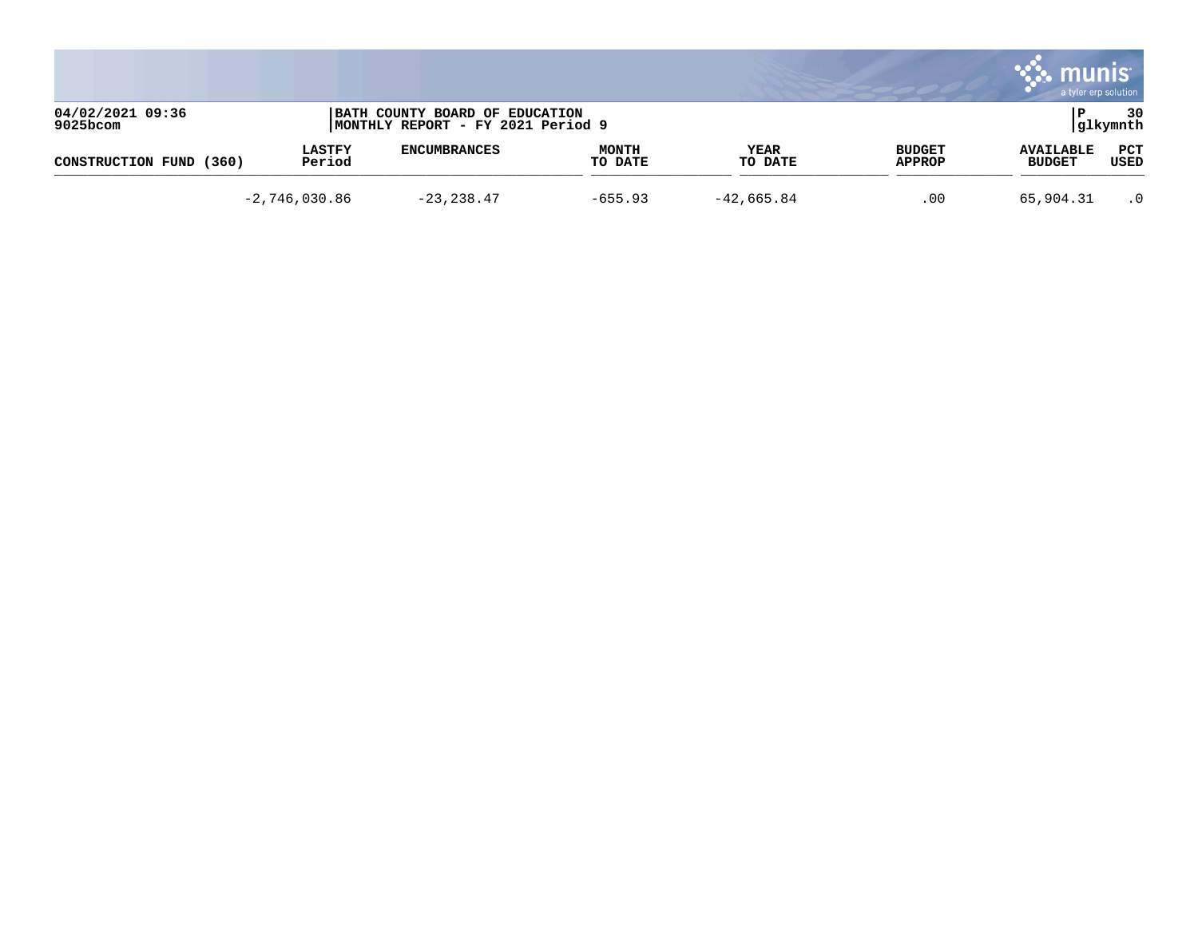| CONSTRUCTION FUND (360) | LASTFY Period | ENCUMBRANCES | MONTH TO DATE | YEAR TO DATE | BUDGET APPROP | AVAILABLE BUDGET | PCT USED |
|---|---|---|---|---|---|---|---|
| | -2,746,030.86 | -23,238.47 | -655.93 | -42,665.84 | .00 | 65,904.31 | .0 |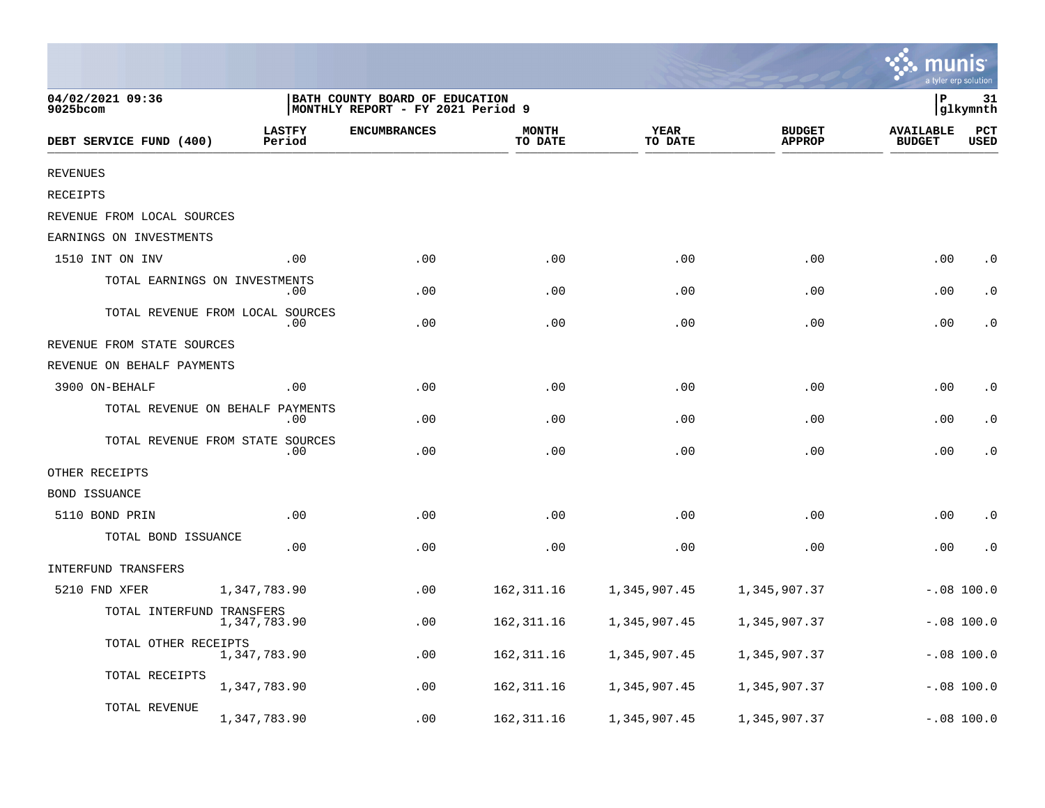04/02/2021 09:36
9025bcom

BATH COUNTY BOARD OF EDUCATION
MONTHLY REPORT - FY 2021 Period 9

| DEBT SERVICE FUND (400) | LASTFY Period | ENCUMBRANCES | MONTH TO DATE | YEAR TO DATE | BUDGET APPROP | AVAILABLE BUDGET | PCT USED |
|---|---|---|---|---|---|---|---|
| REVENUES | | | | | | | |
| RECEIPTS | | | | | | | |
| REVENUE FROM LOCAL SOURCES | | | | | | | |
| EARNINGS ON INVESTMENTS | | | | | | | |
| 1510 INT ON INV | .00 | .00 | .00 | .00 | .00 | .00 | .0 |
| TOTAL EARNINGS ON INVESTMENTS | .00 | .00 | .00 | .00 | .00 | .00 | .0 |
| TOTAL REVENUE FROM LOCAL SOURCES | .00 | .00 | .00 | .00 | .00 | .00 | .0 |
| REVENUE FROM STATE SOURCES | | | | | | | |
| REVENUE ON BEHALF PAYMENTS | | | | | | | |
| 3900 ON-BEHALF | .00 | .00 | .00 | .00 | .00 | .00 | .0 |
| TOTAL REVENUE ON BEHALF PAYMENTS | .00 | .00 | .00 | .00 | .00 | .00 | .0 |
| TOTAL REVENUE FROM STATE SOURCES | .00 | .00 | .00 | .00 | .00 | .00 | .0 |
| OTHER RECEIPTS | | | | | | | |
| BOND ISSUANCE | | | | | | | |
| 5110 BOND PRIN | .00 | .00 | .00 | .00 | .00 | .00 | .0 |
| TOTAL BOND ISSUANCE | .00 | .00 | .00 | .00 | .00 | .00 | .0 |
| INTERFUND TRANSFERS | | | | | | | |
| 5210 FND XFER | 1,347,783.90 | .00 | 162,311.16 | 1,345,907.45 | 1,345,907.37 | -.08 | 100.0 |
| TOTAL INTERFUND TRANSFERS | 1,347,783.90 | .00 | 162,311.16 | 1,345,907.45 | 1,345,907.37 | -.08 | 100.0 |
| TOTAL OTHER RECEIPTS | 1,347,783.90 | .00 | 162,311.16 | 1,345,907.45 | 1,345,907.37 | -.08 | 100.0 |
| TOTAL RECEIPTS | 1,347,783.90 | .00 | 162,311.16 | 1,345,907.45 | 1,345,907.37 | -.08 | 100.0 |
| TOTAL REVENUE | 1,347,783.90 | .00 | 162,311.16 | 1,345,907.45 | 1,345,907.37 | -.08 | 100.0 |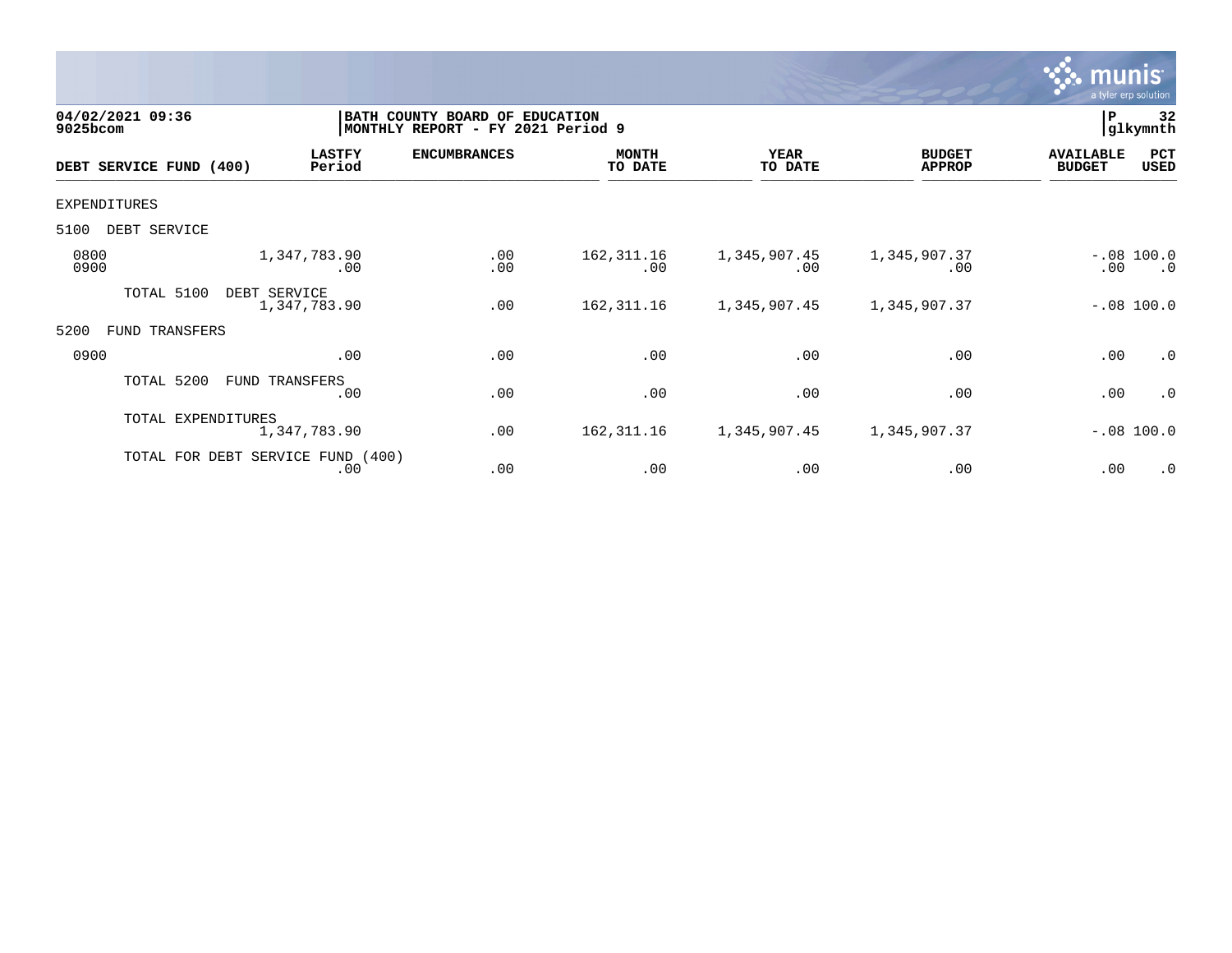04/02/2021 09:36
9025bcom

BATH COUNTY BOARD OF EDUCATION
MONTHLY REPORT - FY 2021 Period 9

P 32
glkymnth

| DEBT SERVICE FUND (400) | LASTFY Period | ENCUMBRANCES | MONTH TO DATE | YEAR TO DATE | BUDGET APPROP | AVAILABLE BUDGET | PCT USED |
|---|---|---|---|---|---|---|---|
| EXPENDITURES | | | | | | | |
| 5100 DEBT SERVICE | | | | | | | |
| 0800 | 1,347,783.90 | .00 | 162,311.16 | 1,345,907.45 | 1,345,907.37 | -.08 | 100.0 |
| 0900 | .00 | .00 | .00 | .00 | .00 | .00 | .0 |
| TOTAL 5100 DEBT SERVICE | 1,347,783.90 | .00 | 162,311.16 | 1,345,907.45 | 1,345,907.37 | -.08 | 100.0 |
| 5200 FUND TRANSFERS | | | | | | | |
| 0900 | .00 | .00 | .00 | .00 | .00 | .00 | .0 |
| TOTAL 5200 FUND TRANSFERS | .00 | .00 | .00 | .00 | .00 | .00 | .0 |
| TOTAL EXPENDITURES | 1,347,783.90 | .00 | 162,311.16 | 1,345,907.45 | 1,345,907.37 | -.08 | 100.0 |
| TOTAL FOR DEBT SERVICE FUND (400) | .00 | .00 | .00 | .00 | .00 | .00 | .0 |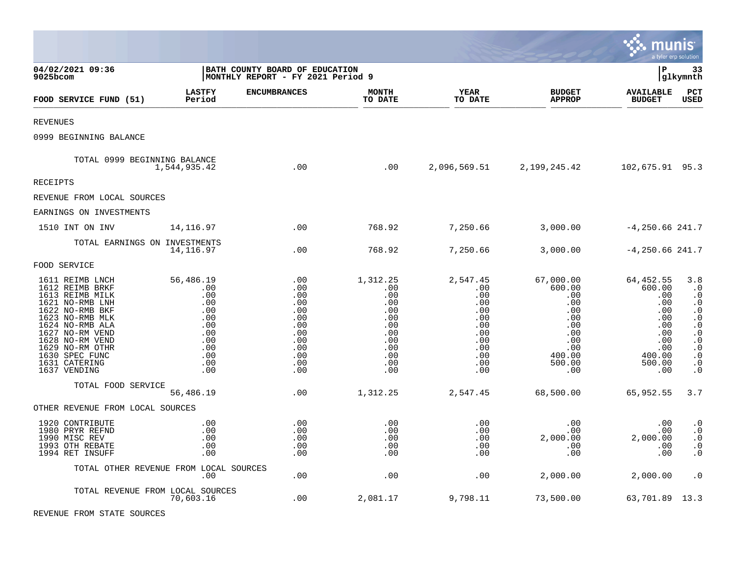04/02/2021 09:36
9025bcom

BATH COUNTY BOARD OF EDUCATION
MONTHLY REPORT - FY 2021 Period 9

P 33
glkymnth

| FOOD SERVICE FUND (51) | LASTFY Period | ENCUMBRANCES | MONTH TO DATE | YEAR TO DATE | BUDGET APPROP | AVAILABLE BUDGET | PCT USED |
|---|---|---|---|---|---|---|---|
| REVENUES | | | | | | | |
| 0999 BEGINNING BALANCE | | | | | | | |
| TOTAL 0999 BEGINNING BALANCE | 1,544,935.42 | .00 | .00 | 2,096,569.51 | 2,199,245.42 | 102,675.91 | 95.3 |
| RECEIPTS | | | | | | | |
| REVENUE FROM LOCAL SOURCES | | | | | | | |
| EARNINGS ON INVESTMENTS | | | | | | | |
| 1510 INT ON INV | 14,116.97 | .00 | 768.92 | 7,250.66 | 3,000.00 | -4,250.66 | 241.7 |
| TOTAL EARNINGS ON INVESTMENTS | 14,116.97 | .00 | 768.92 | 7,250.66 | 3,000.00 | -4,250.66 | 241.7 |
| FOOD SERVICE | | | | | | | |
| 1611 REIMB LNCH | 56,486.19 | .00 | 1,312.25 | 2,547.45 | 67,000.00 | 64,452.55 | 3.8 |
| 1612 REIMB BRKF | .00 | .00 | .00 | .00 | 600.00 | 600.00 | .0 |
| 1613 REIMB MILK | .00 | .00 | .00 | .00 | .00 | .00 | .0 |
| 1621 NO-RMB LNH | .00 | .00 | .00 | .00 | .00 | .00 | .0 |
| 1622 NO-RMB BKF | .00 | .00 | .00 | .00 | .00 | .00 | .0 |
| 1623 NO-RMB MLK | .00 | .00 | .00 | .00 | .00 | .00 | .0 |
| 1624 NO-RMB ALA | .00 | .00 | .00 | .00 | .00 | .00 | .0 |
| 1627 NO-RM VEND | .00 | .00 | .00 | .00 | .00 | .00 | .0 |
| 1628 NO-RM VEND | .00 | .00 | .00 | .00 | .00 | .00 | .0 |
| 1629 NO-RM OTHR | .00 | .00 | .00 | .00 | .00 | .00 | .0 |
| 1630 SPEC FUNC | .00 | .00 | .00 | .00 | 400.00 | 400.00 | .0 |
| 1631 CATERING | .00 | .00 | .00 | .00 | 500.00 | 500.00 | .0 |
| 1637 VENDING | .00 | .00 | .00 | .00 | .00 | .00 | .0 |
| TOTAL FOOD SERVICE | 56,486.19 | .00 | 1,312.25 | 2,547.45 | 68,500.00 | 65,952.55 | 3.7 |
| OTHER REVENUE FROM LOCAL SOURCES | | | | | | | |
| 1920 CONTRIBUTE | .00 | .00 | .00 | .00 | .00 | .00 | .0 |
| 1980 PRYR REFND | .00 | .00 | .00 | .00 | .00 | .00 | .0 |
| 1990 MISC REV | .00 | .00 | .00 | .00 | 2,000.00 | 2,000.00 | .0 |
| 1993 OTH REBATE | .00 | .00 | .00 | .00 | .00 | .00 | .0 |
| 1994 RET INSUFF | .00 | .00 | .00 | .00 | .00 | .00 | .0 |
| TOTAL OTHER REVENUE FROM LOCAL SOURCES | .00 | .00 | .00 | .00 | 2,000.00 | 2,000.00 | .0 |
| TOTAL REVENUE FROM LOCAL SOURCES | 70,603.16 | .00 | 2,081.17 | 9,798.11 | 73,500.00 | 63,701.89 | 13.3 |
| REVENUE FROM STATE SOURCES | | | | | | | |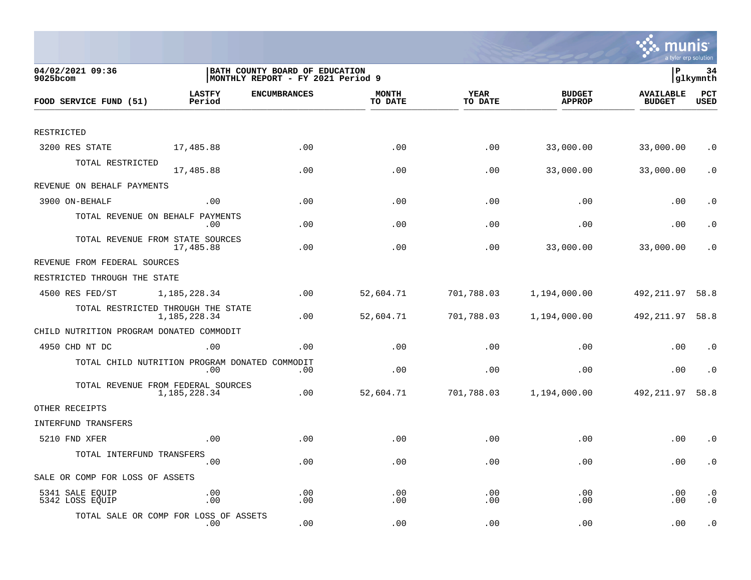04/02/2021 09:36
9025bcom

BATH COUNTY BOARD OF EDUCATION
MONTHLY REPORT - FY 2021 Period 9

P 34
glkymnth

| FOOD SERVICE FUND (51) | LASTFY Period | ENCUMBRANCES | MONTH TO DATE | YEAR TO DATE | BUDGET APPROP | AVAILABLE BUDGET | PCT USED |
|---|---|---|---|---|---|---|---|
| RESTRICTED | | | | | | | |
| 3200 RES STATE | 17,485.88 | .00 | .00 | .00 | 33,000.00 | 33,000.00 | .0 |
| TOTAL RESTRICTED | 17,485.88 | .00 | .00 | .00 | 33,000.00 | 33,000.00 | .0 |
| REVENUE ON BEHALF PAYMENTS | | | | | | | |
| 3900 ON-BEHALF | .00 | .00 | .00 | .00 | .00 | .00 | .0 |
| TOTAL REVENUE ON BEHALF PAYMENTS | .00 | .00 | .00 | .00 | .00 | .00 | .0 |
| TOTAL REVENUE FROM STATE SOURCES | 17,485.88 | .00 | .00 | .00 | 33,000.00 | 33,000.00 | .0 |
| REVENUE FROM FEDERAL SOURCES | | | | | | | |
| RESTRICTED THROUGH THE STATE | | | | | | | |
| 4500 RES FED/ST | 1,185,228.34 | .00 | 52,604.71 | 701,788.03 | 1,194,000.00 | 492,211.97 | 58.8 |
| TOTAL RESTRICTED THROUGH THE STATE | 1,185,228.34 | .00 | 52,604.71 | 701,788.03 | 1,194,000.00 | 492,211.97 | 58.8 |
| CHILD NUTRITION PROGRAM DONATED COMMODIT | | | | | | | |
| 4950 CHD NT DC | .00 | .00 | .00 | .00 | .00 | .00 | .0 |
| TOTAL CHILD NUTRITION PROGRAM DONATED COMMODIT | .00 | .00 | .00 | .00 | .00 | .00 | .0 |
| TOTAL REVENUE FROM FEDERAL SOURCES | 1,185,228.34 | .00 | 52,604.71 | 701,788.03 | 1,194,000.00 | 492,211.97 | 58.8 |
| OTHER RECEIPTS | | | | | | | |
| INTERFUND TRANSFERS | | | | | | | |
| 5210 FND XFER | .00 | .00 | .00 | .00 | .00 | .00 | .0 |
| TOTAL INTERFUND TRANSFERS | .00 | .00 | .00 | .00 | .00 | .00 | .0 |
| SALE OR COMP FOR LOSS OF ASSETS | | | | | | | |
| 5341 SALE EQUIP | .00 | .00 | .00 | .00 | .00 | .00 | .0 |
| 5342 LOSS EQUIP | .00 | .00 | .00 | .00 | .00 | .00 | .0 |
| TOTAL SALE OR COMP FOR LOSS OF ASSETS | .00 | .00 | .00 | .00 | .00 | .00 | .0 |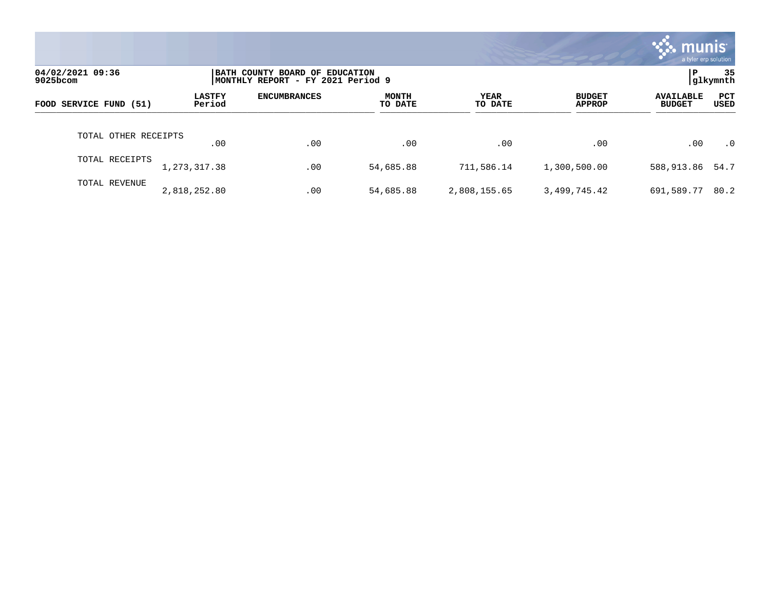BATH COUNTY BOARD OF EDUCATION
MONTHLY REPORT - FY 2021 Period 9

04/02/2021 09:36
9025bcom

| FOOD SERVICE FUND (51) | LASTFY Period | ENCUMBRANCES | MONTH TO DATE | YEAR TO DATE | BUDGET APPROP | AVAILABLE BUDGET | PCT USED |
|---|---|---|---|---|---|---|---|
| TOTAL OTHER RECEIPTS | .00 | .00 | .00 | .00 | .00 | .00 | .0 |
| TOTAL RECEIPTS | 1,273,317.38 | .00 | 54,685.88 | 711,586.14 | 1,300,500.00 | 588,913.86 | 54.7 |
| TOTAL REVENUE | 2,818,252.80 | .00 | 54,685.88 | 2,808,155.65 | 3,499,745.42 | 691,589.77 | 80.2 |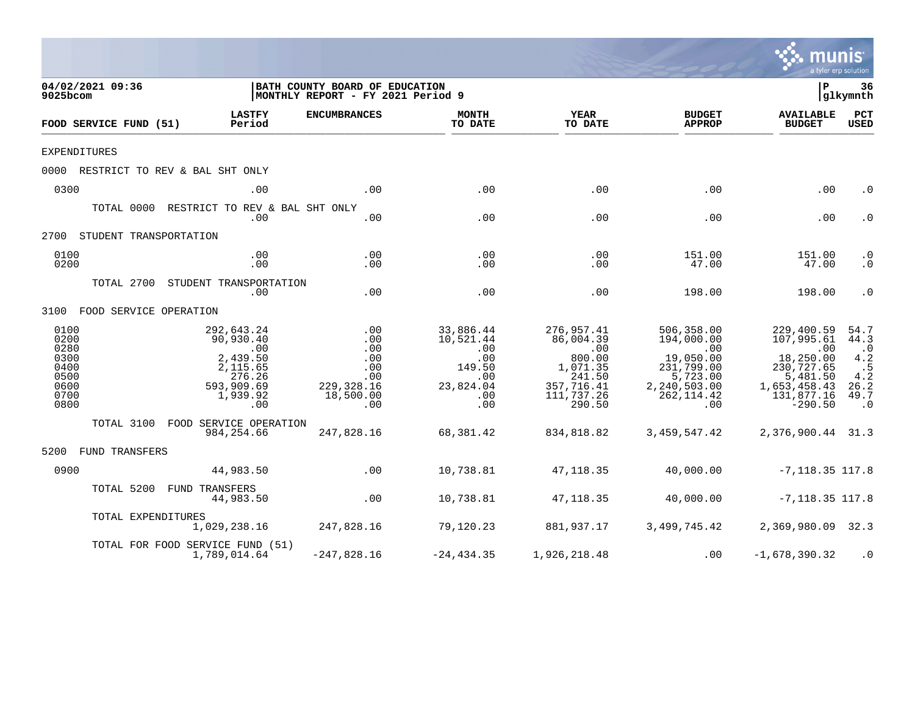04/02/2021 09:36
9025bcom

BATH COUNTY BOARD OF EDUCATION
MONTHLY REPORT - FY 2021 Period 9

P 36
glkymnth

| FOOD SERVICE FUND (51) | LASTFY Period | ENCUMBRANCES | MONTH TO DATE | YEAR TO DATE | BUDGET APPROP | AVAILABLE BUDGET | PCT USED |
|---|---|---|---|---|---|---|---|
| EXPENDITURES | | | | | | | |
| 0000 RESTRICT TO REV & BAL SHT ONLY | | | | | | | |
| 0300 | .00 | .00 | .00 | .00 | .00 | .00 | .0 |
| TOTAL 0000 RESTRICT TO REV & BAL SHT ONLY | .00 | .00 | .00 | .00 | .00 | .00 | .0 |
| 2700 STUDENT TRANSPORTATION | | | | | | | |
| 0100 | .00 | .00 | .00 | .00 | 151.00 | 151.00 | .0 |
| 0200 | .00 | .00 | .00 | .00 | 47.00 | 47.00 | .0 |
| TOTAL 2700 STUDENT TRANSPORTATION | .00 | .00 | .00 | .00 | 198.00 | 198.00 | .0 |
| 3100 FOOD SERVICE OPERATION | | | | | | | |
| 0100 | 292,643.24 | .00 | 33,886.44 | 276,957.41 | 506,358.00 | 229,400.59 | 54.7 |
| 0200 | 90,930.40 | .00 | 10,521.44 | 86,004.39 | 194,000.00 | 107,995.61 | 44.3 |
| 0280 | .00 | .00 | .00 | .00 | .00 | .00 | .0 |
| 0300 | 2,439.50 | .00 | .00 | 800.00 | 19,050.00 | 18,250.00 | 4.2 |
| 0400 | 2,115.65 | .00 | 149.50 | 1,071.35 | 231,799.00 | 230,727.65 | .5 |
| 0500 | 276.26 | .00 | .00 | 241.50 | 5,723.00 | 5,481.50 | 4.2 |
| 0600 | 593,909.69 | 229,328.16 | 23,824.04 | 357,716.41 | 2,240,503.00 | 1,653,458.43 | 26.2 |
| 0700 | 1,939.92 | 18,500.00 | .00 | 111,737.26 | 262,114.42 | 131,877.16 | 49.7 |
| 0800 | .00 | .00 | .00 | 290.50 | .00 | -290.50 | .0 |
| TOTAL 3100 FOOD SERVICE OPERATION | 984,254.66 | 247,828.16 | 68,381.42 | 834,818.82 | 3,459,547.42 | 2,376,900.44 | 31.3 |
| 5200 FUND TRANSFERS | | | | | | | |
| 0900 | 44,983.50 | .00 | 10,738.81 | 47,118.35 | 40,000.00 | -7,118.35 | 117.8 |
| TOTAL 5200 FUND TRANSFERS | 44,983.50 | .00 | 10,738.81 | 47,118.35 | 40,000.00 | -7,118.35 | 117.8 |
| TOTAL EXPENDITURES | 1,029,238.16 | 247,828.16 | 79,120.23 | 881,937.17 | 3,499,745.42 | 2,369,980.09 | 32.3 |
| TOTAL FOR FOOD SERVICE FUND (51) | 1,789,014.64 | -247,828.16 | -24,434.35 | 1,926,218.48 | .00 | -1,678,390.32 | .0 |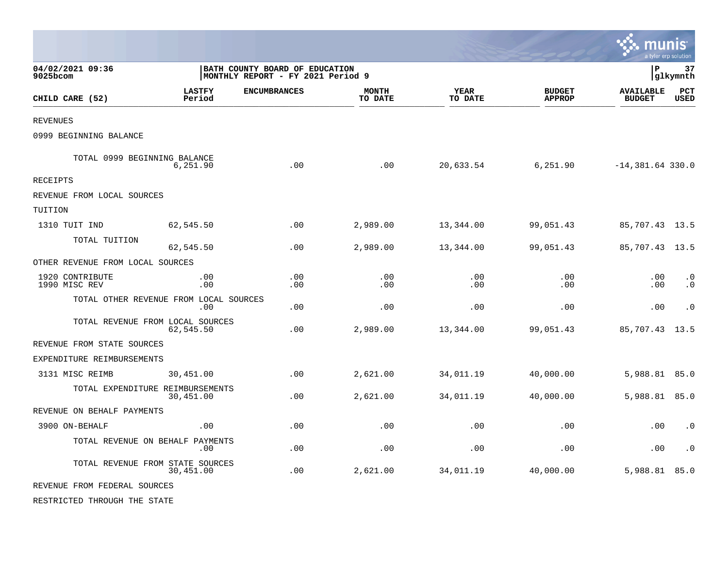**04/02/2021 09:36**
**9025bcom**

**BATH COUNTY BOARD OF EDUCATION**
**MONTHLY REPORT - FY 2021 Period 9**

**P 37**
**glkymnth**

| CHILD CARE (52) | LASTFY Period | ENCUMBRANCES | MONTH TO DATE | YEAR TO DATE | BUDGET APPROP | AVAILABLE BUDGET | PCT USED |
|---|---|---|---|---|---|---|---|
| REVENUES | | | | | | | |
| 0999 BEGINNING BALANCE | | | | | | | |
| TOTAL 0999 BEGINNING BALANCE | 6,251.90 | .00 | .00 | 20,633.54 | 6,251.90 | -14,381.64 | 330.0 |
| RECEIPTS | | | | | | | |
| REVENUE FROM LOCAL SOURCES | | | | | | | |
| TUITION | | | | | | | |
| 1310 TUIT IND | 62,545.50 | .00 | 2,989.00 | 13,344.00 | 99,051.43 | 85,707.43 | 13.5 |
| TOTAL TUITION | 62,545.50 | .00 | 2,989.00 | 13,344.00 | 99,051.43 | 85,707.43 | 13.5 |
| OTHER REVENUE FROM LOCAL SOURCES | | | | | | | |
| 1920 CONTRIBUTE | .00 | .00 | .00 | .00 | .00 | .00 | .0 |
| 1990 MISC REV | .00 | .00 | .00 | .00 | .00 | .00 | .0 |
| TOTAL OTHER REVENUE FROM LOCAL SOURCES | .00 | .00 | .00 | .00 | .00 | .00 | .0 |
| TOTAL REVENUE FROM LOCAL SOURCES | 62,545.50 | .00 | 2,989.00 | 13,344.00 | 99,051.43 | 85,707.43 | 13.5 |
| REVENUE FROM STATE SOURCES | | | | | | | |
| EXPENDITURE REIMBURSEMENTS | | | | | | | |
| 3131 MISC REIMB | 30,451.00 | .00 | 2,621.00 | 34,011.19 | 40,000.00 | 5,988.81 | 85.0 |
| TOTAL EXPENDITURE REIMBURSEMENTS | 30,451.00 | .00 | 2,621.00 | 34,011.19 | 40,000.00 | 5,988.81 | 85.0 |
| REVENUE ON BEHALF PAYMENTS | | | | | | | |
| 3900 ON-BEHALF | .00 | .00 | .00 | .00 | .00 | .00 | .0 |
| TOTAL REVENUE ON BEHALF PAYMENTS | .00 | .00 | .00 | .00 | .00 | .00 | .0 |
| TOTAL REVENUE FROM STATE SOURCES | 30,451.00 | .00 | 2,621.00 | 34,011.19 | 40,000.00 | 5,988.81 | 85.0 |
| REVENUE FROM FEDERAL SOURCES | | | | | | | |
| RESTRICTED THROUGH THE STATE | | | | | | | |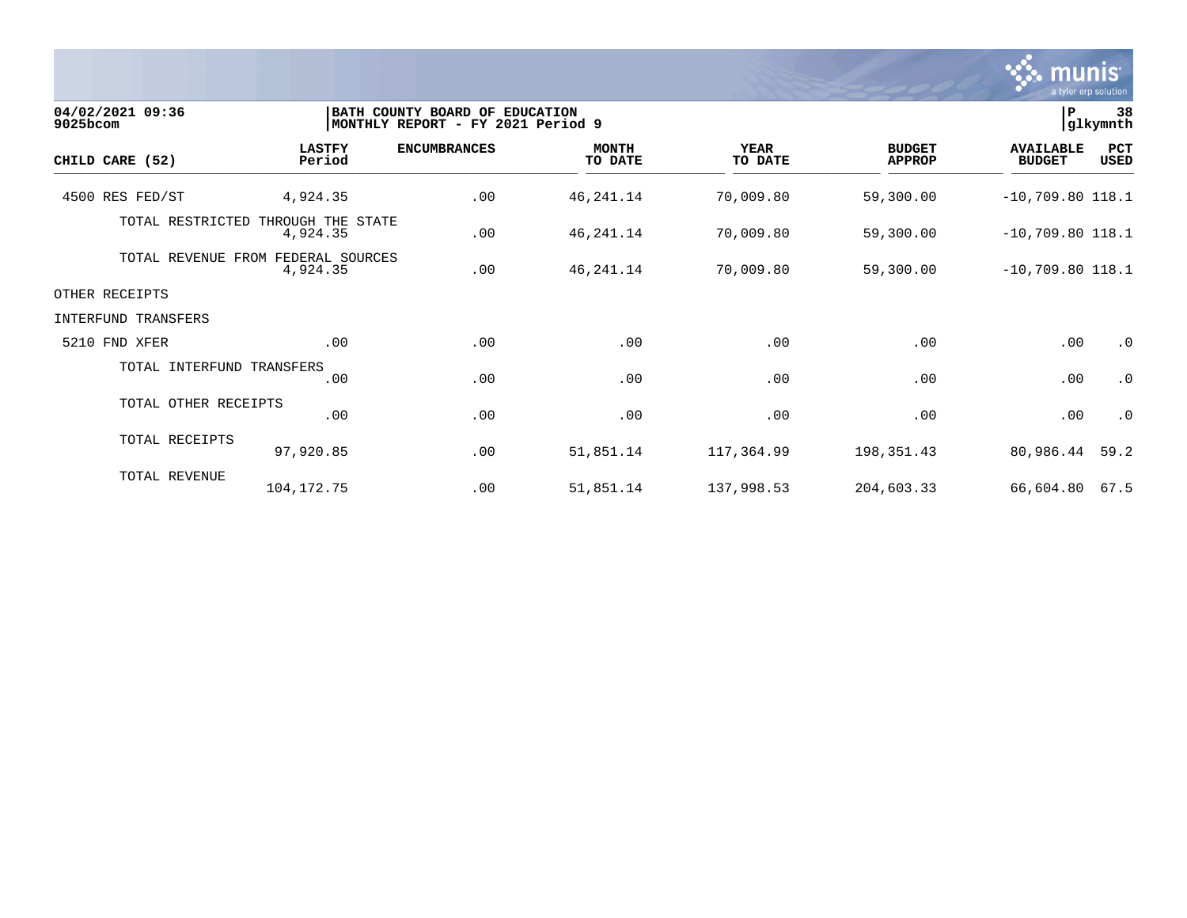04/02/2021 09:36
9025bcom

BATH COUNTY BOARD OF EDUCATION
MONTHLY REPORT - FY 2021 Period 9

P 38
glkymnth

| CHILD CARE (52) | LASTFY Period | ENCUMBRANCES | MONTH TO DATE | YEAR TO DATE | BUDGET APPROP | AVAILABLE BUDGET | PCT USED |
|---|---|---|---|---|---|---|---|
| 4500 RES FED/ST | 4,924.35 | .00 | 46,241.14 | 70,009.80 | 59,300.00 | -10,709.80 | 118.1 |
| TOTAL RESTRICTED THROUGH THE STATE | 4,924.35 | .00 | 46,241.14 | 70,009.80 | 59,300.00 | -10,709.80 | 118.1 |
| TOTAL REVENUE FROM FEDERAL SOURCES | 4,924.35 | .00 | 46,241.14 | 70,009.80 | 59,300.00 | -10,709.80 | 118.1 |
| OTHER RECEIPTS | | | | | | | |
| INTERFUND TRANSFERS | | | | | | | |
| 5210 FND XFER | .00 | .00 | .00 | .00 | .00 | .00 | .0 |
| TOTAL INTERFUND TRANSFERS | .00 | .00 | .00 | .00 | .00 | .00 | .0 |
| TOTAL OTHER RECEIPTS | .00 | .00 | .00 | .00 | .00 | .00 | .0 |
| TOTAL RECEIPTS | 97,920.85 | .00 | 51,851.14 | 117,364.99 | 198,351.43 | 80,986.44 | 59.2 |
| TOTAL REVENUE | 104,172.75 | .00 | 51,851.14 | 137,998.53 | 204,603.33 | 66,604.80 | 67.5 |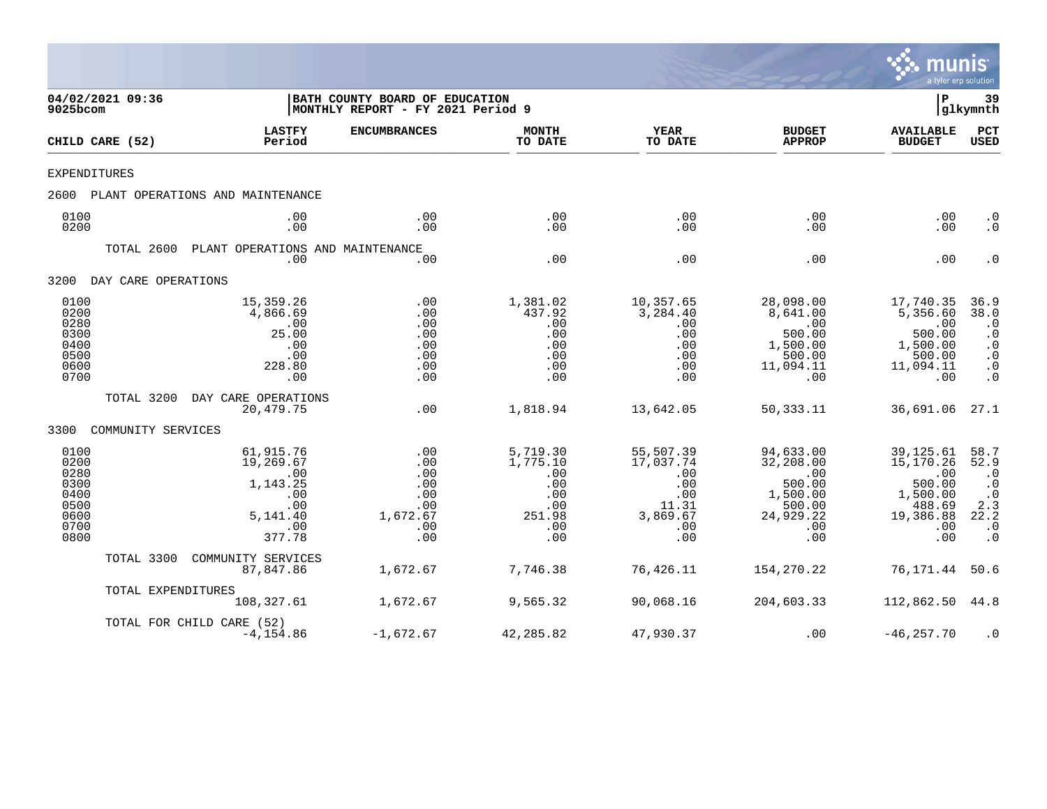04/02/2021 09:36 | BATH COUNTY BOARD OF EDUCATION | P 39
9025bcom | MONTHLY REPORT - FY 2021 Period 9 | glkymnth

| CHILD CARE (52) | LASTFY Period | ENCUMBRANCES | MONTH TO DATE | YEAR TO DATE | BUDGET APPROP | AVAILABLE BUDGET | PCT USED |
|---|---|---|---|---|---|---|---|
| EXPENDITURES | | | | | | | |
| 2600 PLANT OPERATIONS AND MAINTENANCE | | | | | | | |
| 0100 | .00 | .00 | .00 | .00 | .00 | .00 | .0 |
| 0200 | .00 | .00 | .00 | .00 | .00 | .00 | .0 |
| TOTAL 2600 PLANT OPERATIONS AND MAINTENANCE | .00 | .00 | .00 | .00 | .00 | .00 | .0 |
| 3200 DAY CARE OPERATIONS | | | | | | | |
| 0100 | 15,359.26 | .00 | 1,381.02 | 10,357.65 | 28,098.00 | 17,740.35 | 36.9 |
| 0200 | 4,866.69 | .00 | 437.92 | 3,284.40 | 8,641.00 | 5,356.60 | 38.0 |
| 0280 | .00 | .00 | .00 | .00 | .00 | .00 | .0 |
| 0300 | 25.00 | .00 | .00 | .00 | 500.00 | 500.00 | .0 |
| 0400 | .00 | .00 | .00 | .00 | 1,500.00 | 1,500.00 | .0 |
| 0500 | .00 | .00 | .00 | .00 | 500.00 | 500.00 | .0 |
| 0600 | 228.80 | .00 | .00 | .00 | 11,094.11 | 11,094.11 | .0 |
| 0700 | .00 | .00 | .00 | .00 | .00 | .00 | .0 |
| TOTAL 3200 DAY CARE OPERATIONS | 20,479.75 | .00 | 1,818.94 | 13,642.05 | 50,333.11 | 36,691.06 | 27.1 |
| 3300 COMMUNITY SERVICES | | | | | | | |
| 0100 | 61,915.76 | .00 | 5,719.30 | 55,507.39 | 94,633.00 | 39,125.61 | 58.7 |
| 0200 | 19,269.67 | .00 | 1,775.10 | 17,037.74 | 32,208.00 | 15,170.26 | 52.9 |
| 0280 | .00 | .00 | .00 | .00 | .00 | .00 | .0 |
| 0300 | 1,143.25 | .00 | .00 | .00 | 500.00 | 500.00 | .0 |
| 0400 | .00 | .00 | .00 | .00 | 1,500.00 | 1,500.00 | .0 |
| 0500 | .00 | .00 | .00 | 11.31 | 500.00 | 488.69 | 2.3 |
| 0600 | 5,141.40 | 1,672.67 | 251.98 | 3,869.67 | 24,929.22 | 19,386.88 | 22.2 |
| 0700 | .00 | .00 | .00 | .00 | .00 | .00 | .0 |
| 0800 | 377.78 | .00 | .00 | .00 | .00 | .00 | .0 |
| TOTAL 3300 COMMUNITY SERVICES | 87,847.86 | 1,672.67 | 7,746.38 | 76,426.11 | 154,270.22 | 76,171.44 | 50.6 |
| TOTAL EXPENDITURES | 108,327.61 | 1,672.67 | 9,565.32 | 90,068.16 | 204,603.33 | 112,862.50 | 44.8 |
| TOTAL FOR CHILD CARE (52) | -4,154.86 | -1,672.67 | 42,285.82 | 47,930.37 | .00 | -46,257.70 | .0 |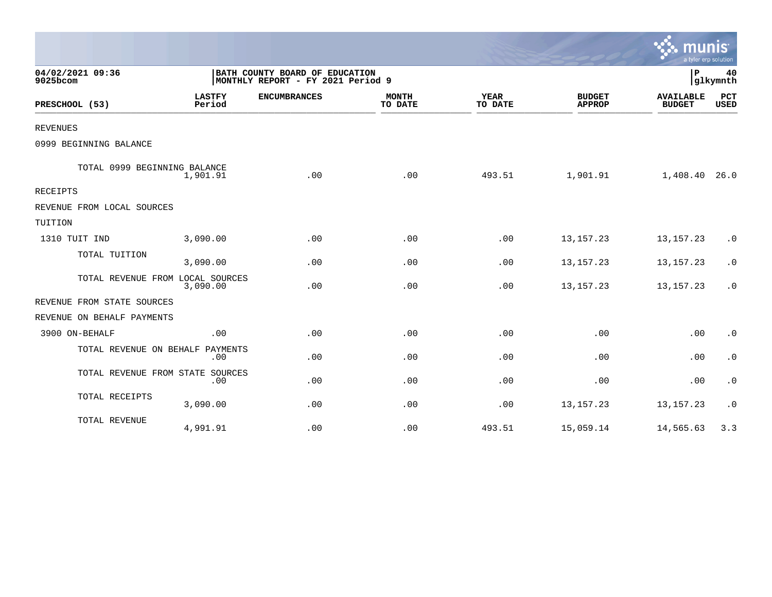**04/02/2021 09:36**
**9025bcom**

**BATH COUNTY BOARD OF EDUCATION**
**MONTHLY REPORT - FY 2021 Period 9**

**P 40**
**glkymnth**

| PRESCHOOL (53) | LASTFY Period | ENCUMBRANCES | MONTH TO DATE | YEAR TO DATE | BUDGET APPROP | AVAILABLE BUDGET | PCT USED |
|---|---|---|---|---|---|---|---|
| REVENUES | | | | | | | |
| 0999 BEGINNING BALANCE | | | | | | | |
| TOTAL 0999 BEGINNING BALANCE | 1,901.91 | .00 | .00 | 493.51 | 1,901.91 | 1,408.40 | 26.0 |
| RECEIPTS | | | | | | | |
| REVENUE FROM LOCAL SOURCES | | | | | | | |
| TUITION | | | | | | | |
| 1310 TUIT IND | 3,090.00 | .00 | .00 | .00 | 13,157.23 | 13,157.23 | .0 |
| TOTAL TUITION | 3,090.00 | .00 | .00 | .00 | 13,157.23 | 13,157.23 | .0 |
| TOTAL REVENUE FROM LOCAL SOURCES | 3,090.00 | .00 | .00 | .00 | 13,157.23 | 13,157.23 | .0 |
| REVENUE FROM STATE SOURCES | | | | | | | |
| REVENUE ON BEHALF PAYMENTS | | | | | | | |
| 3900 ON-BEHALF | .00 | .00 | .00 | .00 | .00 | .00 | .0 |
| TOTAL REVENUE ON BEHALF PAYMENTS | .00 | .00 | .00 | .00 | .00 | .00 | .0 |
| TOTAL REVENUE FROM STATE SOURCES | .00 | .00 | .00 | .00 | .00 | .00 | .0 |
| TOTAL RECEIPTS | 3,090.00 | .00 | .00 | .00 | 13,157.23 | 13,157.23 | .0 |
| TOTAL REVENUE | 4,991.91 | .00 | .00 | 493.51 | 15,059.14 | 14,565.63 | 3.3 |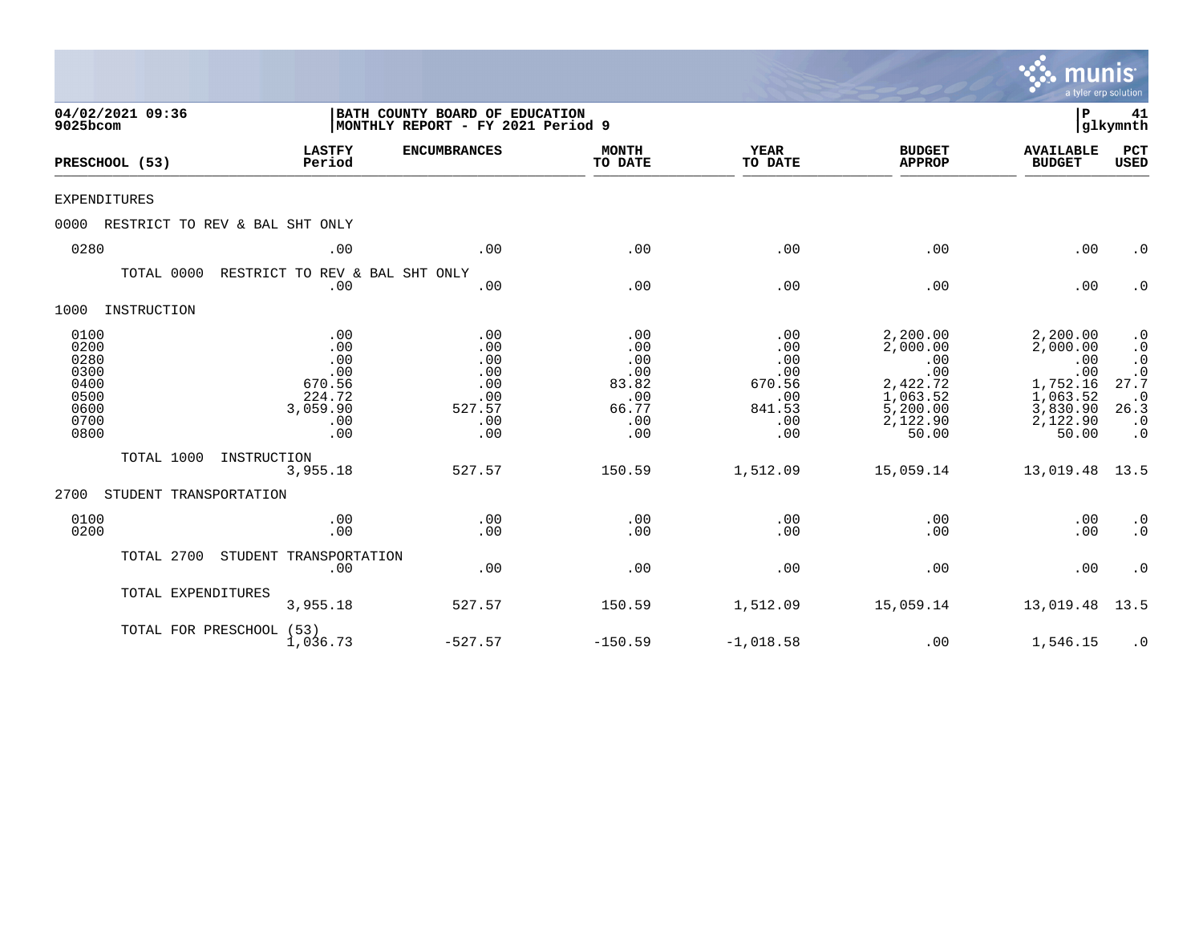**04/02/2021 09:36**
**9025bcom**

**BATH COUNTY BOARD OF EDUCATION**
**MONTHLY REPORT - FY 2021 Period 9**

**P 41**
**glkymnth**

| PRESCHOOL (53) | LASTFY Period | ENCUMBRANCES | MONTH TO DATE | YEAR TO DATE | BUDGET APPROP | AVAILABLE BUDGET | PCT USED |
|---|---|---|---|---|---|---|---|
| EXPENDITURES | | | | | | | |
| 0000 RESTRICT TO REV & BAL SHT ONLY | | | | | | | |
| 0280 | .00 | .00 | .00 | .00 | .00 | .00 | .0 |
| TOTAL 0000 RESTRICT TO REV & BAL SHT ONLY | .00 | .00 | .00 | .00 | .00 | .00 | .0 |
| 1000 INSTRUCTION | | | | | | | |
| 0100 | .00 | .00 | .00 | .00 | 2,200.00 | 2,200.00 | .0 |
| 0200 | .00 | .00 | .00 | .00 | 2,000.00 | 2,000.00 | .0 |
| 0280 | .00 | .00 | .00 | .00 | .00 | .00 | .0 |
| 0300 | .00 | .00 | .00 | .00 | .00 | .00 | .0 |
| 0400 | 670.56 | .00 | 83.82 | 670.56 | 2,422.72 | 1,752.16 | 27.7 |
| 0500 | 224.72 | .00 | .00 | .00 | 1,063.52 | 1,063.52 | .0 |
| 0600 | 3,059.90 | 527.57 | 66.77 | 841.53 | 5,200.00 | 3,830.90 | 26.3 |
| 0700 | .00 | .00 | .00 | .00 | 2,122.90 | 2,122.90 | .0 |
| 0800 | .00 | .00 | .00 | .00 | 50.00 | 50.00 | .0 |
| TOTAL 1000 INSTRUCTION | 3,955.18 | 527.57 | 150.59 | 1,512.09 | 15,059.14 | 13,019.48 | 13.5 |
| 2700 STUDENT TRANSPORTATION | | | | | | | |
| 0100 | .00 | .00 | .00 | .00 | .00 | .00 | .0 |
| 0200 | .00 | .00 | .00 | .00 | .00 | .00 | .0 |
| TOTAL 2700 STUDENT TRANSPORTATION | .00 | .00 | .00 | .00 | .00 | .00 | .0 |
| TOTAL EXPENDITURES | 3,955.18 | 527.57 | 150.59 | 1,512.09 | 15,059.14 | 13,019.48 | 13.5 |
| TOTAL FOR PRESCHOOL (53) | 1,036.73 | -527.57 | -150.59 | -1,018.58 | .00 | 1,546.15 | .0 |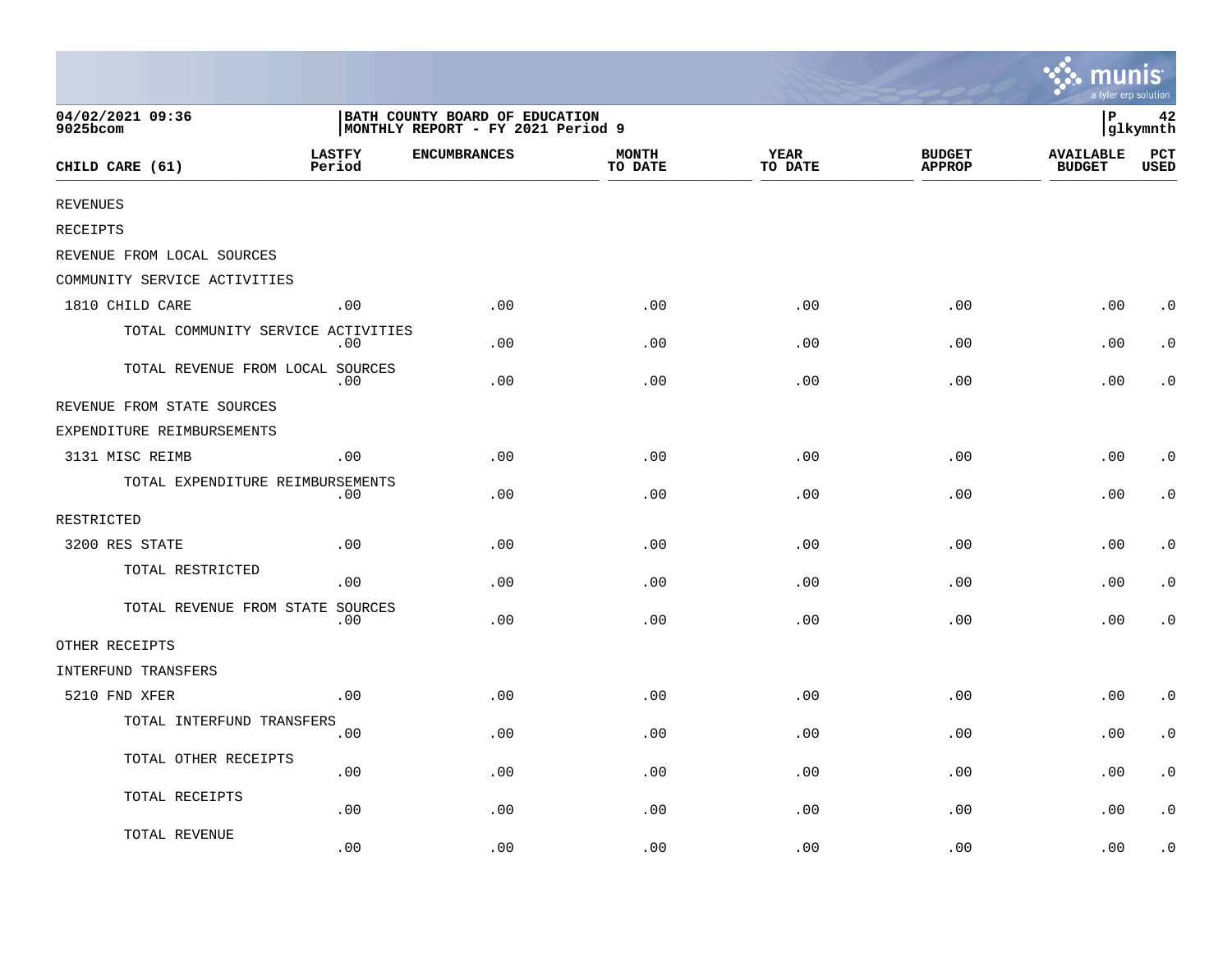04/02/2021 09:36
9025bcom

BATH COUNTY BOARD OF EDUCATION
MONTHLY REPORT - FY 2021 Period 9

P 42
glkymnth

| CHILD CARE (61) | LASTFY Period | ENCUMBRANCES | MONTH TO DATE | YEAR TO DATE | BUDGET APPROP | AVAILABLE BUDGET | PCT USED |
|---|---|---|---|---|---|---|---|
| REVENUES | | | | | | | |
| RECEIPTS | | | | | | | |
| REVENUE FROM LOCAL SOURCES | | | | | | | |
| COMMUNITY SERVICE ACTIVITIES | | | | | | | |
| 1810 CHILD CARE | .00 | .00 | .00 | .00 | .00 | .00 | .0 |
| TOTAL COMMUNITY SERVICE ACTIVITIES | .00 | .00 | .00 | .00 | .00 | .00 | .0 |
| TOTAL REVENUE FROM LOCAL SOURCES | .00 | .00 | .00 | .00 | .00 | .00 | .0 |
| REVENUE FROM STATE SOURCES | | | | | | | |
| EXPENDITURE REIMBURSEMENTS | | | | | | | |
| 3131 MISC REIMB | .00 | .00 | .00 | .00 | .00 | .00 | .0 |
| TOTAL EXPENDITURE REIMBURSEMENTS | .00 | .00 | .00 | .00 | .00 | .00 | .0 |
| RESTRICTED | | | | | | | |
| 3200 RES STATE | .00 | .00 | .00 | .00 | .00 | .00 | .0 |
| TOTAL RESTRICTED | .00 | .00 | .00 | .00 | .00 | .00 | .0 |
| TOTAL REVENUE FROM STATE SOURCES | .00 | .00 | .00 | .00 | .00 | .00 | .0 |
| OTHER RECEIPTS | | | | | | | |
| INTERFUND TRANSFERS | | | | | | | |
| 5210 FND XFER | .00 | .00 | .00 | .00 | .00 | .00 | .0 |
| TOTAL INTERFUND TRANSFERS | .00 | .00 | .00 | .00 | .00 | .00 | .0 |
| TOTAL OTHER RECEIPTS | .00 | .00 | .00 | .00 | .00 | .00 | .0 |
| TOTAL RECEIPTS | .00 | .00 | .00 | .00 | .00 | .00 | .0 |
| TOTAL REVENUE | .00 | .00 | .00 | .00 | .00 | .00 | .0 |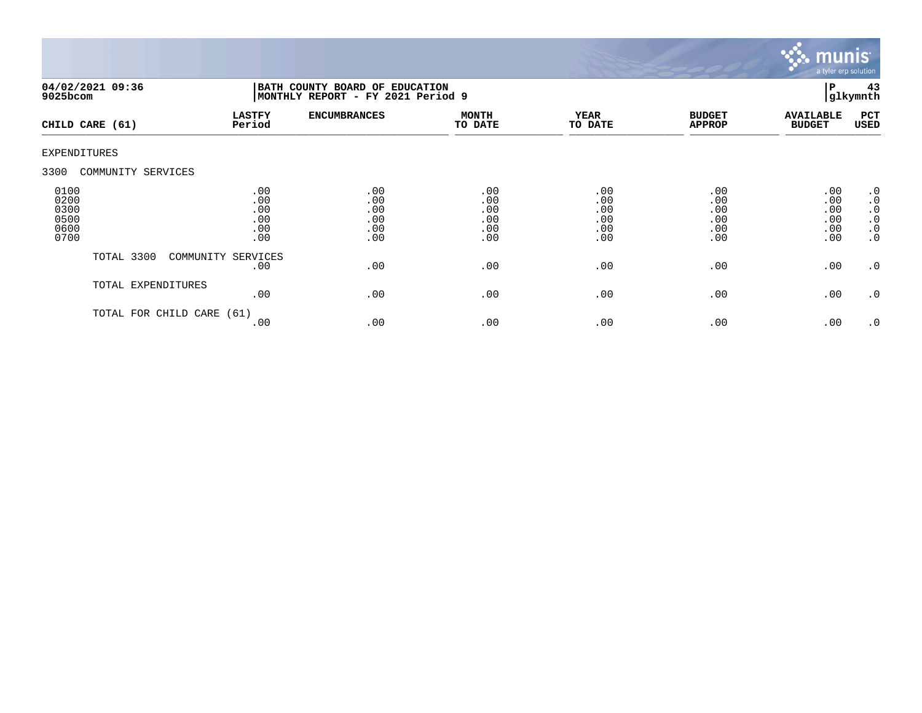04/02/2021 09:36
9025bcom

**BATH COUNTY BOARD OF EDUCATION**
**MONTHLY REPORT - FY 2021 Period 9**

P 43
glkymnth

| CHILD CARE (61) | LASTFY Period | ENCUMBRANCES | MONTH TO DATE | YEAR TO DATE | BUDGET APPROP | AVAILABLE BUDGET | PCT USED |
|---|---|---|---|---|---|---|---|
| EXPENDITURES | | | | | | | |
| 3300 COMMUNITY SERVICES | | | | | | | |
| 0100 | .00 | .00 | .00 | .00 | .00 | .00 | .0 |
| 0200 | .00 | .00 | .00 | .00 | .00 | .00 | .0 |
| 0300 | .00 | .00 | .00 | .00 | .00 | .00 | .0 |
| 0500 | .00 | .00 | .00 | .00 | .00 | .00 | .0 |
| 0600 | .00 | .00 | .00 | .00 | .00 | .00 | .0 |
| 0700 | .00 | .00 | .00 | .00 | .00 | .00 | .0 |
| TOTAL 3300 COMMUNITY SERVICES | .00 | .00 | .00 | .00 | .00 | .00 | .0 |
| TOTAL EXPENDITURES | .00 | .00 | .00 | .00 | .00 | .00 | .0 |
| TOTAL FOR CHILD CARE (61) | .00 | .00 | .00 | .00 | .00 | .00 | .0 |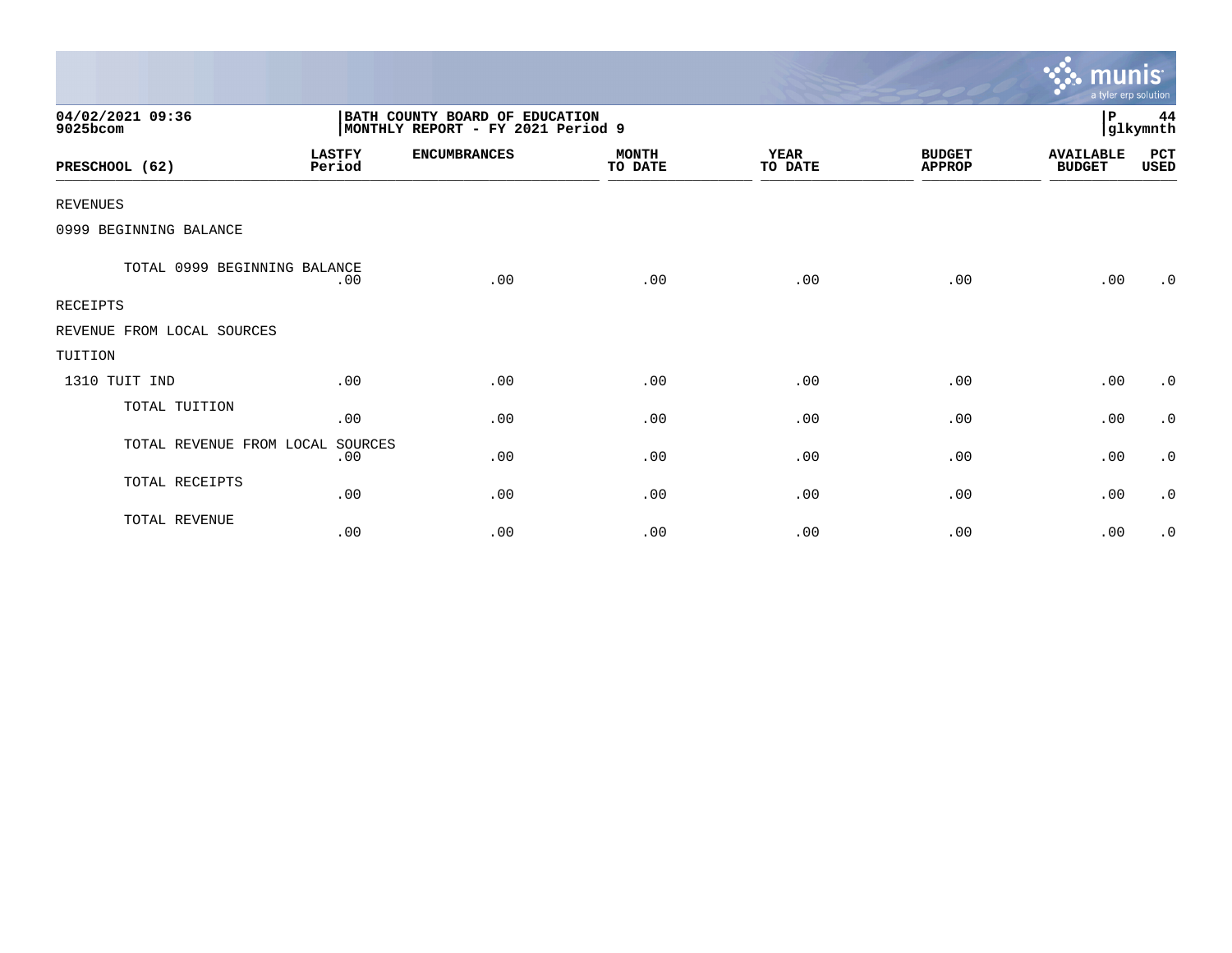04/02/2021 09:36
9025bcom

BATH COUNTY BOARD OF EDUCATION
MONTHLY REPORT - FY 2021 Period 9

P 44
glkymnth

| PRESCHOOL (62) | LASTFY Period | ENCUMBRANCES | MONTH TO DATE | YEAR TO DATE | BUDGET APPROP | AVAILABLE BUDGET | PCT USED |
|---|---|---|---|---|---|---|---|
| REVENUES | | | | | | | |
| 0999 BEGINNING BALANCE | | | | | | | |
| TOTAL 0999 BEGINNING BALANCE | .00 | .00 | .00 | .00 | .00 | .00 | .0 |
| RECEIPTS | | | | | | | |
| REVENUE FROM LOCAL SOURCES | | | | | | | |
| TUITION | | | | | | | |
| 1310 TUIT IND | .00 | .00 | .00 | .00 | .00 | .00 | .0 |
| TOTAL TUITION | .00 | .00 | .00 | .00 | .00 | .00 | .0 |
| TOTAL REVENUE FROM LOCAL SOURCES | .00 | .00 | .00 | .00 | .00 | .00 | .0 |
| TOTAL RECEIPTS | .00 | .00 | .00 | .00 | .00 | .00 | .0 |
| TOTAL REVENUE | .00 | .00 | .00 | .00 | .00 | .00 | .0 |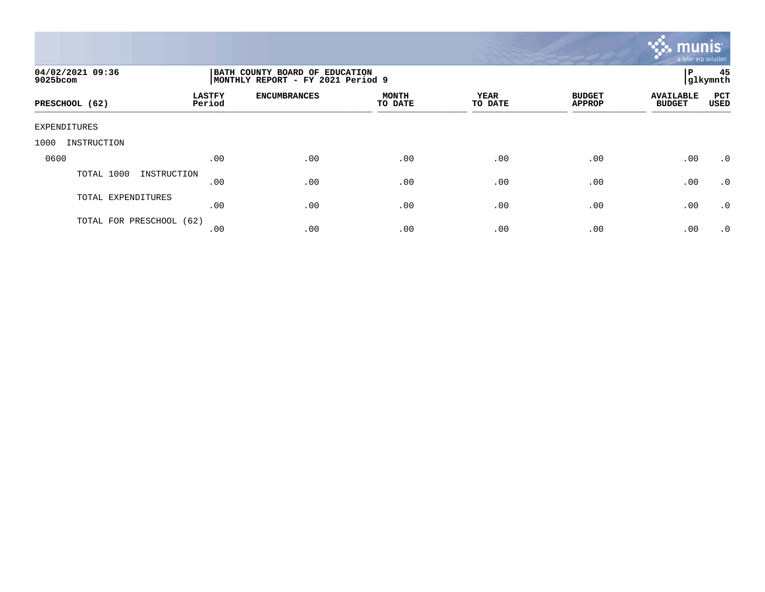04/02/2021 09:36
9025bcom

BATH COUNTY BOARD OF EDUCATION
MONTHLY REPORT - FY 2021 Period 9

P 45
glkymnth

| PRESCHOOL (62) | LASTFY Period | ENCUMBRANCES | MONTH TO DATE | YEAR TO DATE | BUDGET APPROP | AVAILABLE BUDGET | PCT USED |
|---|---|---|---|---|---|---|---|
| EXPENDITURES | | | | | | | |
| 1000 INSTRUCTION | | | | | | | |
| 0600 | .00 | .00 | .00 | .00 | .00 | .00 | .0 |
| TOTAL 1000 INSTRUCTION | .00 | .00 | .00 | .00 | .00 | .00 | .0 |
| TOTAL EXPENDITURES | .00 | .00 | .00 | .00 | .00 | .00 | .0 |
| TOTAL FOR PRESCHOOL (62) | .00 | .00 | .00 | .00 | .00 | .00 | .0 |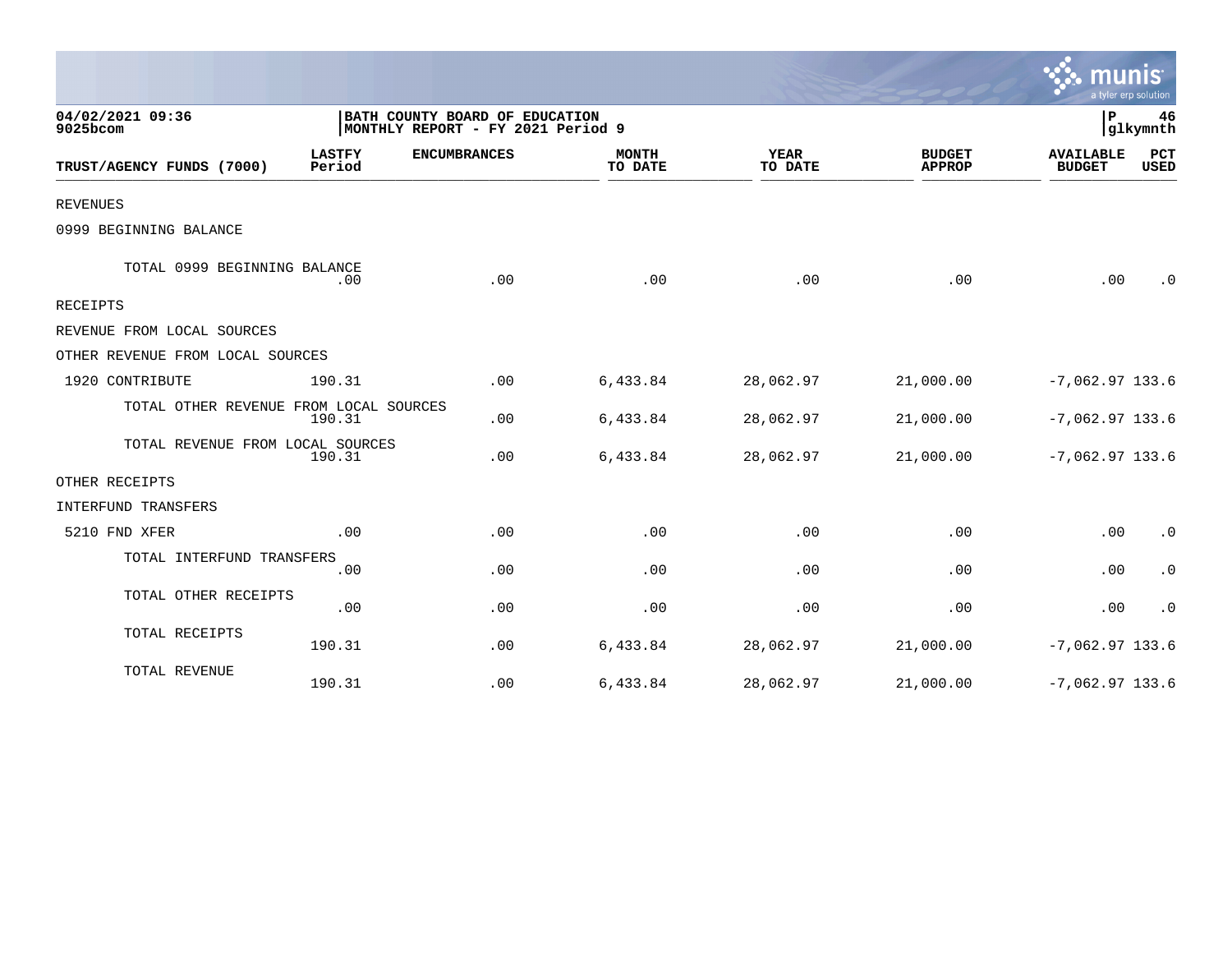04/02/2021 09:36
9025bcom

BATH COUNTY BOARD OF EDUCATION
MONTHLY REPORT - FY 2021 Period 9

P 46
glkymnth

| TRUST/AGENCY FUNDS (7000) | LASTFY Period | ENCUMBRANCES | MONTH TO DATE | YEAR TO DATE | BUDGET APPROP | AVAILABLE BUDGET | PCT USED |
|---|---|---|---|---|---|---|---|
| REVENUES | | | | | | | |
| 0999 BEGINNING BALANCE | | | | | | | |
| TOTAL 0999 BEGINNING BALANCE | .00 | .00 | .00 | .00 | .00 | .00 | .0 |
| RECEIPTS | | | | | | | |
| REVENUE FROM LOCAL SOURCES | | | | | | | |
| OTHER REVENUE FROM LOCAL SOURCES | | | | | | | |
| 1920 CONTRIBUTE | 190.31 | .00 | 6,433.84 | 28,062.97 | 21,000.00 | -7,062.97 | 133.6 |
| TOTAL OTHER REVENUE FROM LOCAL SOURCES | 190.31 | .00 | 6,433.84 | 28,062.97 | 21,000.00 | -7,062.97 | 133.6 |
| TOTAL REVENUE FROM LOCAL SOURCES | 190.31 | .00 | 6,433.84 | 28,062.97 | 21,000.00 | -7,062.97 | 133.6 |
| OTHER RECEIPTS | | | | | | | |
| INTERFUND TRANSFERS | | | | | | | |
| 5210 FND XFER | .00 | .00 | .00 | .00 | .00 | .00 | .0 |
| TOTAL INTERFUND TRANSFERS | .00 | .00 | .00 | .00 | .00 | .00 | .0 |
| TOTAL OTHER RECEIPTS | .00 | .00 | .00 | .00 | .00 | .00 | .0 |
| TOTAL RECEIPTS | 190.31 | .00 | 6,433.84 | 28,062.97 | 21,000.00 | -7,062.97 | 133.6 |
| TOTAL REVENUE | 190.31 | .00 | 6,433.84 | 28,062.97 | 21,000.00 | -7,062.97 | 133.6 |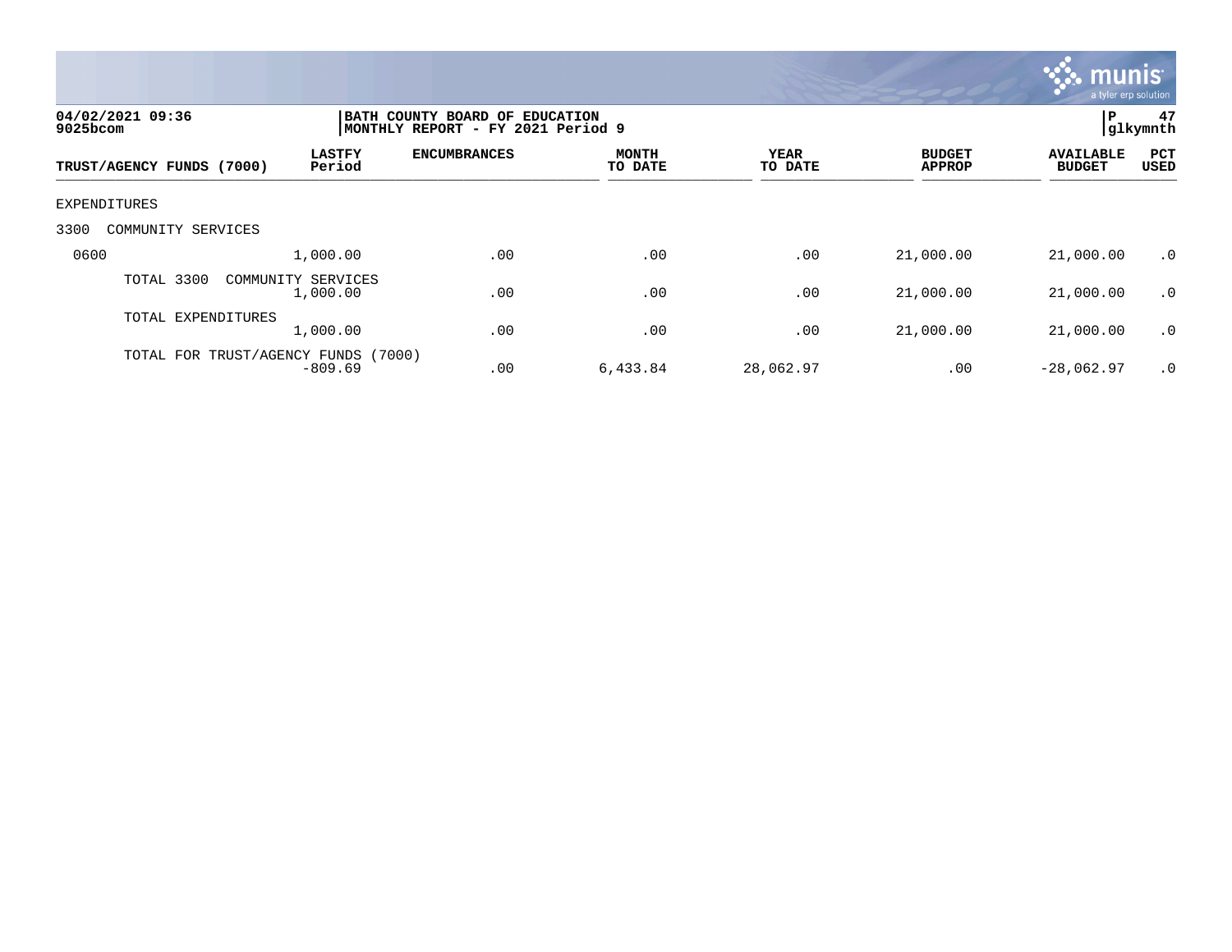04/02/2021 09:36
9025bcom

BATH COUNTY BOARD OF EDUCATION
MONTHLY REPORT - FY 2021 Period 9

P 47
glkymnth

| TRUST/AGENCY FUNDS (7000) | LASTFY Period | ENCUMBRANCES | MONTH TO DATE | YEAR TO DATE | BUDGET APPROP | AVAILABLE BUDGET | PCT USED |
|---|---|---|---|---|---|---|---|
| EXPENDITURES | | | | | | | |
| 3300 COMMUNITY SERVICES | | | | | | | |
| 0600 | 1,000.00 | .00 | .00 | .00 | 21,000.00 | 21,000.00 | .0 |
| TOTAL 3300 COMMUNITY SERVICES | 1,000.00 | .00 | .00 | .00 | 21,000.00 | 21,000.00 | .0 |
| TOTAL EXPENDITURES | 1,000.00 | .00 | .00 | .00 | 21,000.00 | 21,000.00 | .0 |
| TOTAL FOR TRUST/AGENCY FUNDS (7000) | -809.69 | .00 | 6,433.84 | 28,062.97 | .00 | -28,062.97 | .0 |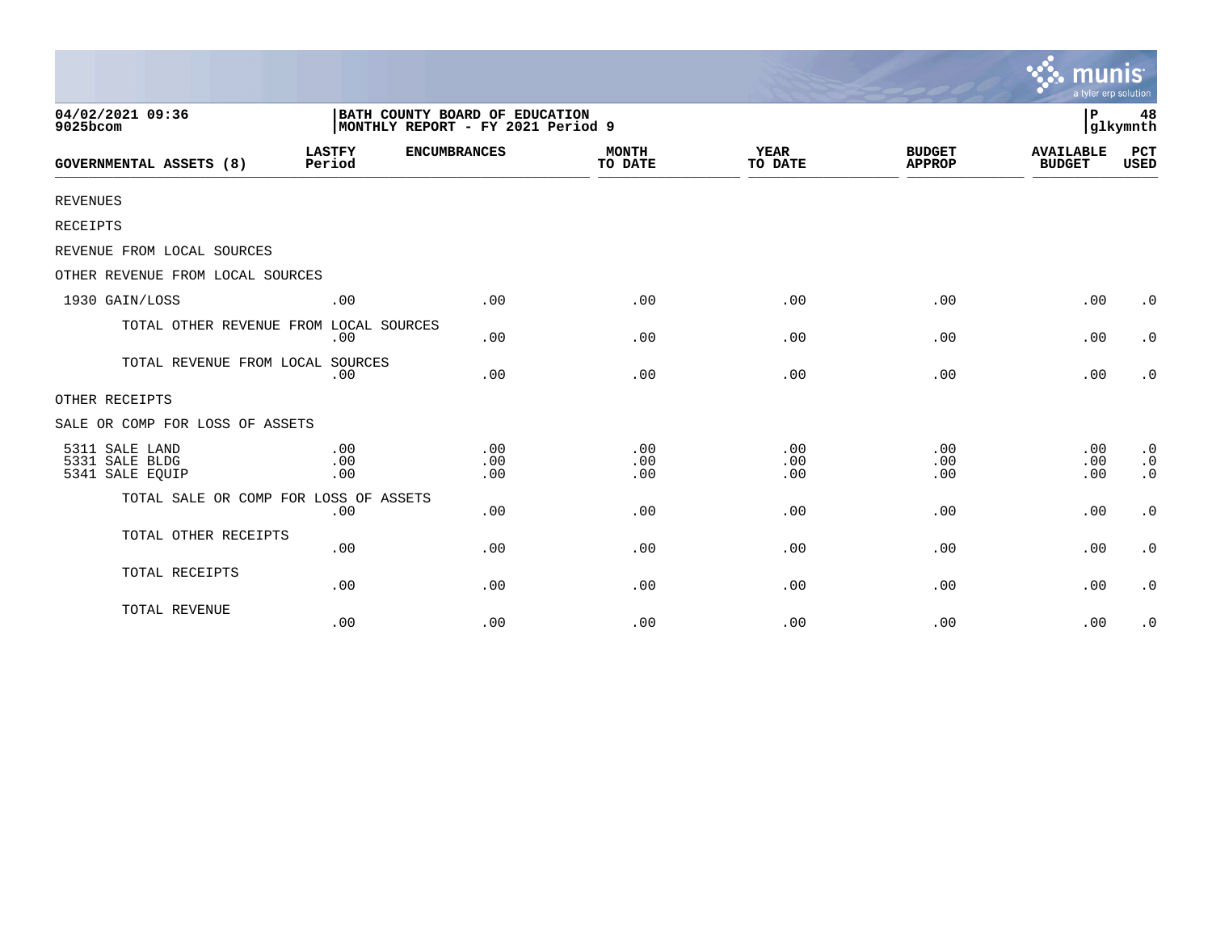04/02/2021 09:36
9025bcom

BATH COUNTY BOARD OF EDUCATION
MONTHLY REPORT - FY 2021 Period 9

P 48
glkymnth

| GOVERNMENTAL ASSETS (8) | LASTFY Period | ENCUMBRANCES | MONTH TO DATE | YEAR TO DATE | BUDGET APPROP | AVAILABLE BUDGET | PCT USED |
|---|---|---|---|---|---|---|---|
| REVENUES | | | | | | | |
| RECEIPTS | | | | | | | |
| REVENUE FROM LOCAL SOURCES | | | | | | | |
| OTHER REVENUE FROM LOCAL SOURCES | | | | | | | |
| 1930 GAIN/LOSS | .00 | .00 | .00 | .00 | .00 | .00 | .0 |
| TOTAL OTHER REVENUE FROM LOCAL SOURCES | .00 | .00 | .00 | .00 | .00 | .00 | .0 |
| TOTAL REVENUE FROM LOCAL SOURCES | .00 | .00 | .00 | .00 | .00 | .00 | .0 |
| OTHER RECEIPTS | | | | | | | |
| SALE OR COMP FOR LOSS OF ASSETS | | | | | | | |
| 5311 SALE LAND | .00 | .00 | .00 | .00 | .00 | .00 | .0 |
| 5331 SALE BLDG | .00 | .00 | .00 | .00 | .00 | .00 | .0 |
| 5341 SALE EQUIP | .00 | .00 | .00 | .00 | .00 | .00 | .0 |
| TOTAL SALE OR COMP FOR LOSS OF ASSETS | .00 | .00 | .00 | .00 | .00 | .00 | .0 |
| TOTAL OTHER RECEIPTS | .00 | .00 | .00 | .00 | .00 | .00 | .0 |
| TOTAL RECEIPTS | .00 | .00 | .00 | .00 | .00 | .00 | .0 |
| TOTAL REVENUE | .00 | .00 | .00 | .00 | .00 | .00 | .0 |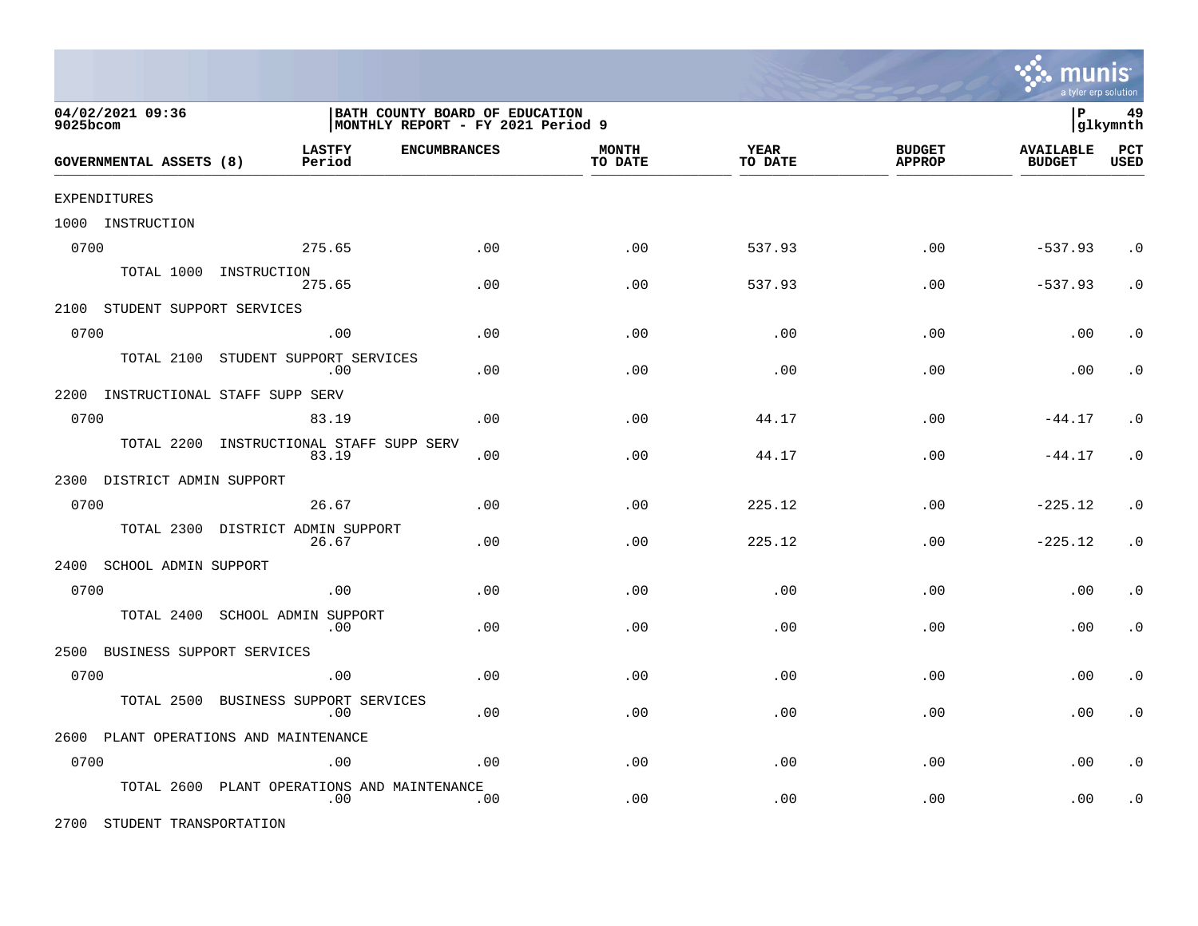04/02/2021 09:36
9025bcom

BATH COUNTY BOARD OF EDUCATION
MONTHLY REPORT - FY 2021 Period 9

P 49
glkymnth

| GOVERNMENTAL ASSETS (8) | LASTFY Period | ENCUMBRANCES | MONTH TO DATE | YEAR TO DATE | BUDGET APPROP | AVAILABLE BUDGET | PCT USED |
|---|---|---|---|---|---|---|---|
| EXPENDITURES | | | | | | | |
| 1000 INSTRUCTION | | | | | | | |
| 0700 | 275.65 | .00 | .00 | 537.93 | .00 | -537.93 | .0 |
| TOTAL 1000 INSTRUCTION | 275.65 | .00 | .00 | 537.93 | .00 | -537.93 | .0 |
| 2100 STUDENT SUPPORT SERVICES | | | | | | | |
| 0700 | .00 | .00 | .00 | .00 | .00 | .00 | .0 |
| TOTAL 2100 STUDENT SUPPORT SERVICES | .00 | .00 | .00 | .00 | .00 | .00 | .0 |
| 2200 INSTRUCTIONAL STAFF SUPP SERV | | | | | | | |
| 0700 | 83.19 | .00 | .00 | 44.17 | .00 | -44.17 | .0 |
| TOTAL 2200 INSTRUCTIONAL STAFF SUPP SERV | 83.19 | .00 | .00 | 44.17 | .00 | -44.17 | .0 |
| 2300 DISTRICT ADMIN SUPPORT | | | | | | | |
| 0700 | 26.67 | .00 | .00 | 225.12 | .00 | -225.12 | .0 |
| TOTAL 2300 DISTRICT ADMIN SUPPORT | 26.67 | .00 | .00 | 225.12 | .00 | -225.12 | .0 |
| 2400 SCHOOL ADMIN SUPPORT | | | | | | | |
| 0700 | .00 | .00 | .00 | .00 | .00 | .00 | .0 |
| TOTAL 2400 SCHOOL ADMIN SUPPORT | .00 | .00 | .00 | .00 | .00 | .00 | .0 |
| 2500 BUSINESS SUPPORT SERVICES | | | | | | | |
| 0700 | .00 | .00 | .00 | .00 | .00 | .00 | .0 |
| TOTAL 2500 BUSINESS SUPPORT SERVICES | .00 | .00 | .00 | .00 | .00 | .00 | .0 |
| 2600 PLANT OPERATIONS AND MAINTENANCE | | | | | | | |
| 0700 | .00 | .00 | .00 | .00 | .00 | .00 | .0 |
| TOTAL 2600 PLANT OPERATIONS AND MAINTENANCE | .00 | .00 | .00 | .00 | .00 | .00 | .0 |
| 2700 STUDENT TRANSPORTATION | | | | | | | |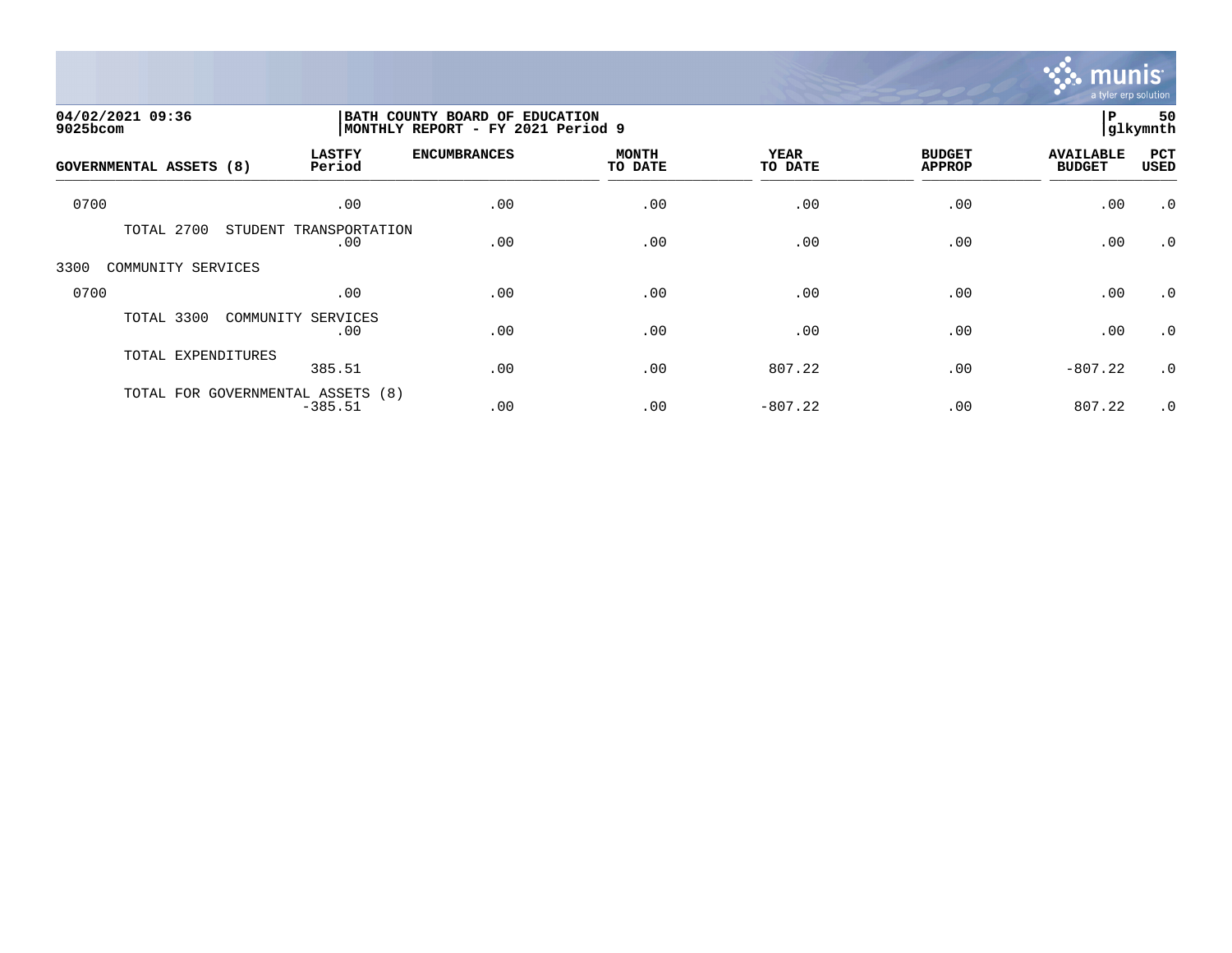04/02/2021 09:36
9025bcom

BATH COUNTY BOARD OF EDUCATION
MONTHLY REPORT - FY 2021 Period 9

P 50
glkymnth

| GOVERNMENTAL ASSETS (8) | LASTFY Period | ENCUMBRANCES | MONTH TO DATE | YEAR TO DATE | BUDGET APPROP | AVAILABLE BUDGET | PCT USED |
|---|---|---|---|---|---|---|---|
| 0700 | .00 | .00 | .00 | .00 | .00 | .00 | .0 |
| TOTAL 2700 STUDENT TRANSPORTATION | .00 | .00 | .00 | .00 | .00 | .00 | .0 |
| 3300 COMMUNITY SERVICES | | | | | | | |
| 0700 | .00 | .00 | .00 | .00 | .00 | .00 | .0 |
| TOTAL 3300 COMMUNITY SERVICES | .00 | .00 | .00 | .00 | .00 | .00 | .0 |
| TOTAL EXPENDITURES | 385.51 | .00 | .00 | 807.22 | .00 | -807.22 | .0 |
| TOTAL FOR GOVERNMENTAL ASSETS (8) | -385.51 | .00 | .00 | -807.22 | .00 | 807.22 | .0 |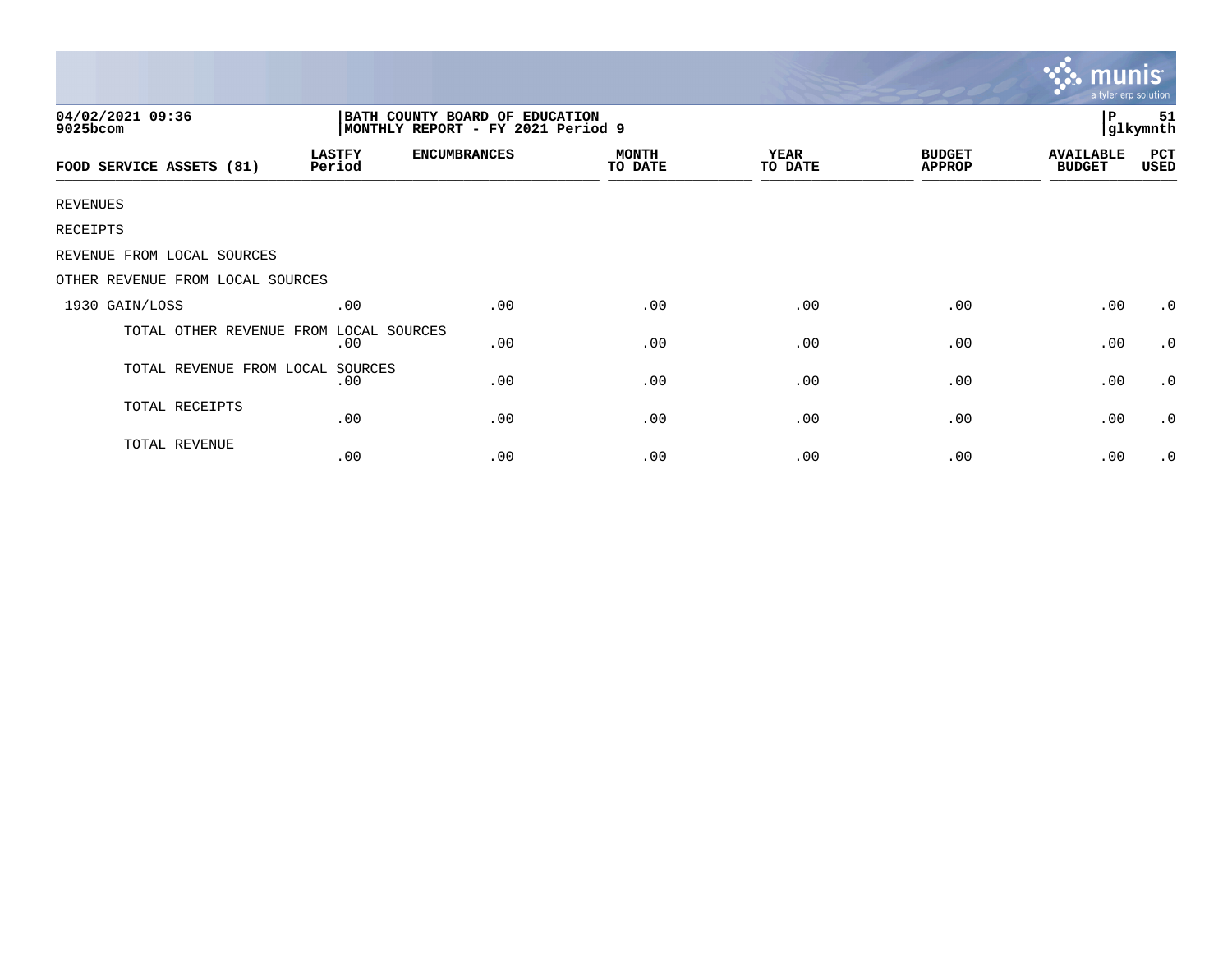04/02/2021 09:36
9025bcom

**BATH COUNTY BOARD OF EDUCATION**
**MONTHLY REPORT - FY 2021 Period 9**

P 51
glkymnth

| FOOD SERVICE ASSETS (81) | LASTFY Period | ENCUMBRANCES | MONTH TO DATE | YEAR TO DATE | BUDGET APPROP | AVAILABLE BUDGET | PCT USED |
|---|---|---|---|---|---|---|---|
| REVENUES | | | | | | | |
| RECEIPTS | | | | | | | |
| REVENUE FROM LOCAL SOURCES | | | | | | | |
| OTHER REVENUE FROM LOCAL SOURCES | | | | | | | |
| 1930 GAIN/LOSS | .00 | .00 | .00 | .00 | .00 | .00 | .0 |
| TOTAL OTHER REVENUE FROM LOCAL SOURCES | .00 | .00 | .00 | .00 | .00 | .00 | .0 |
| TOTAL REVENUE FROM LOCAL SOURCES | .00 | .00 | .00 | .00 | .00 | .00 | .0 |
| TOTAL RECEIPTS | .00 | .00 | .00 | .00 | .00 | .00 | .0 |
| TOTAL REVENUE | .00 | .00 | .00 | .00 | .00 | .00 | .0 |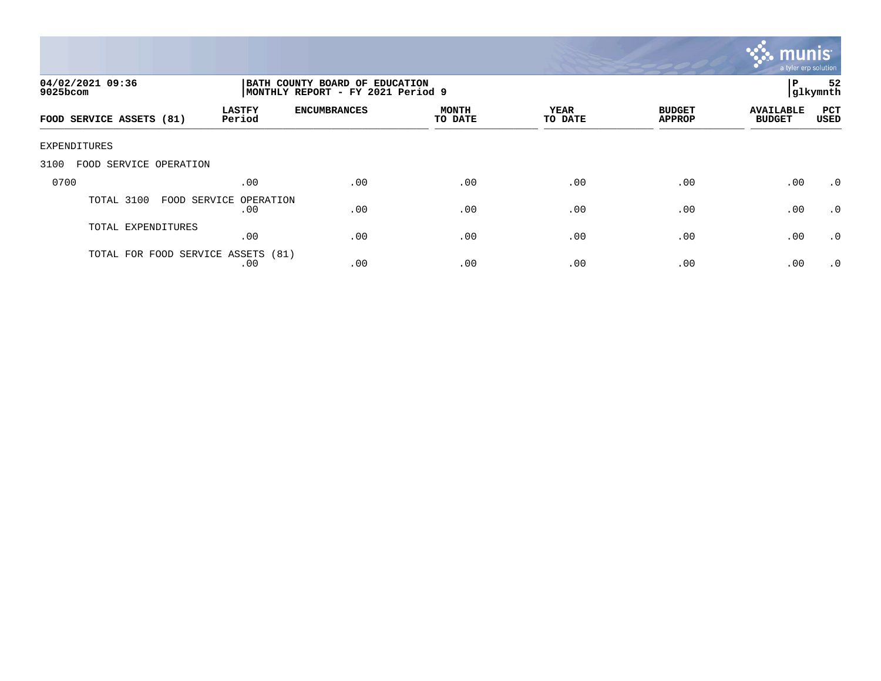04/02/2021 09:36
9025bcom

BATH COUNTY BOARD OF EDUCATION
MONTHLY REPORT - FY 2021 Period 9

P 52
glkymnth

| FOOD SERVICE ASSETS (81) | LASTFY Period | ENCUMBRANCES | MONTH TO DATE | YEAR TO DATE | BUDGET APPROP | AVAILABLE BUDGET | PCT USED |
|---|---|---|---|---|---|---|---|
| EXPENDITURES | | | | | | | |
| 3100 FOOD SERVICE OPERATION | | | | | | | |
| 0700 | .00 | .00 | .00 | .00 | .00 | .00 | .0 |
| TOTAL 3100 FOOD SERVICE OPERATION | .00 | .00 | .00 | .00 | .00 | .00 | .0 |
| TOTAL EXPENDITURES | .00 | .00 | .00 | .00 | .00 | .00 | .0 |
| TOTAL FOR FOOD SERVICE ASSETS (81) | .00 | .00 | .00 | .00 | .00 | .00 | .0 |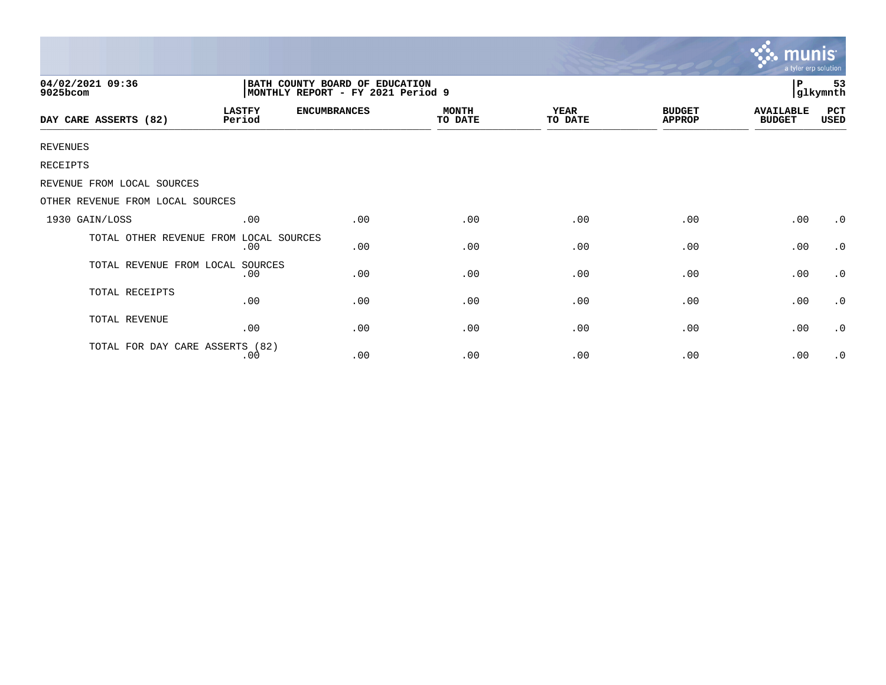04/02/2021 09:36 
9025bcom

BATH COUNTY BOARD OF EDUCATION
MONTHLY REPORT - FY 2021 Period 9

P 53
glkymnth

| DAY CARE ASSERTS (82) | LASTFY Period | ENCUMBRANCES | MONTH TO DATE | YEAR TO DATE | BUDGET APPROP | AVAILABLE BUDGET | PCT USED |
|---|---|---|---|---|---|---|---|
| REVENUES | | | | | | | |
| RECEIPTS | | | | | | | |
| REVENUE FROM LOCAL SOURCES | | | | | | | |
| OTHER REVENUE FROM LOCAL SOURCES | | | | | | | |
| 1930 GAIN/LOSS | .00 | .00 | .00 | .00 | .00 | .00 | .0 |
| TOTAL OTHER REVENUE FROM LOCAL SOURCES | .00 | .00 | .00 | .00 | .00 | .00 | .0 |
| TOTAL REVENUE FROM LOCAL SOURCES | .00 | .00 | .00 | .00 | .00 | .00 | .0 |
| TOTAL RECEIPTS | .00 | .00 | .00 | .00 | .00 | .00 | .0 |
| TOTAL REVENUE | .00 | .00 | .00 | .00 | .00 | .00 | .0 |
| TOTAL FOR DAY CARE ASSERTS (82) | .00 | .00 | .00 | .00 | .00 | .00 | .0 |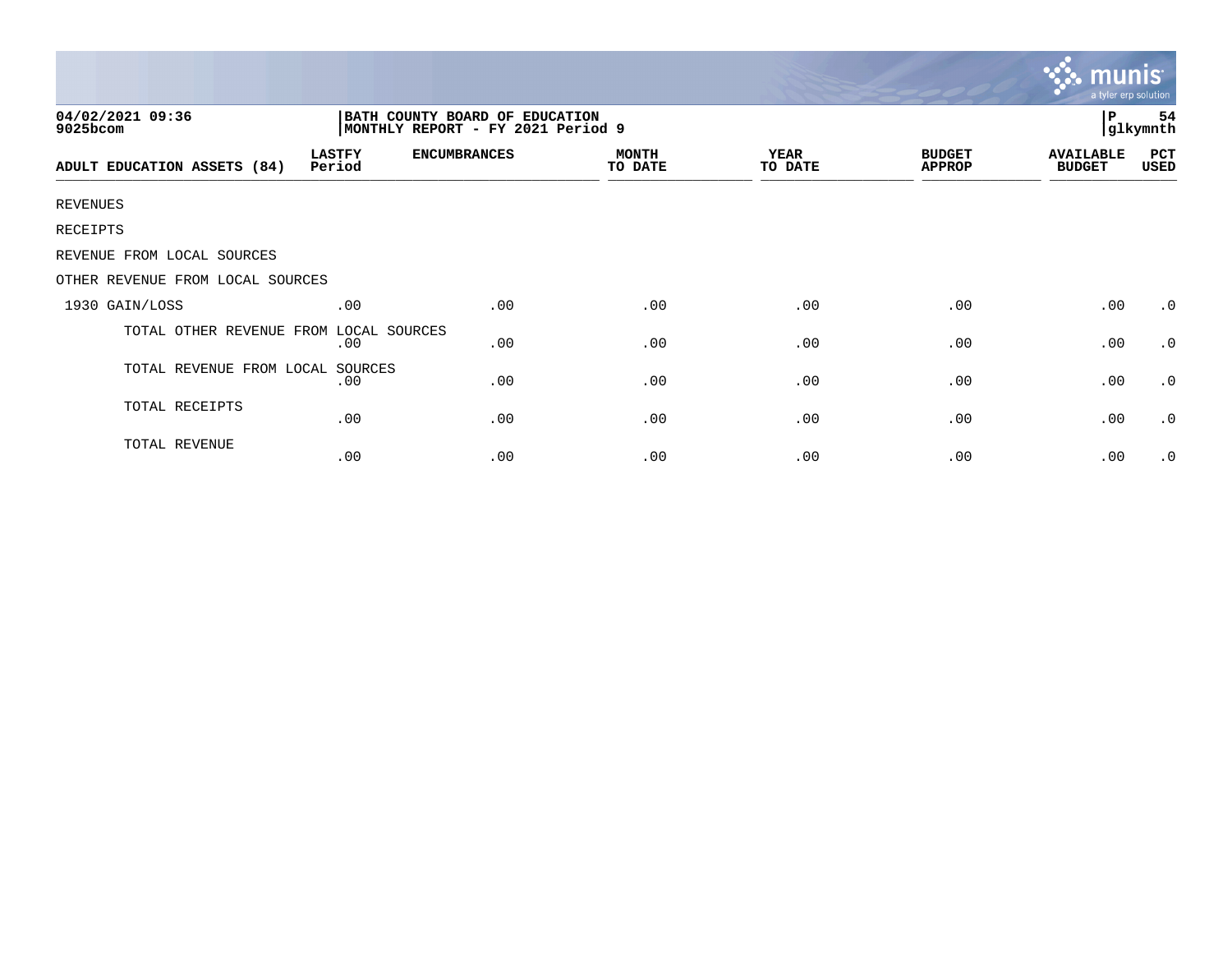04/02/2021 09:36
9025bcom

BATH COUNTY BOARD OF EDUCATION
MONTHLY REPORT - FY 2021 Period 9

P 54
glkymnth

| ADULT EDUCATION ASSETS (84) | LASTFY Period | ENCUMBRANCES | MONTH TO DATE | YEAR TO DATE | BUDGET APPROP | AVAILABLE BUDGET | PCT USED |
|---|---|---|---|---|---|---|---|
| REVENUES | | | | | | | |
| RECEIPTS | | | | | | | |
| REVENUE FROM LOCAL SOURCES | | | | | | | |
| OTHER REVENUE FROM LOCAL SOURCES | | | | | | | |
| 1930 GAIN/LOSS | .00 | .00 | .00 | .00 | .00 | .00 | .0 |
| TOTAL OTHER REVENUE FROM LOCAL SOURCES | .00 | .00 | .00 | .00 | .00 | .00 | .0 |
| TOTAL REVENUE FROM LOCAL SOURCES | .00 | .00 | .00 | .00 | .00 | .00 | .0 |
| TOTAL RECEIPTS | .00 | .00 | .00 | .00 | .00 | .00 | .0 |
| TOTAL REVENUE | .00 | .00 | .00 | .00 | .00 | .00 | .0 |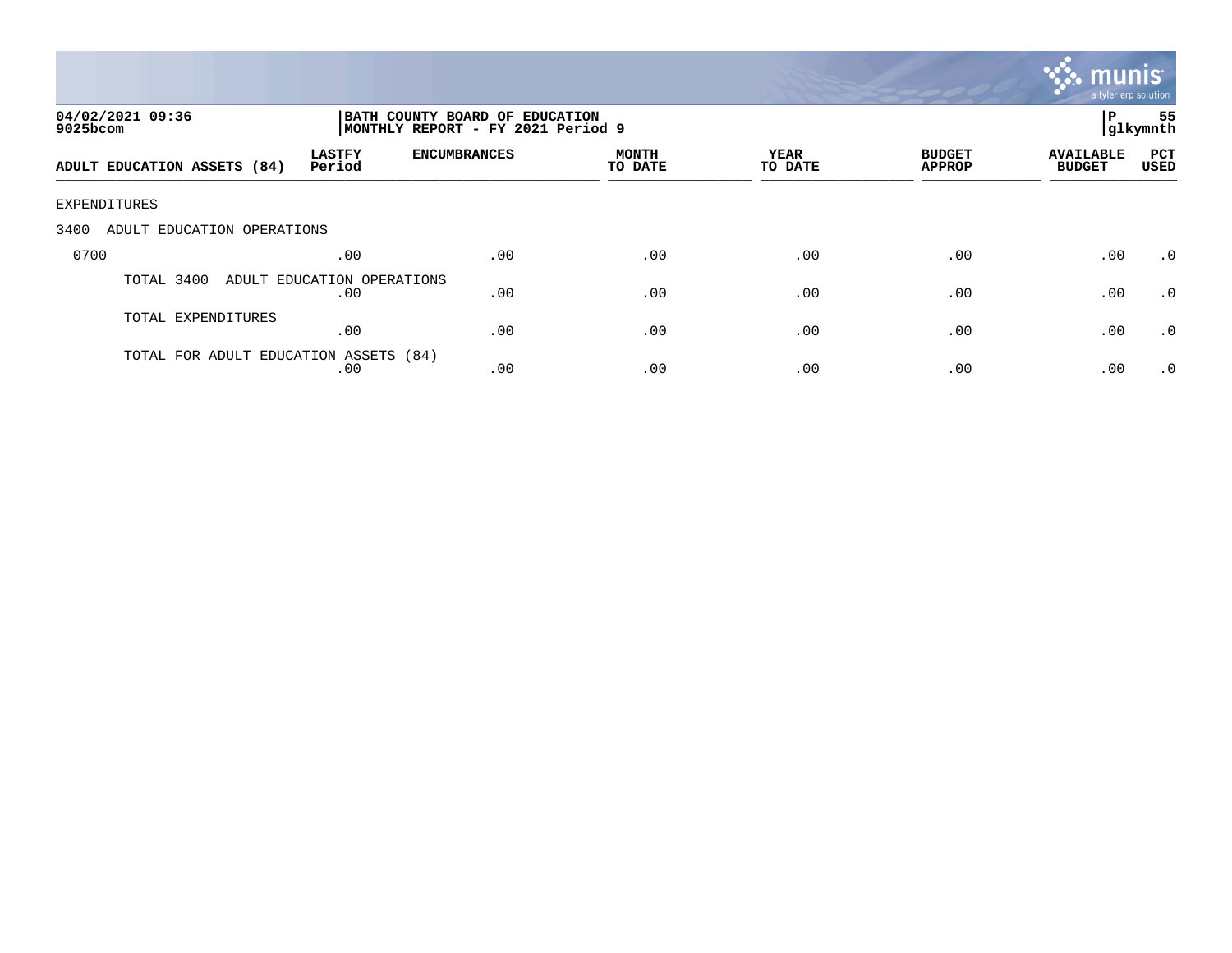**04/02/2021 09:36**
**9025bcom**

**BATH COUNTY BOARD OF EDUCATION**
**MONTHLY REPORT - FY 2021 Period 9**

**P 55**
**glkymnth**

| ADULT EDUCATION ASSETS (84) | LASTFY Period | ENCUMBRANCES | MONTH TO DATE | YEAR TO DATE | BUDGET APPROP | AVAILABLE BUDGET | PCT USED |
|---|---|---|---|---|---|---|---|
| EXPENDITURES | | | | | | | |
| 3400 ADULT EDUCATION OPERATIONS | | | | | | | |
| 0700 | .00 | .00 | .00 | .00 | .00 | .00 | .0 |
| TOTAL 3400 ADULT EDUCATION OPERATIONS | .00 | .00 | .00 | .00 | .00 | .00 | .0 |
| TOTAL EXPENDITURES | .00 | .00 | .00 | .00 | .00 | .00 | .0 |
| TOTAL FOR ADULT EDUCATION ASSETS (84) | .00 | .00 | .00 | .00 | .00 | .00 | .0 |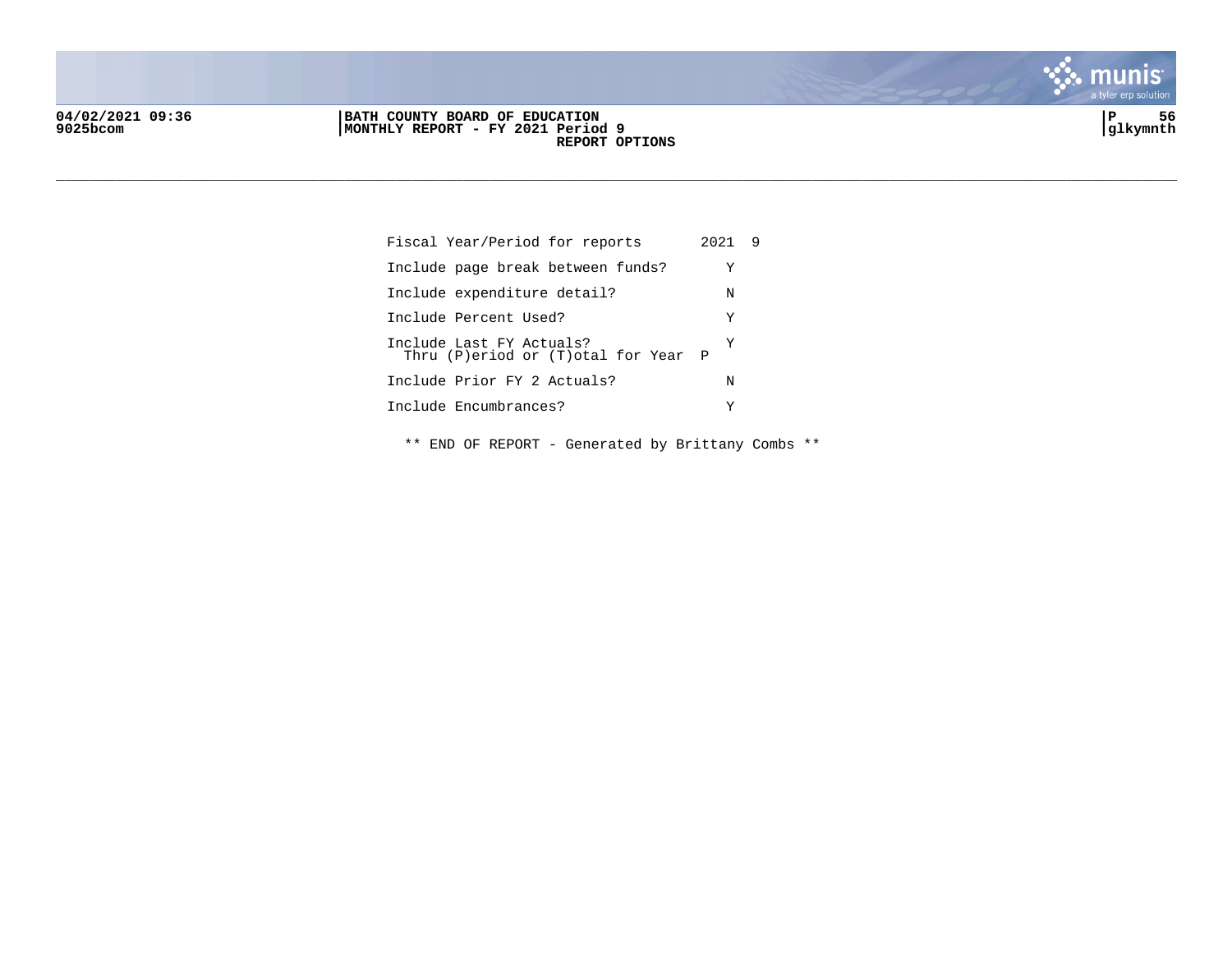**BATH COUNTY BOARD OF EDUCATION**
**MONTHLY REPORT - FY 2021 Period 9**
**REPORT OPTIONS**

04/02/2021 09:36
9025bcom

| | |
|---|---|
| Fiscal Year/Period for reports | 2021 9 |
| Include page break between funds? | Y |
| Include expenditure detail? | N |
| Include Percent Used? | Y |
| Include Last FY Actuals? | Y |
| Thru (P)eriod or (T)otal for Year | P |
| Include Prior FY 2 Actuals? | N |
| Include Encumbrances? | Y |

** END OF REPORT - Generated by Brittany Combs **